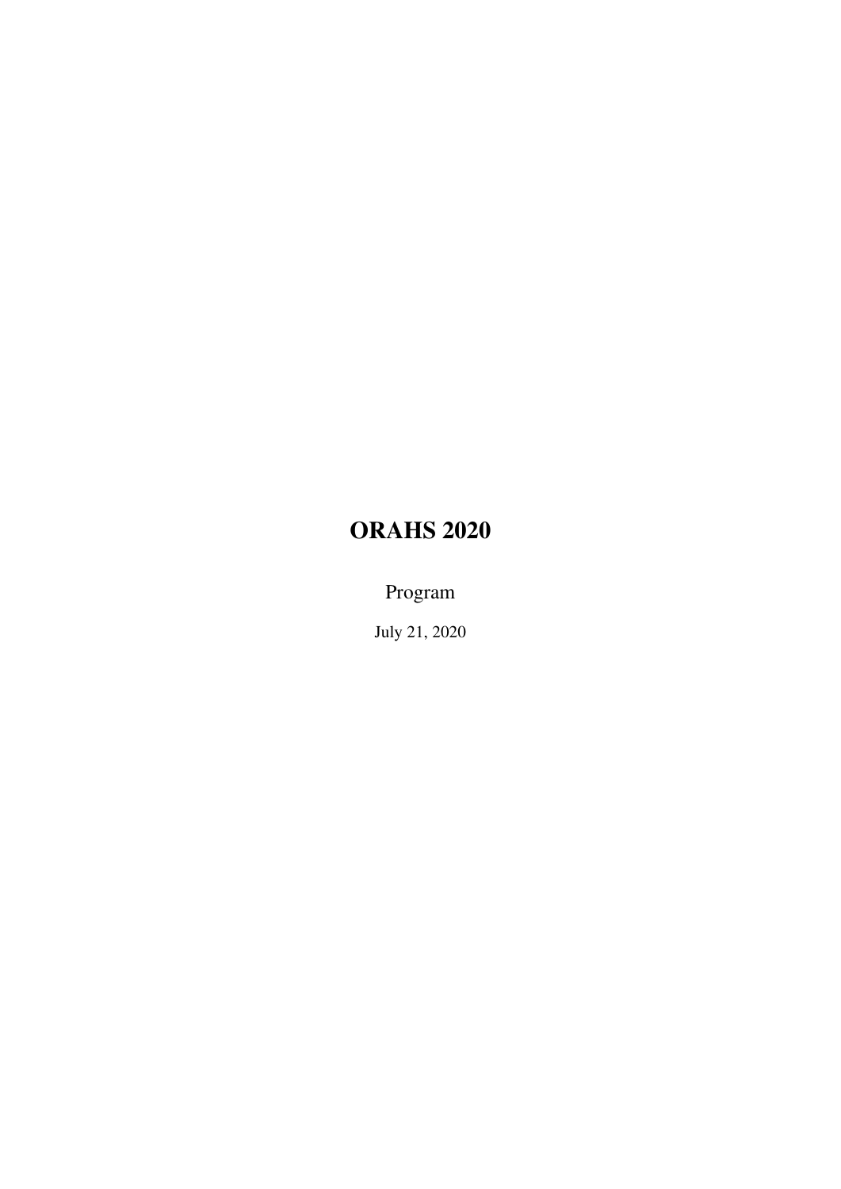# ORAHS 2020

Program

July 21, 2020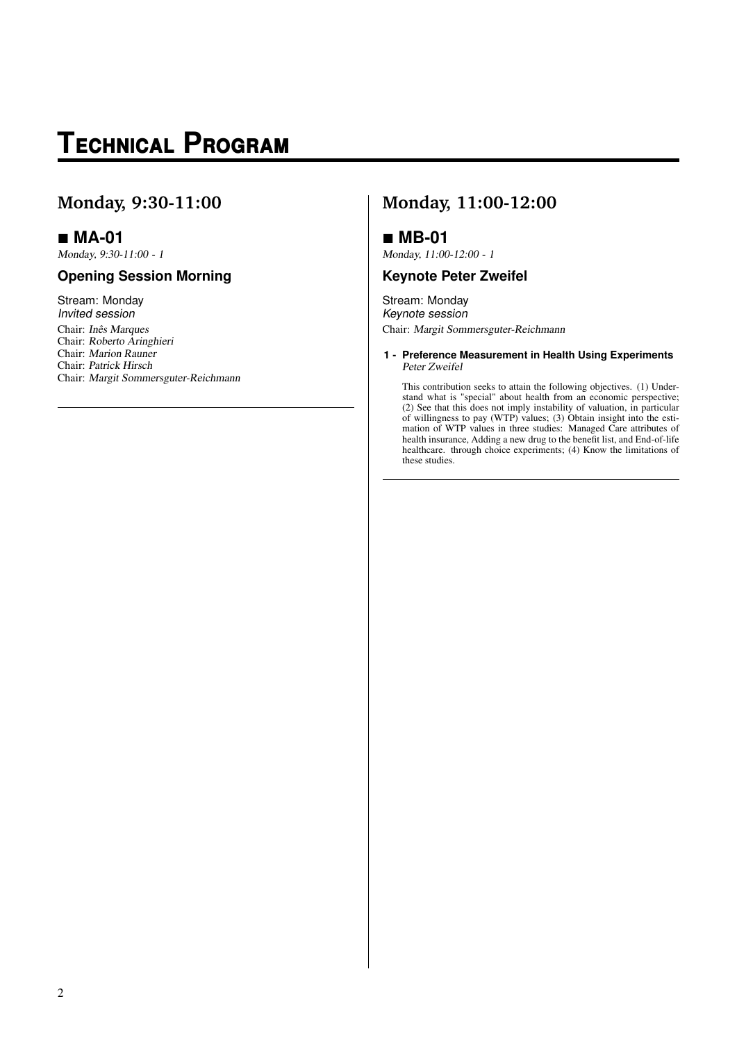# Technical Program

## Monday, 9:30-11:00

### ■ MA-01

*Monday, 9:30-11:00 - 1*

#### Opening Session Morning

Stream: Monday
*Invited session*
Chair: *Inês Marques*
Chair: *Roberto Aringhieri*
Chair: *Marion Rauner*
Chair: *Patrick Hirsch*
Chair: *Margit Sommersguter-Reichmann*

## Monday, 11:00-12:00

### ■ MB-01

*Monday, 11:00-12:00 - 1*

#### Keynote Peter Zweifel

Stream: Monday
*Keynote session*
Chair: *Margit Sommersguter-Reichmann*

**1 - Preference Measurement in Health Using Experiments**
*Peter Zweifel*

This contribution seeks to attain the following objectives. (1) Understand what is "special" about health from an economic perspective; (2) See that this does not imply instability of valuation, in particular of willingness to pay (WTP) values; (3) Obtain insight into the estimation of WTP values in three studies: Managed Care attributes of health insurance, Adding a new drug to the benefit list, and End-of-life healthcare. through choice experiments; (4) Know the limitations of these studies.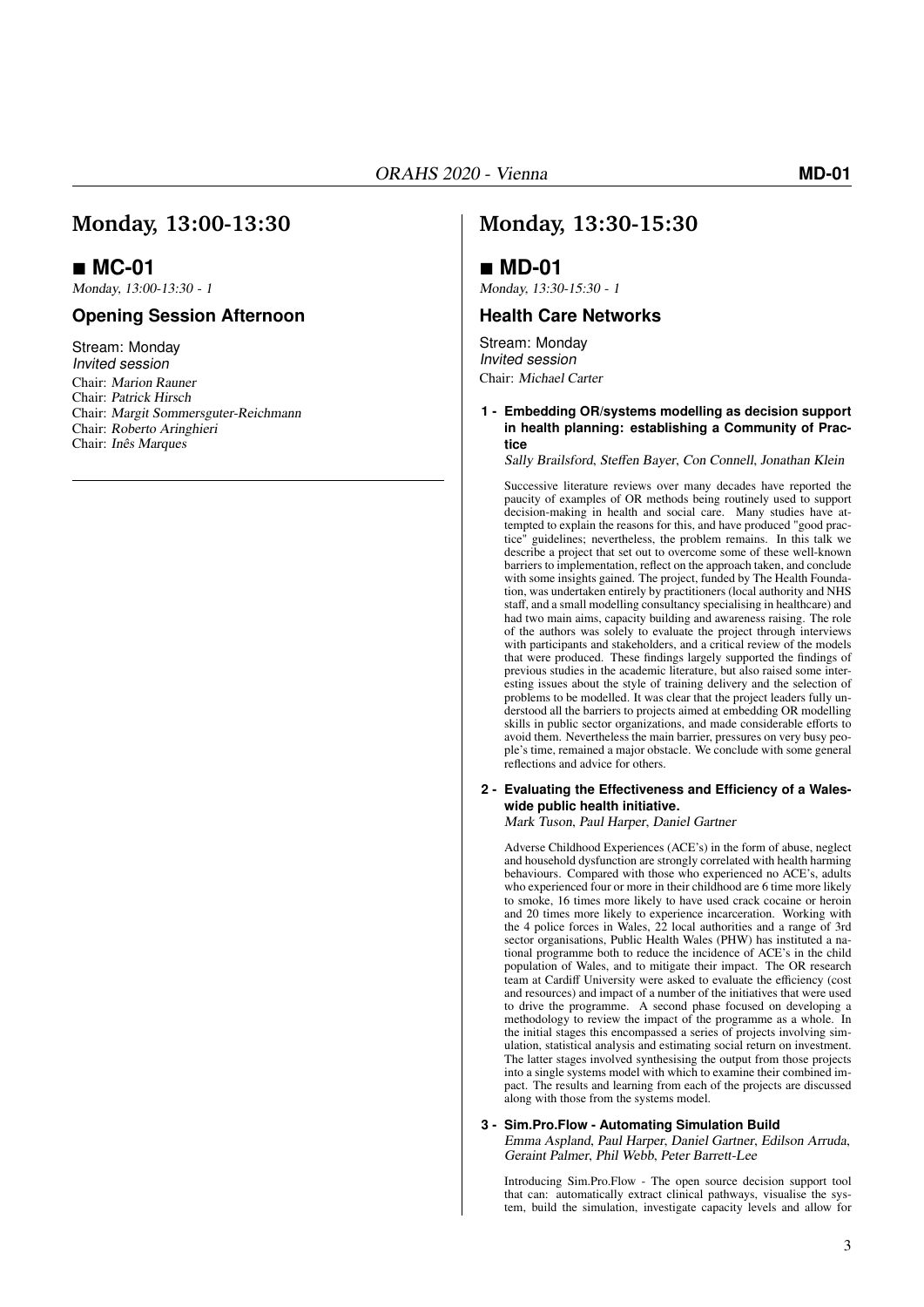## Monday, 13:00-13:30

### ■ MC-01

*Monday, 13:00-13:30 - 1*

#### Opening Session Afternoon

Stream: Monday
*Invited session*
Chair: *Marion Rauner*
Chair: *Patrick Hirsch*
Chair: *Margit Sommersguter-Reichmann*
Chair: *Roberto Aringhieri*
Chair: *Inês Marques*

## Monday, 13:30-15:30

### ■ MD-01

*Monday, 13:30-15:30 - 1*

#### Health Care Networks

Stream: Monday
*Invited session*
Chair: *Michael Carter*

**1 - Embedding OR/systems modelling as decision support in health planning: establishing a Community of Practice**

*Sally Brailsford, Steffen Bayer, Con Connell, Jonathan Klein*

Successive literature reviews over many decades have reported the paucity of examples of OR methods being routinely used to support decision-making in health and social care. Many studies have attempted to explain the reasons for this, and have produced "good practice" guidelines; nevertheless, the problem remains. In this talk we describe a project that set out to overcome some of these well-known barriers to implementation, reflect on the approach taken, and conclude with some insights gained. The project, funded by The Health Foundation, was undertaken entirely by practitioners (local authority and NHS staff, and a small modelling consultancy specialising in healthcare) and had two main aims, capacity building and awareness raising. The role of the authors was solely to evaluate the project through interviews with participants and stakeholders, and a critical review of the models that were produced. These findings largely supported the findings of previous studies in the academic literature, but also raised some interesting issues about the style of training delivery and the selection of problems to be modelled. It was clear that the project leaders fully understood all the barriers to projects aimed at embedding OR modelling skills in public sector organizations, and made considerable efforts to avoid them. Nevertheless the main barrier, pressures on very busy people's time, remained a major obstacle. We conclude with some general reflections and advice for others.

**2 - Evaluating the Effectiveness and Efficiency of a Wales-wide public health initiative.**

*Mark Tuson, Paul Harper, Daniel Gartner*

Adverse Childhood Experiences (ACE's) in the form of abuse, neglect and household dysfunction are strongly correlated with health harming behaviours. Compared with those who experienced no ACE's, adults who experienced four or more in their childhood are 6 time more likely to smoke, 16 times more likely to have used crack cocaine or heroin and 20 times more likely to experience incarceration. Working with the 4 police forces in Wales, 22 local authorities and a range of 3rd sector organisations, Public Health Wales (PHW) has instituted a national programme both to reduce the incidence of ACE's in the child population of Wales, and to mitigate their impact. The OR research team at Cardiff University were asked to evaluate the efficiency (cost and resources) and impact of a number of the initiatives that were used to drive the programme. A second phase focused on developing a methodology to review the impact of the programme as a whole. In the initial stages this encompassed a series of projects involving simulation, statistical analysis and estimating social return on investment. The latter stages involved synthesising the output from those projects into a single systems model with which to examine their combined impact. The results and learning from each of the projects are discussed along with those from the systems model.

**3 - Sim.Pro.Flow - Automating Simulation Build**

*Emma Aspland, Paul Harper, Daniel Gartner, Edilson Arruda, Geraint Palmer, Phil Webb, Peter Barrett-Lee*

Introducing Sim.Pro.Flow - The open source decision support tool that can: automatically extract clinical pathways, visualise the system, build the simulation, investigate capacity levels and allow for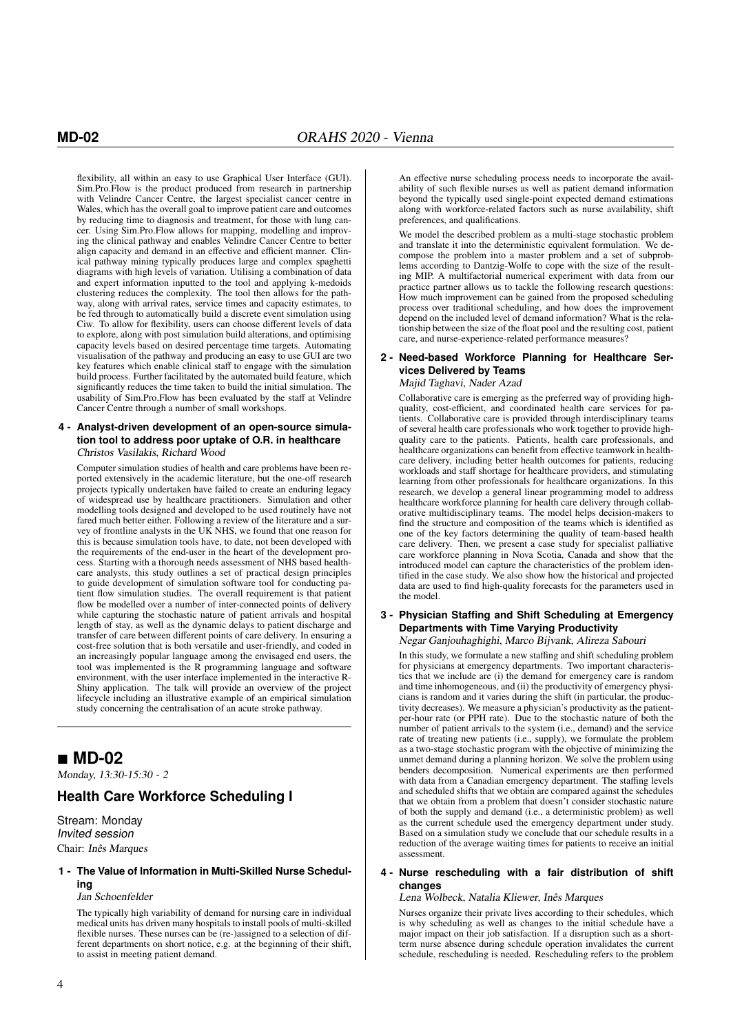flexibility, all within an easy to use Graphical User Interface (GUI). Sim.Pro.Flow is the product produced from research in partnership with Velindre Cancer Centre, the largest specialist cancer centre in Wales, which has the overall goal to improve patient care and outcomes by reducing time to diagnosis and treatment, for those with lung cancer. Using Sim.Pro.Flow allows for mapping, modelling and improving the clinical pathway and enables Velindre Cancer Centre to better align capacity and demand in an effective and efficient manner. Clinical pathway mining typically produces large and complex spaghetti diagrams with high levels of variation. Utilising a combination of data and expert information inputted to the tool and applying k-medoids clustering reduces the complexity. The tool then allows for the pathway, along with arrival rates, service times and capacity estimates, to be fed through to automatically build a discrete event simulation using Ciw. To allow for flexibility, users can choose different levels of data to explore, along with post simulation build alterations, and optimising capacity levels based on desired percentage time targets. Automating visualisation of the pathway and producing an easy to use GUI are two key features which enable clinical staff to engage with the simulation build process. Further facilitated by the automated build feature, which significantly reduces the time taken to build the initial simulation. The usability of Sim.Pro.Flow has been evaluated by the staff at Velindre Cancer Centre through a number of small workshops.

**4 - Analyst-driven development of an open-source simulation tool to address poor uptake of O.R. in healthcare**

*Christos Vasilakis, Richard Wood*

Computer simulation studies of health and care problems have been reported extensively in the academic literature, but the one-off research projects typically undertaken have failed to create an enduring legacy of widespread use by healthcare practitioners. Simulation and other modelling tools designed and developed to be used routinely have not fared much better either. Following a review of the literature and a survey of frontline analysts in the UK NHS, we found that one reason for this is because simulation tools have, to date, not been developed with the requirements of the end-user in the heart of the development process. Starting with a thorough needs assessment of NHS based healthcare analysts, this study outlines a set of practical design principles to guide development of simulation software tool for conducting patient flow simulation studies. The overall requirement is that patient flow be modelled over a number of inter-connected points of delivery while capturing the stochastic nature of patient arrivals and hospital length of stay, as well as the dynamic delays to patient discharge and transfer of care between different points of care delivery. In ensuring a cost-free solution that is both versatile and user-friendly, and coded in an increasingly popular language among the envisaged end users, the tool was implemented is the R programming language and software environment, with the user interface implemented in the interactive R-Shiny application. The talk will provide an overview of the project lifecycle including an illustrative example of an empirical simulation study concerning the centralisation of an acute stroke pathway.

## ■ MD-02

*Monday, 13:30-15:30 - 2*

### Health Care Workforce Scheduling I

Stream: Monday
*Invited session*
Chair: *Inês Marques*

**1 - The Value of Information in Multi-Skilled Nurse Scheduling**

*Jan Schoenfelder*

The typically high variability of demand for nursing care in individual medical units has driven many hospitals to install pools of multi-skilled flexible nurses. These nurses can be (re-)assigned to a selection of different departments on short notice, e.g. at the beginning of their shift, to assist in meeting patient demand.

An effective nurse scheduling process needs to incorporate the availability of such flexible nurses as well as patient demand information beyond the typically used single-point expected demand estimations along with workforce-related factors such as nurse availability, shift preferences, and qualifications.

We model the described problem as a multi-stage stochastic problem and translate it into the deterministic equivalent formulation. We decompose the problem into a master problem and a set of subproblems according to Dantzig-Wolfe to cope with the size of the resulting MIP. A multifactorial numerical experiment with data from our practice partner allows us to tackle the following research questions: How much improvement can be gained from the proposed scheduling process over traditional scheduling, and how does the improvement depend on the included level of demand information? What is the relationship between the size of the float pool and the resulting cost, patient care, and nurse-experience-related performance measures?

**2 - Need-based Workforce Planning for Healthcare Services Delivered by Teams**

*Majid Taghavi, Nader Azad*

Collaborative care is emerging as the preferred way of providing high-quality, cost-efficient, and coordinated health care services for patients. Collaborative care is provided through interdisciplinary teams of several health care professionals who work together to provide high-quality care to the patients. Patients, health care professionals, and healthcare organizations can benefit from effective teamwork in healthcare delivery, including better health outcomes for patients, reducing workloads and staff shortage for healthcare providers, and stimulating learning from other professionals for healthcare organizations. In this research, we develop a general linear programming model to address healthcare workforce planning for health care delivery through collaborative multidisciplinary teams. The model helps decision-makers to find the structure and composition of the teams which is identified as one of the key factors determining the quality of team-based health care delivery. Then, we present a case study for specialist palliative care workforce planning in Nova Scotia, Canada and show that the introduced model can capture the characteristics of the problem identified in the case study. We also show how the historical and projected data are used to find high-quality forecasts for the parameters used in the model.

**3 - Physician Staffing and Shift Scheduling at Emergency Departments with Time Varying Productivity**

*Negar Ganjouhaghighi, Marco Bijvank, Alireza Sabouri*

In this study, we formulate a new staffing and shift scheduling problem for physicians at emergency departments. Two important characteristics that we include are (i) the demand for emergency care is random and time inhomogeneous, and (ii) the productivity of emergency physicians is random and it varies during the shift (in particular, the productivity decreases). We measure a physician's productivity as the patient-per-hour rate (or PPH rate). Due to the stochastic nature of both the number of patient arrivals to the system (i.e., demand) and the service rate of treating new patients (i.e., supply), we formulate the problem as a two-stage stochastic program with the objective of minimizing the unmet demand during a planning horizon. We solve the problem using benders decomposition. Numerical experiments are then performed with data from a Canadian emergency department. The staffing levels and scheduled shifts that we obtain are compared against the schedules that we obtain from a problem that doesn't consider stochastic nature of both the supply and demand (i.e., a deterministic problem) as well as the current schedule used the emergency department under study. Based on a simulation study we conclude that our schedule results in a reduction of the average waiting times for patients to receive an initial assessment.

**4 - Nurse rescheduling with a fair distribution of shift changes**

*Lena Wolbeck, Natalia Kliewer, Inês Marques*

Nurses organize their private lives according to their schedules, which is why scheduling as well as changes to the initial schedule have a major impact on their job satisfaction. If a disruption such as a short-term nurse absence during schedule operation invalidates the current schedule, rescheduling is needed. Rescheduling refers to the problem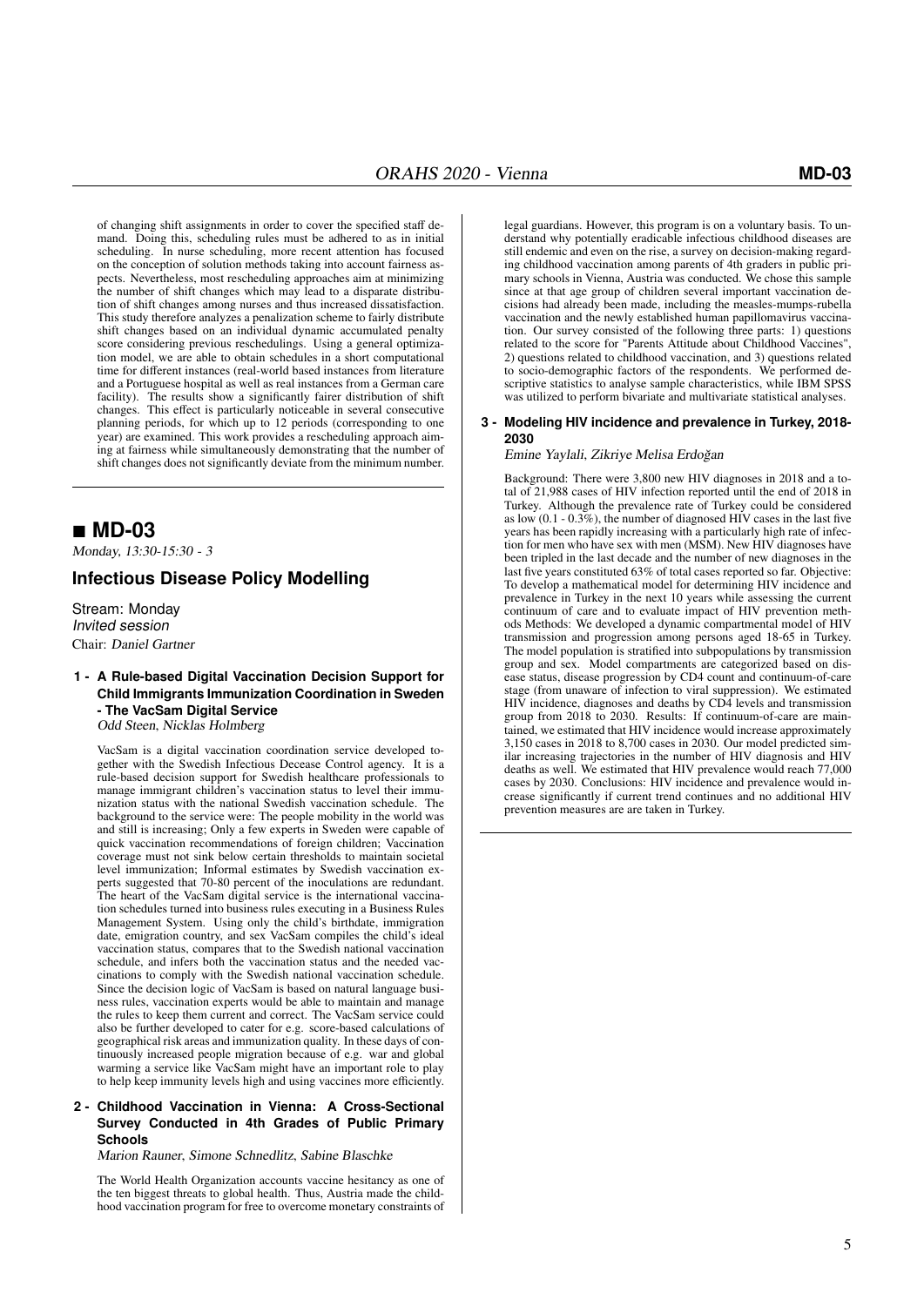of changing shift assignments in order to cover the specified staff demand. Doing this, scheduling rules must be adhered to as in initial scheduling. In nurse scheduling, more recent attention has focused on the conception of solution methods taking into account fairness aspects. Nevertheless, most rescheduling approaches aim at minimizing the number of shift changes which may lead to a disparate distribution of shift changes among nurses and thus increased dissatisfaction. This study therefore analyzes a penalization scheme to fairly distribute shift changes based on an individual dynamic accumulated penalty score considering previous reschedulings. Using a general optimization model, we are able to obtain schedules in a short computational time for different instances (real-world based instances from literature and a Portuguese hospital as well as real instances from a German care facility). The results show a significantly fairer distribution of shift changes. This effect is particularly noticeable in several consecutive planning periods, for which up to 12 periods (corresponding to one year) are examined. This work provides a rescheduling approach aiming at fairness while simultaneously demonstrating that the number of shift changes does not significantly deviate from the minimum number.

## ■ MD-03

*Monday, 13:30-15:30 - 3*

### Infectious Disease Policy Modelling

Stream: Monday
*Invited session*
Chair: *Daniel Gartner*

#### 1 - A Rule-based Digital Vaccination Decision Support for Child Immigrants Immunization Coordination in Sweden - The VacSam Digital Service

*Odd Steen, Nicklas Holmberg*

VacSam is a digital vaccination coordination service developed together with the Swedish Infectious Decease Control agency. It is a rule-based decision support for Swedish healthcare professionals to manage immigrant children's vaccination status to level their immunization status with the national Swedish vaccination schedule. The background to the service were: The people mobility in the world was and still is increasing; Only a few experts in Sweden were capable of quick vaccination recommendations of foreign children; Vaccination coverage must not sink below certain thresholds to maintain societal level immunization; Informal estimates by Swedish vaccination experts suggested that 70-80 percent of the inoculations are redundant. The heart of the VacSam digital service is the international vaccination schedules turned into business rules executing in a Business Rules Management System. Using only the child's birthdate, immigration date, emigration country, and sex VacSam compiles the child's ideal vaccination status, compares that to the Swedish national vaccination schedule, and infers both the vaccination status and the needed vaccinations to comply with the Swedish national vaccination schedule. Since the decision logic of VacSam is based on natural language business rules, vaccination experts would be able to maintain and manage the rules to keep them current and correct. The VacSam service could also be further developed to cater for e.g. score-based calculations of geographical risk areas and immunization quality. In these days of continuously increased people migration because of e.g. war and global warming a service like VacSam might have an important role to play to help keep immunity levels high and using vaccines more efficiently.

#### 2 - Childhood Vaccination in Vienna: A Cross-Sectional Survey Conducted in 4th Grades of Public Primary Schools

*Marion Rauner, Simone Schnedlitz, Sabine Blaschke*

The World Health Organization accounts vaccine hesitancy as one of the ten biggest threats to global health. Thus, Austria made the childhood vaccination program for free to overcome monetary constraints of legal guardians. However, this program is on a voluntary basis. To understand why potentially eradicable infectious childhood diseases are still endemic and even on the rise, a survey on decision-making regarding childhood vaccination among parents of 4th graders in public primary schools in Vienna, Austria was conducted. We chose this sample since at that age group of children several important vaccination decisions had already been made, including the measles-mumps-rubella vaccination and the newly established human papillomavirus vaccination. Our survey consisted of the following three parts: 1) questions related to the score for "Parents Attitude about Childhood Vaccines", 2) questions related to childhood vaccination, and 3) questions related to socio-demographic factors of the respondents. We performed descriptive statistics to analyse sample characteristics, while IBM SPSS was utilized to perform bivariate and multivariate statistical analyses.

#### 3 - Modeling HIV incidence and prevalence in Turkey, 2018-2030

*Emine Yaylali, Zikriye Melisa Erdoğan*

Background: There were 3,800 new HIV diagnoses in 2018 and a total of 21,988 cases of HIV infection reported until the end of 2018 in Turkey. Although the prevalence rate of Turkey could be considered as low (0.1 - 0.3%), the number of diagnosed HIV cases in the last five years has been rapidly increasing with a particularly high rate of infection for men who have sex with men (MSM). New HIV diagnoses have been tripled in the last decade and the number of new diagnoses in the last five years constituted 63% of total cases reported so far. Objective: To develop a mathematical model for determining HIV incidence and prevalence in Turkey in the next 10 years while assessing the current continuum of care and to evaluate impact of HIV prevention methods Methods: We developed a dynamic compartmental model of HIV transmission and progression among persons aged 18-65 in Turkey. The model population is stratified into subpopulations by transmission group and sex. Model compartments are categorized based on disease status, disease progression by CD4 count and continuum-of-care stage (from unaware of infection to viral suppression). We estimated HIV incidence, diagnoses and deaths by CD4 levels and transmission group from 2018 to 2030. Results: If continuum-of-care are maintained, we estimated that HIV incidence would increase approximately 3,150 cases in 2018 to 8,700 cases in 2030. Our model predicted similar increasing trajectories in the number of HIV diagnosis and HIV deaths as well. We estimated that HIV prevalence would reach 77,000 cases by 2030. Conclusions: HIV incidence and prevalence would increase significantly if current trend continues and no additional HIV prevention measures are are taken in Turkey.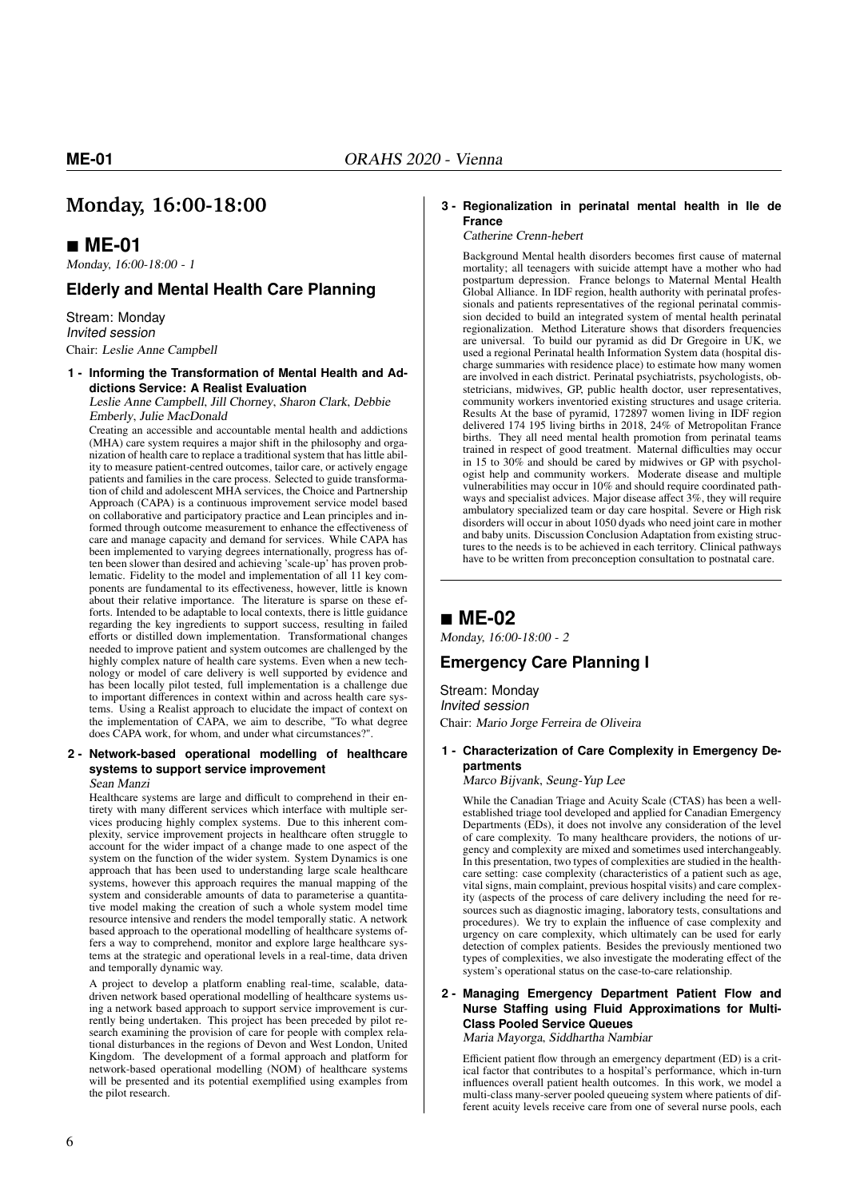# Monday, 16:00-18:00

## ■ ME-01

*Monday, 16:00-18:00 - 1*

### Elderly and Mental Health Care Planning

Stream: Monday
*Invited session*
Chair: *Leslie Anne Campbell*

**1 - Informing the Transformation of Mental Health and Addictions Service: A Realist Evaluation**

*Leslie Anne Campbell, Jill Chorney, Sharon Clark, Debbie Emberly, Julie MacDonald*

Creating an accessible and accountable mental health and addictions (MHA) care system requires a major shift in the philosophy and organization of health care to replace a traditional system that has little ability to measure patient-centred outcomes, tailor care, or actively engage patients and families in the care process. Selected to guide transformation of child and adolescent MHA services, the Choice and Partnership Approach (CAPA) is a continuous improvement service model based on collaborative and participatory practice and Lean principles and informed through outcome measurement to enhance the effectiveness of care and manage capacity and demand for services. While CAPA has been implemented to varying degrees internationally, progress has often been slower than desired and achieving 'scale-up' has proven problematic. Fidelity to the model and implementation of all 11 key components are fundamental to its effectiveness, however, little is known about their relative importance. The literature is sparse on these efforts. Intended to be adaptable to local contexts, there is little guidance regarding the key ingredients to support success, resulting in failed efforts or distilled down implementation. Transformational changes needed to improve patient and system outcomes are challenged by the highly complex nature of health care systems. Even when a new technology or model of care delivery is well supported by evidence and has been locally pilot tested, full implementation is a challenge due to important differences in context within and across health care systems. Using a Realist approach to elucidate the impact of context on the implementation of CAPA, we aim to describe, "To what degree does CAPA work, for whom, and under what circumstances?".

**2 - Network-based operational modelling of healthcare systems to support service improvement**

*Sean Manzi*

Healthcare systems are large and difficult to comprehend in their entirety with many different services which interface with multiple services producing highly complex systems. Due to this inherent complexity, service improvement projects in healthcare often struggle to account for the wider impact of a change made to one aspect of the system on the function of the wider system. System Dynamics is one approach that has been used to understanding large scale healthcare systems, however this approach requires the manual mapping of the system and considerable amounts of data to parameterise a quantitative model making the creation of such a whole system model time resource intensive and renders the model temporally static. A network based approach to the operational modelling of healthcare systems offers a way to comprehend, monitor and explore large healthcare systems at the strategic and operational levels in a real-time, data driven and temporally dynamic way.

A project to develop a platform enabling real-time, scalable, data-driven network based operational modelling of healthcare systems using a network based approach to support service improvement is currently being undertaken. This project has been preceded by pilot research examining the provision of care for people with complex relational disturbances in the regions of Devon and West London, United Kingdom. The development of a formal approach and platform for network-based operational modelling (NOM) of healthcare systems will be presented and its potential exemplified using examples from the pilot research.

**3 - Regionalization in perinatal mental health in Ile de France**

*Catherine Crenn-hebert*

Background Mental health disorders becomes first cause of maternal mortality; all teenagers with suicide attempt have a mother who had postpartum depression. France belongs to Maternal Mental Health Global Alliance. In IDF region, health authority with perinatal professionals and patients representatives of the regional perinatal commission decided to build an integrated system of mental health perinatal regionalization. Method Literature shows that disorders frequencies are universal. To build our pyramid as did Dr Gregoire in UK, we used a regional Perinatal health Information System data (hospital discharge summaries with residence place) to estimate how many women are involved in each district. Perinatal psychiatrists, psychologists, obstetricians, midwives, GP, public health doctor, user representatives, community workers inventoried existing structures and usage criteria. Results At the base of pyramid, 172897 women living in IDF region delivered 174 195 living births in 2018, 24% of Metropolitan France births. They all need mental health promotion from perinatal teams trained in respect of good treatment. Maternal difficulties may occur in 15 to 30% and should be cared by midwives or GP with psychologist help and community workers. Moderate disease and multiple vulnerabilities may occur in 10% and should require coordinated pathways and specialist advices. Major disease affect 3%, they will require ambulatory specialized team or day care hospital. Severe or High risk disorders will occur in about 1050 dyads who need joint care in mother and baby units. Discussion Conclusion Adaptation from existing structures to the needs is to be achieved in each territory. Clinical pathways have to be written from preconception consultation to postnatal care.

## ■ ME-02

*Monday, 16:00-18:00 - 2*

### Emergency Care Planning I

Stream: Monday
*Invited session*
Chair: *Mario Jorge Ferreira de Oliveira*

**1 - Characterization of Care Complexity in Emergency Departments**

*Marco Bijvank, Seung-Yup Lee*

While the Canadian Triage and Acuity Scale (CTAS) has been a well-established triage tool developed and applied for Canadian Emergency Departments (EDs), it does not involve any consideration of the level of care complexity. To many healthcare providers, the notions of urgency and complexity are mixed and sometimes used interchangeably. In this presentation, two types of complexities are studied in the healthcare setting: case complexity (characteristics of a patient such as age, vital signs, main complaint, previous hospital visits) and care complexity (aspects of the process of care delivery including the need for resources such as diagnostic imaging, laboratory tests, consultations and procedures). We try to explain the influence of case complexity and urgency on care complexity, which ultimately can be used for early detection of complex patients. Besides the previously mentioned two types of complexities, we also investigate the moderating effect of the system's operational status on the case-to-care relationship.

**2 - Managing Emergency Department Patient Flow and Nurse Staffing using Fluid Approximations for Multi-Class Pooled Service Queues**

*Maria Mayorga, Siddhartha Nambiar*

Efficient patient flow through an emergency department (ED) is a critical factor that contributes to a hospital's performance, which in-turn influences overall patient health outcomes. In this work, we model a multi-class many-server pooled queueing system where patients of different acuity levels receive care from one of several nurse pools, each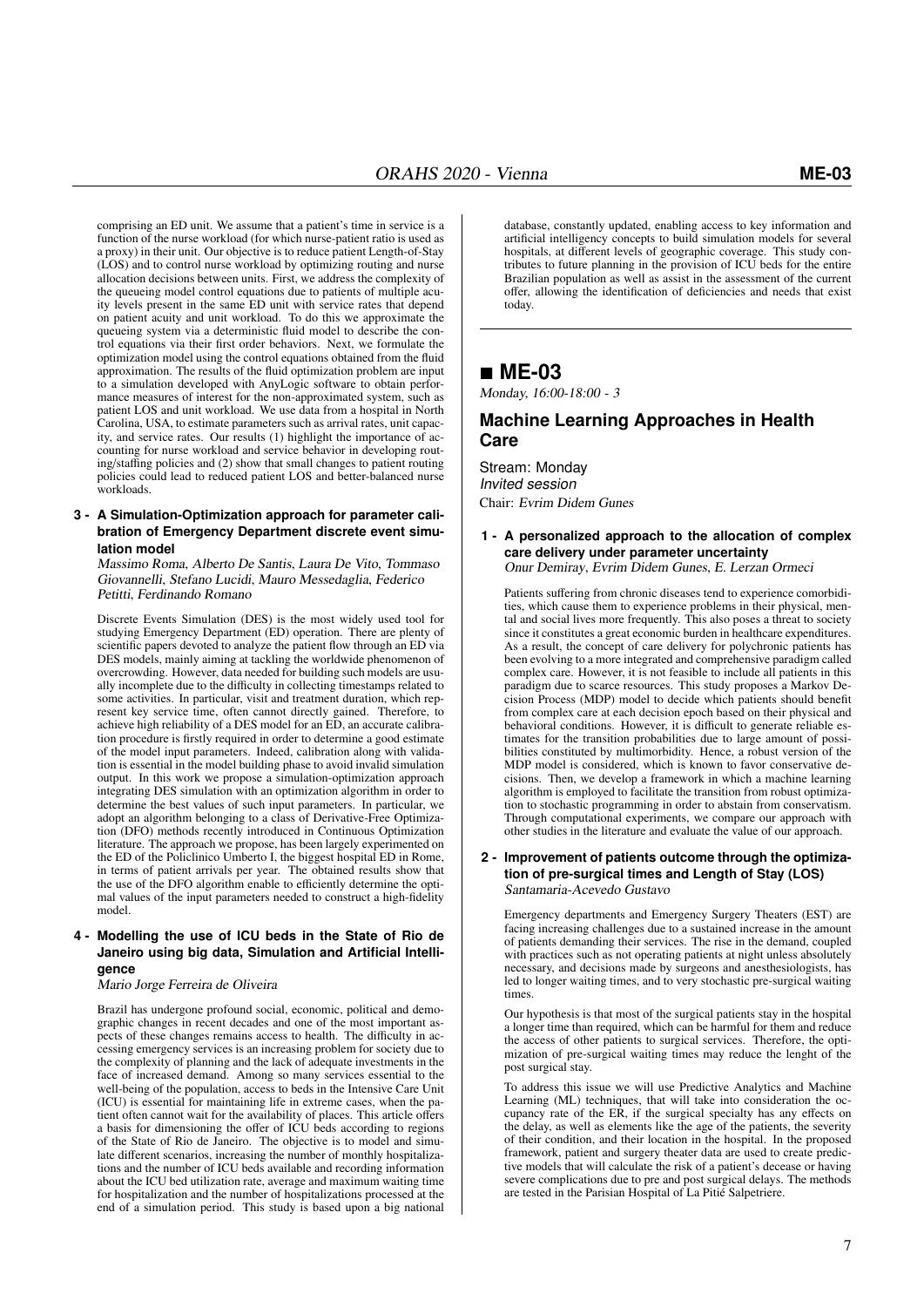comprising an ED unit. We assume that a patient's time in service is a function of the nurse workload (for which nurse-patient ratio is used as a proxy) in their unit. Our objective is to reduce patient Length-of-Stay (LOS) and to control nurse workload by optimizing routing and nurse allocation decisions between units. First, we address the complexity of the queueing model control equations due to patients of multiple acuity levels present in the same ED unit with service rates that depend on patient acuity and unit workload. To do this we approximate the queueing system via a deterministic fluid model to describe the control equations via their first order behaviors. Next, we formulate the optimization model using the control equations obtained from the fluid approximation. The results of the fluid optimization problem are input to a simulation developed with AnyLogic software to obtain performance measures of interest for the non-approximated system, such as patient LOS and unit workload. We use data from a hospital in North Carolina, USA, to estimate parameters such as arrival rates, unit capacity, and service rates. Our results (1) highlight the importance of accounting for nurse workload and service behavior in developing routing/staffing policies and (2) show that small changes to patient routing policies could lead to reduced patient LOS and better-balanced nurse workloads.

#### 3 - A Simulation-Optimization approach for parameter calibration of Emergency Department discrete event simulation model

*Massimo Roma, Alberto De Santis, Laura De Vito, Tommaso Giovannelli, Stefano Lucidi, Mauro Messedaglia, Federico Petitti, Ferdinando Romano*

Discrete Events Simulation (DES) is the most widely used tool for studying Emergency Department (ED) operation. There are plenty of scientific papers devoted to analyze the patient flow through an ED via DES models, mainly aiming at tackling the worldwide phenomenon of overcrowding. However, data needed for building such models are usually incomplete due to the difficulty in collecting timestamps related to some activities. In particular, visit and treatment duration, which represent key service time, often cannot directly gained. Therefore, to achieve high reliability of a DES model for an ED, an accurate calibration procedure is firstly required in order to determine a good estimate of the model input parameters. Indeed, calibration along with validation is essential in the model building phase to avoid invalid simulation output. In this work we propose a simulation-optimization approach integrating DES simulation with an optimization algorithm in order to determine the best values of such input parameters. In particular, we adopt an algorithm belonging to a class of Derivative-Free Optimization (DFO) methods recently introduced in Continuous Optimization literature. The approach we propose, has been largely experimented on the ED of the Policlinico Umberto I, the biggest hospital ED in Rome, in terms of patient arrivals per year. The obtained results show that the use of the DFO algorithm enable to efficiently determine the optimal values of the input parameters needed to construct a high-fidelity model.

#### 4 - Modelling the use of ICU beds in the State of Rio de Janeiro using big data, Simulation and Artificial Intelligence

*Mario Jorge Ferreira de Oliveira*

Brazil has undergone profound social, economic, political and demographic changes in recent decades and one of the most important aspects of these changes remains access to health. The difficulty in accessing emergency services is an increasing problem for society due to the complexity of planning and the lack of adequate investments in the face of increased demand. Among so many services essential to the well-being of the population, access to beds in the Intensive Care Unit (ICU) is essential for maintaining life in extreme cases, when the patient often cannot wait for the availability of places. This article offers a basis for dimensioning the offer of ICU beds according to regions of the State of Rio de Janeiro. The objective is to model and simulate different scenarios, increasing the number of monthly hospitalizations and the number of ICU beds available and recording information about the ICU bed utilization rate, average and maximum waiting time for hospitalization and the number of hospitalizations processed at the end of a simulation period. This study is based upon a big national database, constantly updated, enabling access to key information and artificial intelligence concepts to build simulation models for several hospitals, at different levels of geographic coverage. This study contributes to future planning in the provision of ICU beds for the entire Brazilian population as well as assist in the assessment of the current offer, allowing the identification of deficiencies and needs that exist today.

## ■ ME-03

*Monday, 16:00-18:00 - 3*

### Machine Learning Approaches in Health Care

Stream: Monday
*Invited session*
Chair: *Evrim Didem Gunes*

#### 1 - A personalized approach to the allocation of complex care delivery under parameter uncertainty

*Onur Demiray, Evrim Didem Gunes, E. Lerzan Ormeci*

Patients suffering from chronic diseases tend to experience comorbidities, which cause them to experience problems in their physical, mental and social lives more frequently. This also poses a threat to society since it constitutes a great economic burden in healthcare expenditures. As a result, the concept of care delivery for polychronic patients has been evolving to a more integrated and comprehensive paradigm called complex care. However, it is not feasible to include all patients in this paradigm due to scarce resources. This study proposes a Markov Decision Process (MDP) model to decide which patients should benefit from complex care at each decision epoch based on their physical and behavioral conditions. However, it is difficult to generate reliable estimates for the transition probabilities due to large amount of possibilities constituted by multimorbidity. Hence, a robust version of the MDP model is considered, which is known to favor conservative decisions. Then, we develop a framework in which a machine learning algorithm is employed to facilitate the transition from robust optimization to stochastic programming in order to abstain from conservatism. Through computational experiments, we compare our approach with other studies in the literature and evaluate the value of our approach.

#### 2 - Improvement of patients outcome through the optimization of pre-surgical times and Length of Stay (LOS)

*Santamaria-Acevedo Gustavo*

Emergency departments and Emergency Surgery Theaters (EST) are facing increasing challenges due to a sustained increase in the amount of patients demanding their services. The rise in the demand, coupled with practices such as not operating patients at night unless absolutely necessary, and decisions made by surgeons and anesthesiologists, has led to longer waiting times, and to very stochastic pre-surgical waiting times.

Our hypothesis is that most of the surgical patients stay in the hospital a longer time than required, which can be harmful for them and reduce the access of other patients to surgical services. Therefore, the optimization of pre-surgical waiting times may reduce the lenght of the post surgical stay.

To address this issue we will use Predictive Analytics and Machine Learning (ML) techniques, that will take into consideration the occupancy rate of the ER, if the surgical specialty has any effects on the delay, as well as elements like the age of the patients, the severity of their condition, and their location in the hospital. In the proposed framework, patient and surgery theater data are used to create predictive models that will calculate the risk of a patient's decease or having severe complications due to pre and post surgical delays. The methods are tested in the Parisian Hospital of La Pitié Salpetriere.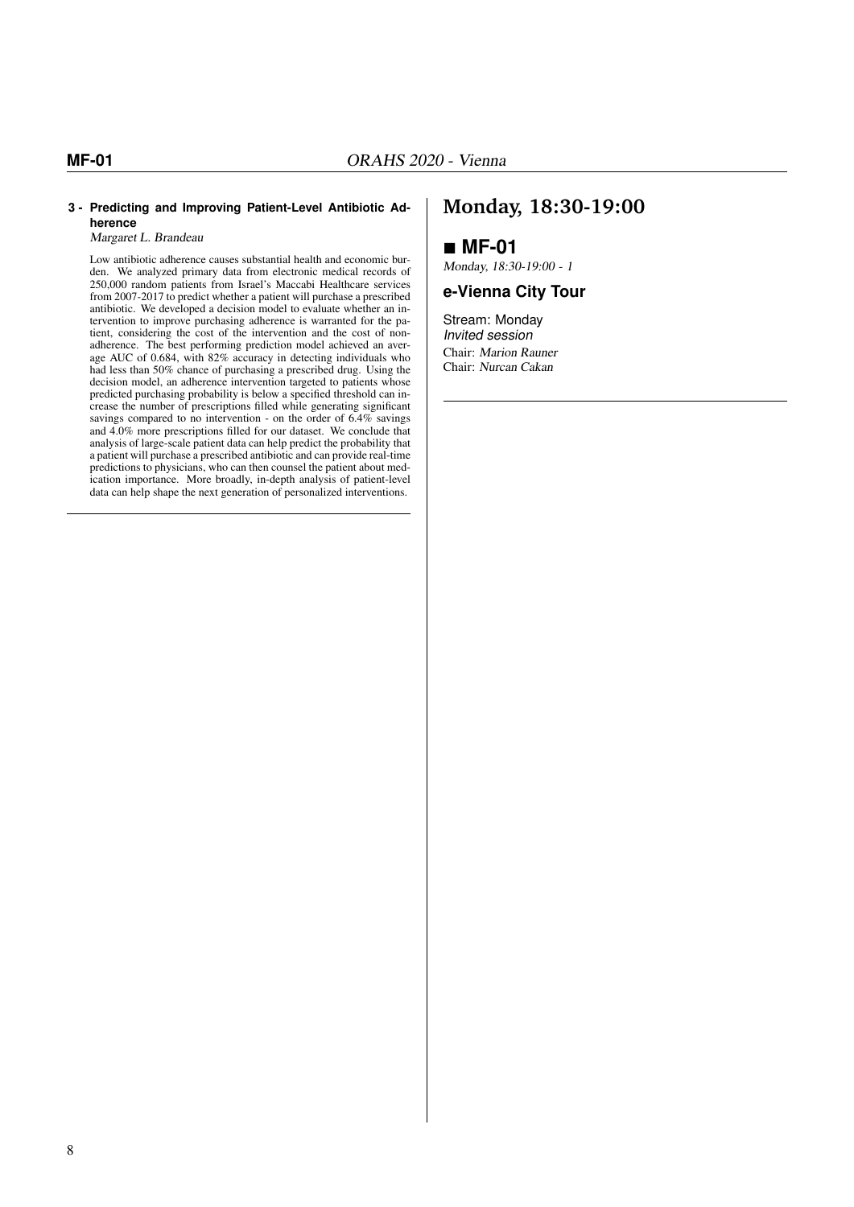**3 - Predicting and Improving Patient-Level Antibiotic Adherence**

*Margaret L. Brandeau*

Low antibiotic adherence causes substantial health and economic burden. We analyzed primary data from electronic medical records of 250,000 random patients from Israel's Maccabi Healthcare services from 2007-2017 to predict whether a patient will purchase a prescribed antibiotic. We developed a decision model to evaluate whether an intervention to improve purchasing adherence is warranted for the patient, considering the cost of the intervention and the cost of nonadherence. The best performing prediction model achieved an average AUC of 0.684, with 82% accuracy in detecting individuals who had less than 50% chance of purchasing a prescribed drug. Using the decision model, an adherence intervention targeted to patients whose predicted purchasing probability is below a specified threshold can increase the number of prescriptions filled while generating significant savings compared to no intervention - on the order of 6.4% savings and 4.0% more prescriptions filled for our dataset. We conclude that analysis of large-scale patient data can help predict the probability that a patient will purchase a prescribed antibiotic and can provide real-time predictions to physicians, who can then counsel the patient about medication importance. More broadly, in-depth analysis of patient-level data can help shape the next generation of personalized interventions.

# Monday, 18:30-19:00

## ■ MF-01

*Monday, 18:30-19:00 - 1*

### e-Vienna City Tour

Stream: Monday
*Invited session*
Chair: *Marion Rauner*
Chair: *Nurcan Cakan*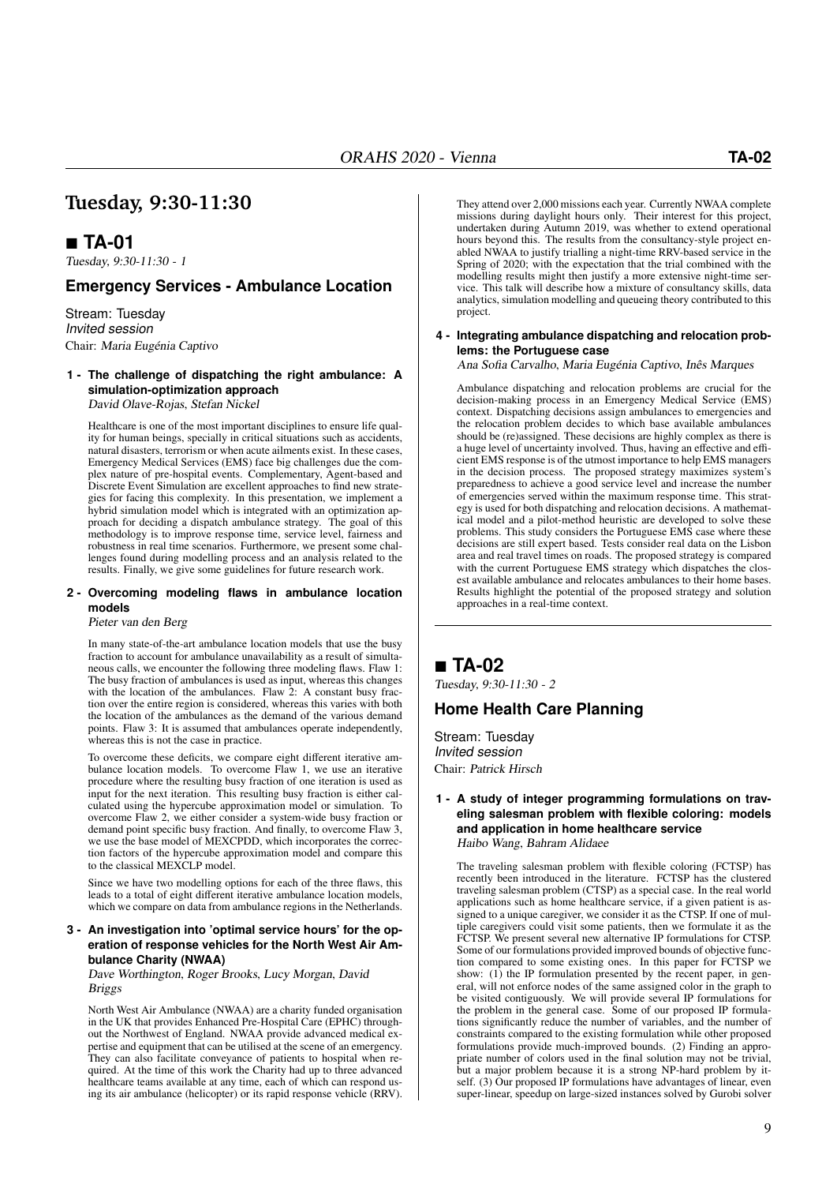# Tuesday, 9:30-11:30

## ■ TA-01

*Tuesday, 9:30-11:30 - 1*

### Emergency Services - Ambulance Location

Stream: Tuesday
*Invited session*
Chair: *Maria Eugénia Captivo*

**1 - The challenge of dispatching the right ambulance: A simulation-optimization approach**
*David Olave-Rojas, Stefan Nickel*

Healthcare is one of the most important disciplines to ensure life quality for human beings, specially in critical situations such as accidents, natural disasters, terrorism or when acute ailments exist. In these cases, Emergency Medical Services (EMS) face big challenges due the complex nature of pre-hospital events. Complementary, Agent-based and Discrete Event Simulation are excellent approaches to find new strategies for facing this complexity. In this presentation, we implement a hybrid simulation model which is integrated with an optimization approach for deciding a dispatch ambulance strategy. The goal of this methodology is to improve response time, service level, fairness and robustness in real time scenarios. Furthermore, we present some challenges found during modelling process and an analysis related to the results. Finally, we give some guidelines for future research work.

**2 - Overcoming modeling flaws in ambulance location models**
*Pieter van den Berg*

In many state-of-the-art ambulance location models that use the busy fraction to account for ambulance unavailability as a result of simultaneous calls, we encounter the following three modeling flaws. Flaw 1: The busy fraction of ambulances is used as input, whereas this changes with the location of the ambulances. Flaw 2: A constant busy fraction over the entire region is considered, whereas this varies with both the location of the ambulances as the demand of the various demand points. Flaw 3: It is assumed that ambulances operate independently, whereas this is not the case in practice.

To overcome these deficits, we compare eight different iterative ambulance location models. To overcome Flaw 1, we use an iterative procedure where the resulting busy fraction of one iteration is used as input for the next iteration. This resulting busy fraction is either calculated using the hypercube approximation model or simulation. To overcome Flaw 2, we either consider a system-wide busy fraction or demand point specific busy fraction. And finally, to overcome Flaw 3, we use the base model of MEXCPDD, which incorporates the correction factors of the hypercube approximation model and compare this to the classical MEXCLP model.

Since we have two modelling options for each of the three flaws, this leads to a total of eight different iterative ambulance location models, which we compare on data from ambulance regions in the Netherlands.

**3 - An investigation into 'optimal service hours' for the operation of response vehicles for the North West Air Ambulance Charity (NWAA)**
*Dave Worthington, Roger Brooks, Lucy Morgan, David Briggs*

North West Air Ambulance (NWAA) are a charity funded organisation in the UK that provides Enhanced Pre-Hospital Care (EPHC) throughout the Northwest of England. NWAA provide advanced medical expertise and equipment that can be utilised at the scene of an emergency. They can also facilitate conveyance of patients to hospital when required. At the time of this work the Charity had up to three advanced healthcare teams available at any time, each of which can respond using its air ambulance (helicopter) or its rapid response vehicle (RRV). They attend over 2,000 missions each year. Currently NWAA complete missions during daylight hours only. Their interest for this project, undertaken during Autumn 2019, was whether to extend operational hours beyond this. The results from the consultancy-style project enabled NWAA to justify trialling a night-time RRV-based service in the Spring of 2020; with the expectation that the trial combined with the modelling results might then justify a more extensive night-time service. This talk will describe how a mixture of consultancy skills, data analytics, simulation modelling and queueing theory contributed to this project.

**4 - Integrating ambulance dispatching and relocation problems: the Portuguese case**
*Ana Sofia Carvalho, Maria Eugénia Captivo, Inês Marques*

Ambulance dispatching and relocation problems are crucial for the decision-making process in an Emergency Medical Service (EMS) context. Dispatching decisions assign ambulances to emergencies and the relocation problem decides to which base available ambulances should be (re)assigned. These decisions are highly complex as there is a huge level of uncertainty involved. Thus, having an effective and efficient EMS response is of the utmost importance to help EMS managers in the decision process. The proposed strategy maximizes system's preparedness to achieve a good service level and increase the number of emergencies served within the maximum response time. This strategy is used for both dispatching and relocation decisions. A mathematical model and a pilot-method heuristic are developed to solve these problems. This study considers the Portuguese EMS case where these decisions are still expert based. Tests consider real data on the Lisbon area and real travel times on roads. The proposed strategy is compared with the current Portuguese EMS strategy which dispatches the closest available ambulance and relocates ambulances to their home bases. Results highlight the potential of the proposed strategy and solution approaches in a real-time context.

## ■ TA-02

*Tuesday, 9:30-11:30 - 2*

### Home Health Care Planning

Stream: Tuesday
*Invited session*
Chair: *Patrick Hirsch*

**1 - A study of integer programming formulations on traveling salesman problem with flexible coloring: models and application in home healthcare service**
*Haibo Wang, Bahram Alidaee*

The traveling salesman problem with flexible coloring (FCTSP) has recently been introduced in the literature. FCTSP has the clustered traveling salesman problem (CTSP) as a special case. In the real world applications such as home healthcare service, if a given patient is assigned to a unique caregiver, we consider it as the CTSP. If one of multiple caregivers could visit some patients, then we formulate it as the FCTSP. We present several new alternative IP formulations for CTSP. Some of our formulations provided improved bounds of objective function compared to some existing ones. In this paper for FCTSP we show: (1) the IP formulation presented by the recent paper, in general, will not enforce nodes of the same assigned color in the graph to be visited contiguously. We will provide several IP formulations for the problem in the general case. Some of our proposed IP formulations significantly reduce the number of variables, and the number of constraints compared to the existing formulation while other proposed formulations provide much-improved bounds. (2) Finding an appropriate number of colors used in the final solution may not be trivial, but a major problem because it is a strong NP-hard problem by itself. (3) Our proposed IP formulations have advantages of linear, even super-linear, speedup on large-sized instances solved by Gurobi solver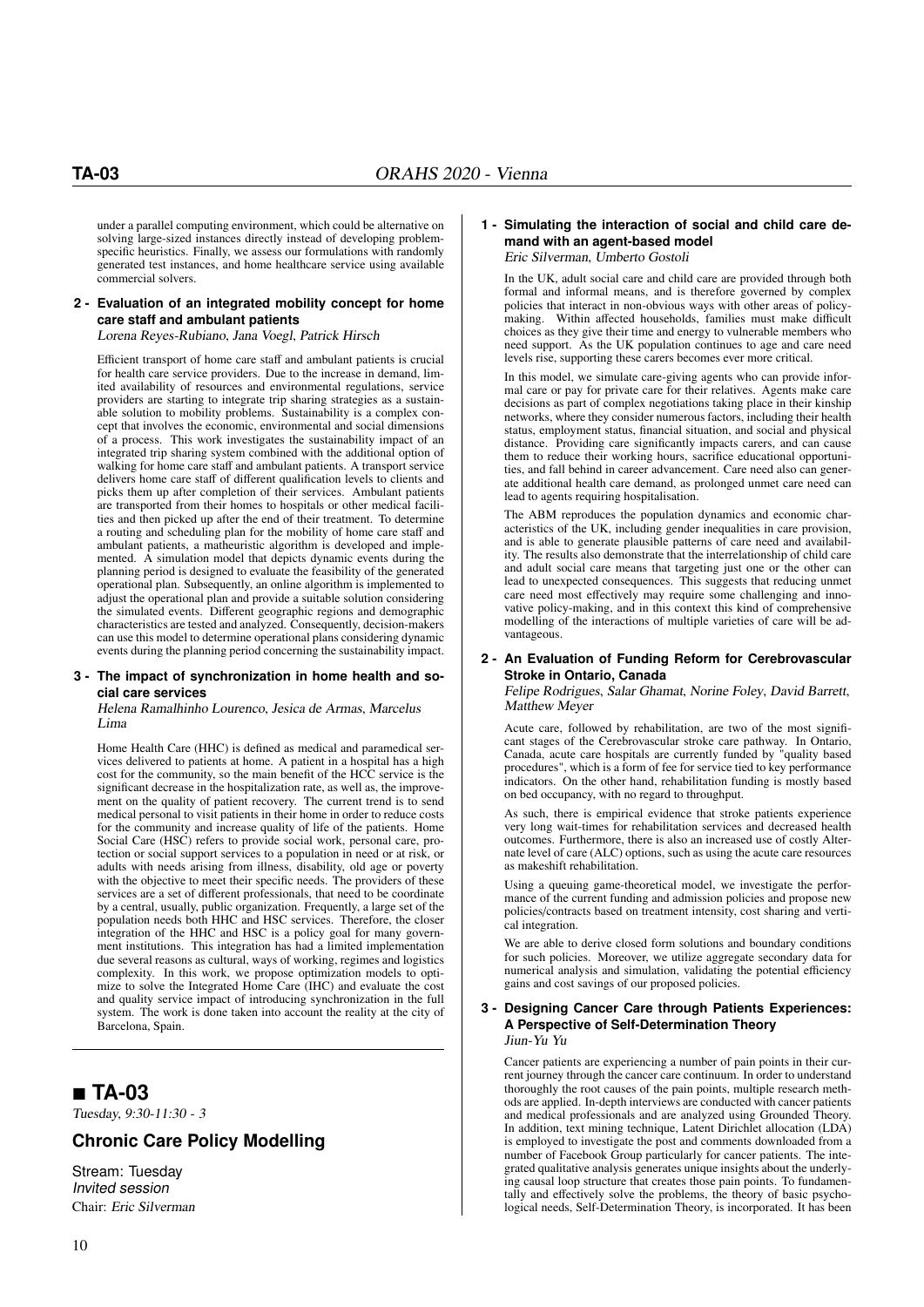under a parallel computing environment, which could be alternative on solving large-sized instances directly instead of developing problem-specific heuristics. Finally, we assess our formulations with randomly generated test instances, and home healthcare service using available commercial solvers.

#### 2 - Evaluation of an integrated mobility concept for home care staff and ambulant patients

*Lorena Reyes-Rubiano, Jana Voegl, Patrick Hirsch*

Efficient transport of home care staff and ambulant patients is crucial for health care service providers. Due to the increase in demand, limited availability of resources and environmental regulations, service providers are starting to integrate trip sharing strategies as a sustainable solution to mobility problems. Sustainability is a complex concept that involves the economic, environmental and social dimensions of a process. This work investigates the sustainability impact of an integrated trip sharing system combined with the additional option of walking for home care staff and ambulant patients. A transport service delivers home care staff of different qualification levels to clients and picks them up after completion of their services. Ambulant patients are transported from their homes to hospitals or other medical facilities and then picked up after the end of their treatment. To determine a routing and scheduling plan for the mobility of home care staff and ambulant patients, a matheuristic algorithm is developed and implemented. A simulation model that depicts dynamic events during the planning period is designed to evaluate the feasibility of the generated operational plan. Subsequently, an online algorithm is implemented to adjust the operational plan and provide a suitable solution considering the simulated events. Different geographic regions and demographic characteristics are tested and analyzed. Consequently, decision-makers can use this model to determine operational plans considering dynamic events during the planning period concerning the sustainability impact.

#### 3 - The impact of synchronization in home health and social care services

*Helena Ramalhinho Lourenco, Jesica de Armas, Marcelus Lima*

Home Health Care (HHC) is defined as medical and paramedical services delivered to patients at home. A patient in a hospital has a high cost for the community, so the main benefit of the HCC service is the significant decrease in the hospitalization rate, as well as, the improvement on the quality of patient recovery. The current trend is to send medical personal to visit patients in their home in order to reduce costs for the community and increase quality of life of the patients. Home Social Care (HSC) refers to provide social work, personal care, protection or social support services to a population in need or at risk, or adults with needs arising from illness, disability, old age or poverty with the objective to meet their specific needs. The providers of these services are a set of different professionals, that need to be coordinate by a central, usually, public organization. Frequently, a large set of the population needs both HHC and HSC services. Therefore, the closer integration of the HHC and HSC is a policy goal for many government institutions. This integration has had a limited implementation due several reasons as cultural, ways of working, regimes and logistics complexity. In this work, we propose optimization models to optimize to solve the Integrated Home Care (IHC) and evaluate the cost and quality service impact of introducing synchronization in the full system. The work is done taken into account the reality at the city of Barcelona, Spain.

---

## ■ TA-03

*Tuesday, 9:30-11:30 - 3*

### Chronic Care Policy Modelling

Stream: Tuesday
*Invited session*
Chair: *Eric Silverman*

#### 1 - Simulating the interaction of social and child care demand with an agent-based model

*Eric Silverman, Umberto Gostoli*

In the UK, adult social care and child care are provided through both formal and informal means, and is therefore governed by complex policies that interact in non-obvious ways with other areas of policy-making. Within affected households, families must make difficult choices as they give their time and energy to vulnerable members who need support. As the UK population continues to age and care need levels rise, supporting these carers becomes ever more critical.

In this model, we simulate care-giving agents who can provide informal care or pay for private care for their relatives. Agents make care decisions as part of complex negotiations taking place in their kinship networks, where they consider numerous factors, including their health status, employment status, financial situation, and social and physical distance. Providing care significantly impacts carers, and can cause them to reduce their working hours, sacrifice educational opportunities, and fall behind in career advancement. Care need also can generate additional health care demand, as prolonged unmet care need can lead to agents requiring hospitalisation.

The ABM reproduces the population dynamics and economic characteristics of the UK, including gender inequalities in care provision, and is able to generate plausible patterns of care need and availability. The results also demonstrate that the interrelationship of child care and adult social care means that targeting just one or the other can lead to unexpected consequences. This suggests that reducing unmet care need most effectively may require some challenging and innovative policy-making, and in this context this kind of comprehensive modelling of the interactions of multiple varieties of care will be advantageous.

#### 2 - An Evaluation of Funding Reform for Cerebrovascular Stroke in Ontario, Canada

*Felipe Rodrigues, Salar Ghamat, Norine Foley, David Barrett, Matthew Meyer*

Acute care, followed by rehabilitation, are two of the most significant stages of the Cerebrovascular stroke care pathway. In Ontario, Canada, acute care hospitals are currently funded by "quality based procedures", which is a form of fee for service tied to key performance indicators. On the other hand, rehabilitation funding is mostly based on bed occupancy, with no regard to throughput.

As such, there is empirical evidence that stroke patients experience very long wait-times for rehabilitation services and decreased health outcomes. Furthermore, there is also an increased use of costly Alternate level of care (ALC) options, such as using the acute care resources as makeshift rehabilitation.

Using a queuing game-theoretical model, we investigate the performance of the current funding and admission policies and propose new policies/contracts based on treatment intensity, cost sharing and vertical integration.

We are able to derive closed form solutions and boundary conditions for such policies. Moreover, we utilize aggregate secondary data for numerical analysis and simulation, validating the potential efficiency gains and cost savings of our proposed policies.

#### 3 - Designing Cancer Care through Patients Experiences: A Perspective of Self-Determination Theory

*Jiun-Yu Yu*

Cancer patients are experiencing a number of pain points in their current journey through the cancer care continuum. In order to understand thoroughly the root causes of the pain points, multiple research methods are applied. In-depth interviews are conducted with cancer patients and medical professionals and are analyzed using Grounded Theory. In addition, text mining technique, Latent Dirichlet allocation (LDA) is employed to investigate the post and comments downloaded from a number of Facebook Group particularly for cancer patients. The integrated qualitative analysis generates unique insights about the underlying causal loop structure that creates those pain points. To fundamentally and effectively solve the problems, the theory of basic psychological needs, Self-Determination Theory, is incorporated. It has been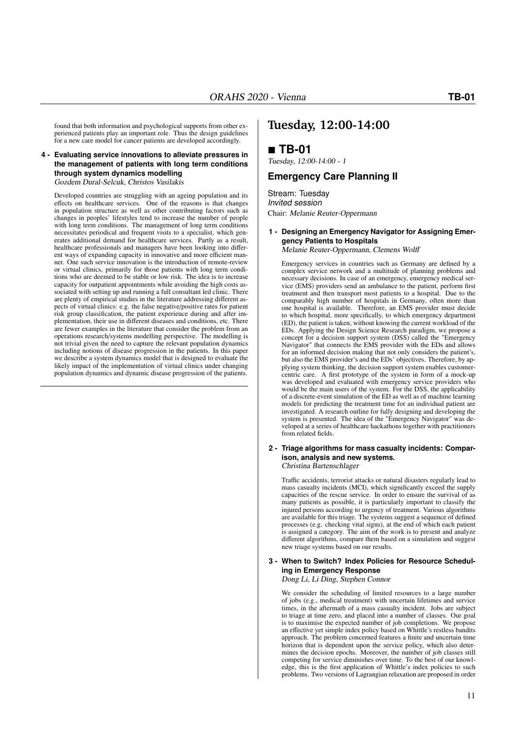found that both information and psychological supports from other experienced patients play an important role. Thus the design guidelines for a new care model for cancer patients are developed accordingly.

**4 - Evaluating service innovations to alleviate pressures in the management of patients with long term conditions through system dynamics modelling**
*Gozdem Dural-Selcuk, Christos Vasilakis*

Developed countries are struggling with an ageing population and its effects on healthcare services. One of the reasons is that changes in population structure as well as other contributing factors such as changes in peoples' lifestyles tend to increase the number of people with long term conditions. The management of long term conditions necessitates periodical and frequent visits to a specialist, which generates additional demand for healthcare services. Partly as a result, healthcare professionals and managers have been looking into different ways of expanding capacity in innovative and more efficient manner. One such service innovation is the introduction of remote-review or virtual clinics, primarily for those patients with long term conditions who are deemed to be stable or low risk. The idea is to increase capacity for outpatient appointments while avoiding the high costs associated with setting up and running a full consultant led clinic. There are plenty of empirical studies in the literature addressing different aspects of virtual clinics: e.g. the false negative/positive rates for patient risk group classification, the patient experience during and after implementation, their use in different diseases and conditions, etc. There are fewer examples in the literature that consider the problem from an operations research/systems modelling perspective. The modelling is not trivial given the need to capture the relevant population dynamics including notions of disease progression in the patients. In this paper we describe a system dynamics model that is designed to evaluate the likely impact of the implementation of virtual clinics under changing population dynamics and dynamic disease progression of the patients.

# Tuesday, 12:00-14:00

## ■ TB-01

*Tuesday, 12:00-14:00 - 1*

### Emergency Care Planning II

Stream: Tuesday
*Invited session*
Chair: *Melanie Reuter-Oppermann*

**1 - Designing an Emergency Navigator for Assigning Emergency Patients to Hospitals**
*Melanie Reuter-Oppermann, Clemens Wolff*

Emergency services in countries such as Germany are defined by a complex service network and a multitude of planning problems and necessary decisions. In case of an emergency, emergency medical service (EMS) providers send an ambulance to the patient, perform first treatment and then transport most patients to a hospital. Due to the comparably high number of hospitals in Germany, often more than one hospital is available. Therefore, an EMS provider must decide to which hospital, more specifically, to which emergency department (ED), the patient is taken, without knowing the current workload of the EDs. Applying the Design Science Research paradigm, we propose a concept for a decision support system (DSS) called the "Emergency Navigator" that connects the EMS provider with the EDs and allows for an informed decision making that not only considers the patient's, but also the EMS provider's and the EDs' objectives. Therefore, by applying system thinking, the decision support system enables customer-centric care. A first prototype of the system in form of a mock-up was developed and evaluated with emergency service providers who would be the main users of the system. For the DSS, the applicability of a discrete-event simulation of the ED as well as of machine learning models for predicting the treatment time for an individual patient are investigated. A research outline for fully designing and developing the system is presented. The idea of the "Emergency Navigator" was developed at a series of healthcare hackathons together with practitioners from related fields.

**2 - Triage algorithms for mass casualty incidents: Comparison, analysis and new systems.**
*Christina Bartenschlager*

Traffic accidents, terrorist attacks or natural disasters regularly lead to mass casualty incidents (MCI), which significantly exceed the supply capacities of the rescue service. In order to ensure the survival of as many patients as possible, it is particularly important to classify the injured persons according to urgency of treatment. Various algorithms are available for this triage. The systems suggest a sequence of defined processes (e.g. checking vital signs), at the end of which each patient is assigned a category. The aim of the work is to present and analyze different algorithms, compare them based on a simulation and suggest new triage systems based on our results.

**3 - When to Switch? Index Policies for Resource Scheduling in Emergency Response**
*Dong Li, Li Ding, Stephen Connor*

We consider the scheduling of limited resources to a large number of jobs (e.g., medical treatment) with uncertain lifetimes and service times, in the aftermath of a mass casualty incident. Jobs are subject to triage at time zero, and placed into a number of classes. Our goal is to maximise the expected number of job completions. We propose an effective yet simple index policy based on Whittle's restless bandits approach. The problem concerned features a finite and uncertain time horizon that is dependent upon the service policy, which also determines the decision epochs. Moreover, the number of job classes still competing for service diminishes over time. To the best of our knowledge, this is the first application of Whittle's index policies to such problems. Two versions of Lagrangian relaxation are proposed in order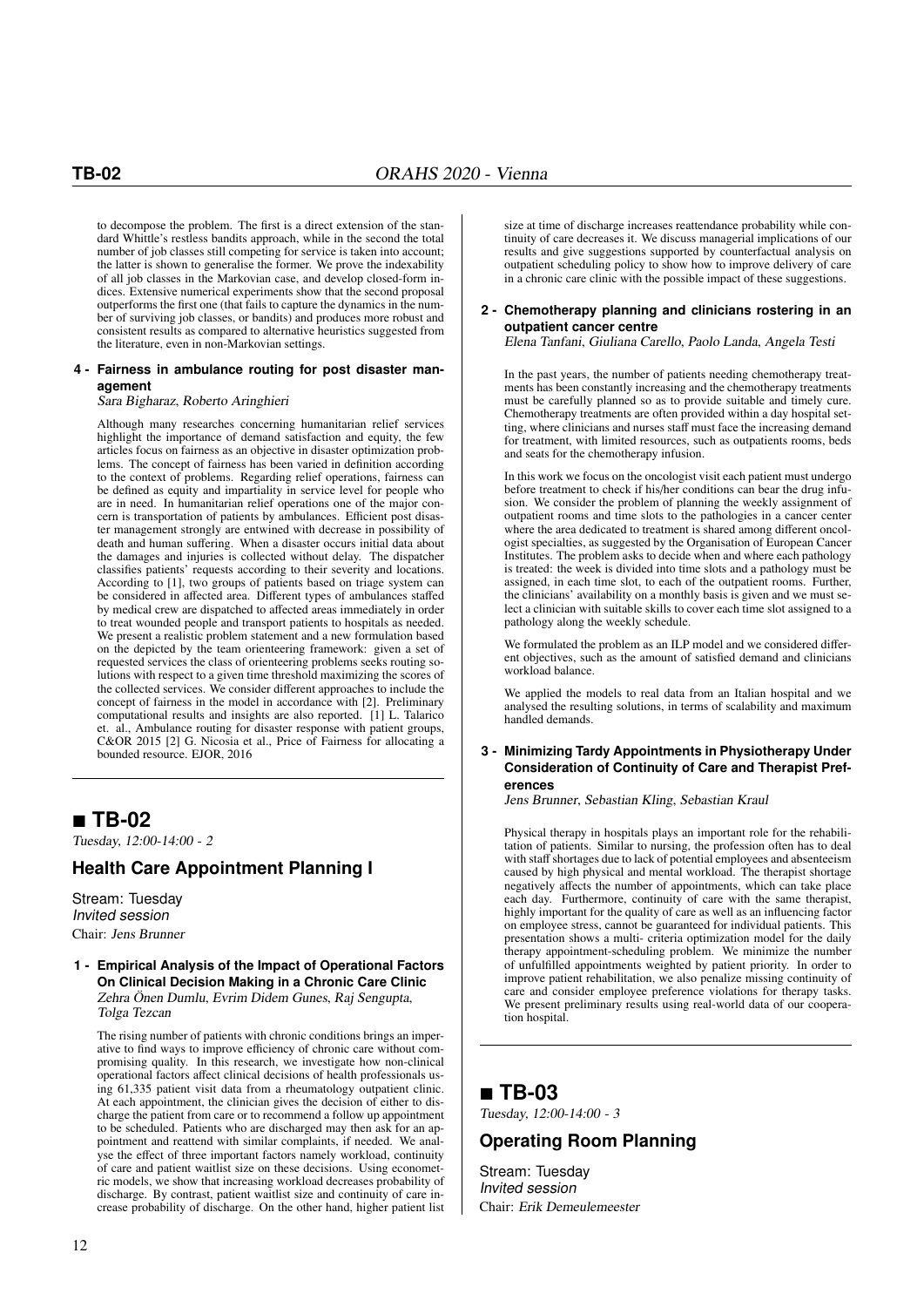to decompose the problem. The first is a direct extension of the standard Whittle's restless bandits approach, while in the second the total number of job classes still competing for service is taken into account; the latter is shown to generalise the former. We prove the indexability of all job classes in the Markovian case, and develop closed-form indices. Extensive numerical experiments show that the second proposal outperforms the first one (that fails to capture the dynamics in the number of surviving job classes, or bandits) and produces more robust and consistent results as compared to alternative heuristics suggested from the literature, even in non-Markovian settings.

#### 4 - Fairness in ambulance routing for post disaster management

*Sara Bigharaz, Roberto Aringhieri*

Although many researches concerning humanitarian relief services highlight the importance of demand satisfaction and equity, the few articles focus on fairness as an objective in disaster optimization problems. The concept of fairness has been varied in definition according to the context of problems. Regarding relief operations, fairness can be defined as equity and impartiality in service level for people who are in need. In humanitarian relief operations one of the major concern is transportation of patients by ambulances. Efficient post disaster management strongly are entwined with decrease in possibility of death and human suffering. When a disaster occurs initial data about the damages and injuries is collected without delay. The dispatcher classifies patients' requests according to their severity and locations. According to [1], two groups of patients based on triage system can be considered in affected area. Different types of ambulances staffed by medical crew are dispatched to affected areas immediately in order to treat wounded people and transport patients to hospitals as needed. We present a realistic problem statement and a new formulation based on the depicted by the team orienteering framework: given a set of requested services the class of orienteering problems seeks routing solutions with respect to a given time threshold maximizing the scores of the collected services. We consider different approaches to include the concept of fairness in the model in accordance with [2]. Preliminary computational results and insights are also reported. [1] L. Talarico et. al., Ambulance routing for disaster response with patient groups, C&OR 2015 [2] G. Nicosia et al., Price of Fairness for allocating a bounded resource. EJOR, 2016

## ■ TB-02

*Tuesday, 12:00-14:00 - 2*

### Health Care Appointment Planning I

Stream: Tuesday
*Invited session*
Chair: *Jens Brunner*

#### 1 - Empirical Analysis of the Impact of Operational Factors On Clinical Decision Making in a Chronic Care Clinic

*Zehra Önen Dumlu, Evrim Didem Gunes, Raj Sengupta, Tolga Tezcan*

The rising number of patients with chronic conditions brings an imperative to find ways to improve efficiency of chronic care without compromising quality. In this research, we investigate how non-clinical operational factors affect clinical decisions of health professionals using 61,335 patient visit data from a rheumatology outpatient clinic. At each appointment, the clinician gives the decision of either to discharge the patient from care or to recommend a follow up appointment to be scheduled. Patients who are discharged may then ask for an appointment and reattend with similar complaints, if needed. We analyse the effect of three important factors namely workload, continuity of care and patient waitlist size on these decisions. Using econometric models, we show that increasing workload decreases probability of discharge. By contrast, patient waitlist size and continuity of care increase probability of discharge. On the other hand, higher patient list size at time of discharge increases reattendance probability while continuity of care decreases it. We discuss managerial implications of our results and give suggestions supported by counterfactual analysis on outpatient scheduling policy to show how to improve delivery of care in a chronic care clinic with the possible impact of these suggestions.

#### 2 - Chemotherapy planning and clinicians rostering in an outpatient cancer centre

*Elena Tanfani, Giuliana Carello, Paolo Landa, Angela Testi*

In the past years, the number of patients needing chemotherapy treatments has been constantly increasing and the chemotherapy treatments must be carefully planned so as to provide suitable and timely cure. Chemotherapy treatments are often provided within a day hospital setting, where clinicians and nurses staff must face the increasing demand for treatment, with limited resources, such as outpatients rooms, beds and seats for the chemotherapy infusion.

In this work we focus on the oncologist visit each patient must undergo before treatment to check if his/her conditions can bear the drug infusion. We consider the problem of planning the weekly assignment of outpatient rooms and time slots to the pathologies in a cancer center where the area dedicated to treatment is shared among different oncologist specialties, as suggested by the Organisation of European Cancer Institutes. The problem asks to decide when and where each pathology is treated: the week is divided into time slots and a pathology must be assigned, in each time slot, to each of the outpatient rooms. Further, the clinicians' availability on a monthly basis is given and we must select a clinician with suitable skills to cover each time slot assigned to a pathology along the weekly schedule.

We formulated the problem as an ILP model and we considered different objectives, such as the amount of satisfied demand and clinicians workload balance.

We applied the models to real data from an Italian hospital and we analysed the resulting solutions, in terms of scalability and maximum handled demands.

#### 3 - Minimizing Tardy Appointments in Physiotherapy Under Consideration of Continuity of Care and Therapist Preferences

*Jens Brunner, Sebastian Kling, Sebastian Kraul*

Physical therapy in hospitals plays an important role for the rehabilitation of patients. Similar to nursing, the profession often has to deal with staff shortages due to lack of potential employees and absenteeism caused by high physical and mental workload. The therapist shortage negatively affects the number of appointments, which can take place each day. Furthermore, continuity of care with the same therapist, highly important for the quality of care as well as an influencing factor on employee stress, cannot be guaranteed for individual patients. This presentation shows a multi- criteria optimization model for the daily therapy appointment-scheduling problem. We minimize the number of unfulfilled appointments weighted by patient priority. In order to improve patient rehabilitation, we also penalize missing continuity of care and consider employee preference violations for therapy tasks. We present preliminary results using real-world data of our cooperation hospital.

## ■ TB-03

*Tuesday, 12:00-14:00 - 3*

### Operating Room Planning

Stream: Tuesday
*Invited session*
Chair: *Erik Demeulemeester*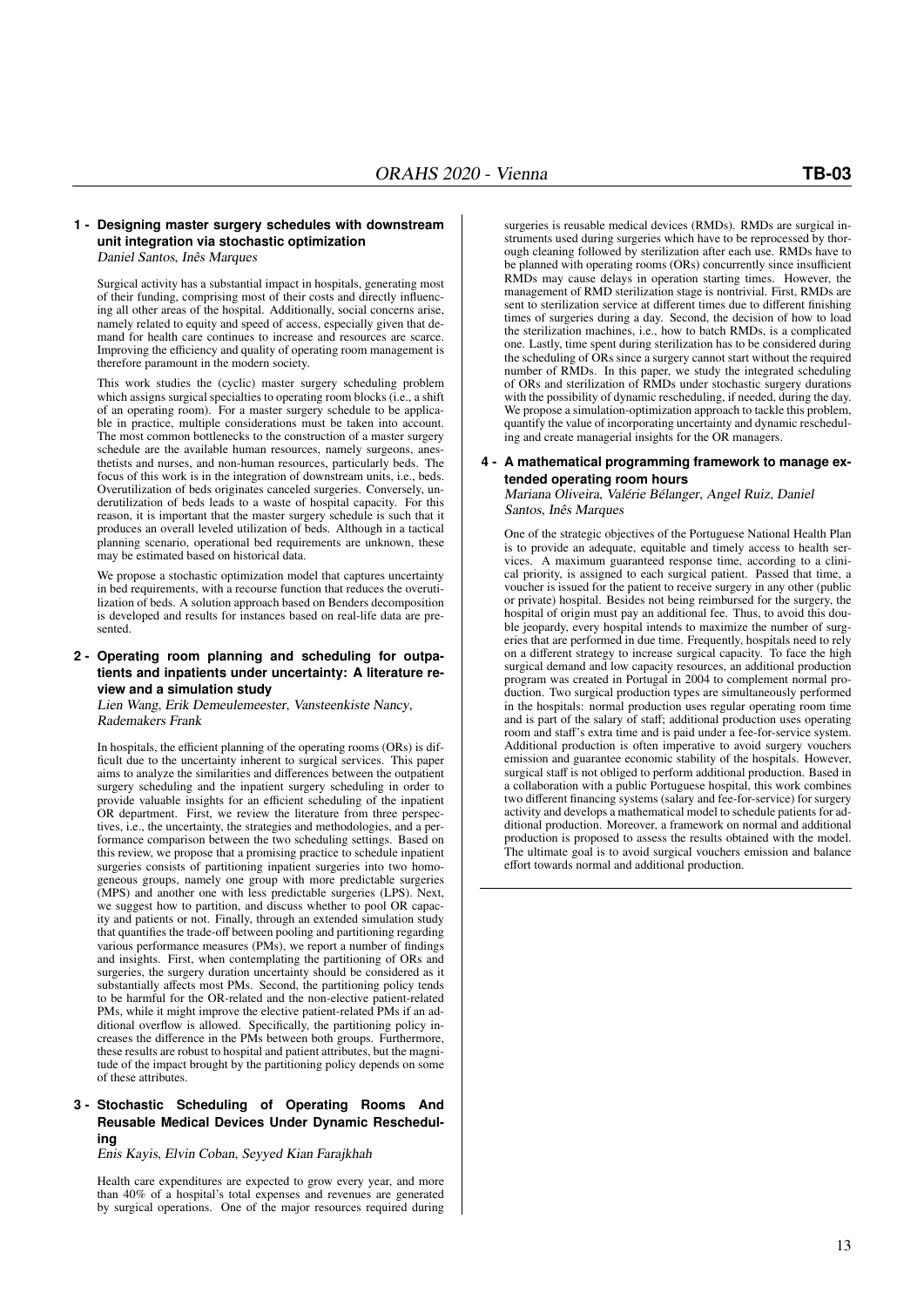## 1 - Designing master surgery schedules with downstream unit integration via stochastic optimization

*Daniel Santos, Inês Marques*

Surgical activity has a substantial impact in hospitals, generating most of their funding, comprising most of their costs and directly influencing all other areas of the hospital. Additionally, social concerns arise, namely related to equity and speed of access, especially given that demand for health care continues to increase and resources are scarce. Improving the efficiency and quality of operating room management is therefore paramount in the modern society.

This work studies the (cyclic) master surgery scheduling problem which assigns surgical specialties to operating room blocks (i.e., a shift of an operating room). For a master surgery schedule to be applicable in practice, multiple considerations must be taken into account. The most common bottlenecks to the construction of a master surgery schedule are the available human resources, namely surgeons, anesthetists and nurses, and non-human resources, particularly beds. The focus of this work is in the integration of downstream units, i.e., beds. Overutilization of beds originates canceled surgeries. Conversely, underutilization of beds leads to a waste of hospital capacity. For this reason, it is important that the master surgery schedule is such that it produces an overall leveled utilization of beds. Although in a tactical planning scenario, operational bed requirements are unknown, these may be estimated based on historical data.

We propose a stochastic optimization model that captures uncertainty in bed requirements, with a recourse function that reduces the overutilization of beds. A solution approach based on Benders decomposition is developed and results for instances based on real-life data are presented.

## 2 - Operating room planning and scheduling for outpatients and inpatients under uncertainty: A literature review and a simulation study

*Lien Wang, Erik Demeulemeester, Vansteenkiste Nancy, Rademakers Frank*

In hospitals, the efficient planning of the operating rooms (ORs) is difficult due to the uncertainty inherent to surgical services. This paper aims to analyze the similarities and differences between the outpatient surgery scheduling and the inpatient surgery scheduling in order to provide valuable insights for an efficient scheduling of the inpatient OR department. First, we review the literature from three perspectives, i.e., the uncertainty, the strategies and methodologies, and a performance comparison between the two scheduling settings. Based on this review, we propose that a promising practice to schedule inpatient surgeries consists of partitioning inpatient surgeries into two homogeneous groups, namely one group with more predictable surgeries (MPS) and another one with less predictable surgeries (LPS). Next, we suggest how to partition, and discuss whether to pool OR capacity and patients or not. Finally, through an extended simulation study that quantifies the trade-off between pooling and partitioning regarding various performance measures (PMs), we report a number of findings and insights. First, when contemplating the partitioning of ORs and surgeries, the surgery duration uncertainty should be considered as it substantially affects most PMs. Second, the partitioning policy tends to be harmful for the OR-related and the non-elective patient-related PMs, while it might improve the elective patient-related PMs if an additional overflow is allowed. Specifically, the partitioning policy increases the difference in the PMs between both groups. Furthermore, these results are robust to hospital and patient attributes, but the magnitude of the impact brought by the partitioning policy depends on some of these attributes.

## 3 - Stochastic Scheduling of Operating Rooms And Reusable Medical Devices Under Dynamic Rescheduling

*Enis Kayis, Elvin Coban, Seyyed Kian Farajkhah*

Health care expenditures are expected to grow every year, and more than 40% of a hospital's total expenses and revenues are generated by surgical operations. One of the major resources required during surgeries is reusable medical devices (RMDs). RMDs are surgical instruments used during surgeries which have to be reprocessed by thorough cleaning followed by sterilization after each use. RMDs have to be planned with operating rooms (ORs) concurrently since insufficient RMDs may cause delays in operation starting times. However, the management of RMD sterilization stage is nontrivial. First, RMDs are sent to sterilization service at different times due to different finishing times of surgeries during a day. Second, the decision of how to load the sterilization machines, i.e., how to batch RMDs, is a complicated one. Lastly, time spent during sterilization has to be considered during the scheduling of ORs since a surgery cannot start without the required number of RMDs. In this paper, we study the integrated scheduling of ORs and sterilization of RMDs under stochastic surgery durations with the possibility of dynamic rescheduling, if needed, during the day. We propose a simulation-optimization approach to tackle this problem, quantify the value of incorporating uncertainty and dynamic rescheduling and create managerial insights for the OR managers.

## 4 - A mathematical programming framework to manage extended operating room hours

*Mariana Oliveira, Valérie Bélanger, Angel Ruiz, Daniel Santos, Inês Marques*

One of the strategic objectives of the Portuguese National Health Plan is to provide an adequate, equitable and timely access to health services. A maximum guaranteed response time, according to a clinical priority, is assigned to each surgical patient. Passed that time, a voucher is issued for the patient to receive surgery in any other (public or private) hospital. Besides not being reimbursed for the surgery, the hospital of origin must pay an additional fee. Thus, to avoid this double jeopardy, every hospital intends to maximize the number of surgeries that are performed in due time. Frequently, hospitals need to rely on a different strategy to increase surgical capacity. To face the high surgical demand and low capacity resources, an additional production program was created in Portugal in 2004 to complement normal production. Two surgical production types are simultaneously performed in the hospitals: normal production uses regular operating room time and is part of the salary of staff; additional production uses operating room and staff's extra time and is paid under a fee-for-service system. Additional production is often imperative to avoid surgery vouchers emission and guarantee economic stability of the hospitals. However, surgical staff is not obliged to perform additional production. Based in a collaboration with a public Portuguese hospital, this work combines two different financing systems (salary and fee-for-service) for surgery activity and develops a mathematical model to schedule patients for additional production. Moreover, a framework on normal and additional production is proposed to assess the results obtained with the model. The ultimate goal is to avoid surgical vouchers emission and balance effort towards normal and additional production.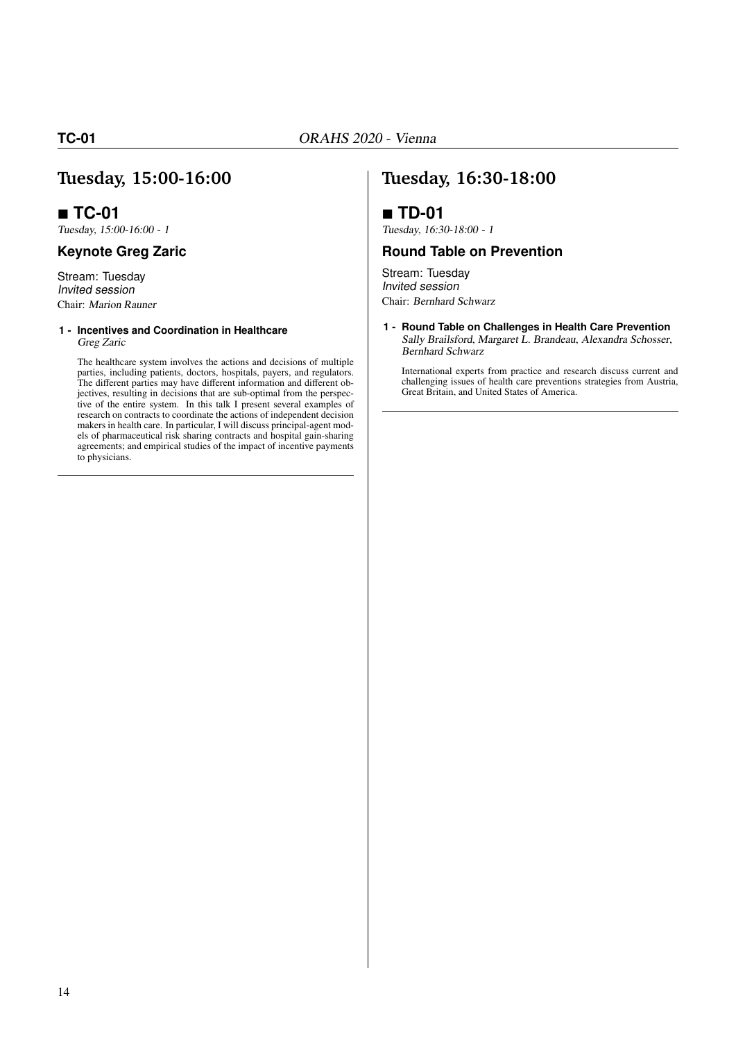# Tuesday, 15:00-16:00

## ■ TC-01

*Tuesday, 15:00-16:00 - 1*

### Keynote Greg Zaric

Stream: Tuesday
*Invited session*
Chair: *Marion Rauner*

**1 - Incentives and Coordination in Healthcare**
*Greg Zaric*

The healthcare system involves the actions and decisions of multiple parties, including patients, doctors, hospitals, payers, and regulators. The different parties may have different information and different objectives, resulting in decisions that are sub-optimal from the perspective of the entire system. In this talk I present several examples of research on contracts to coordinate the actions of independent decision makers in health care. In particular, I will discuss principal-agent models of pharmaceutical risk sharing contracts and hospital gain-sharing agreements; and empirical studies of the impact of incentive payments to physicians.

# Tuesday, 16:30-18:00

## ■ TD-01

*Tuesday, 16:30-18:00 - 1*

### Round Table on Prevention

Stream: Tuesday
*Invited session*
Chair: *Bernhard Schwarz*

**1 - Round Table on Challenges in Health Care Prevention**
*Sally Brailsford, Margaret L. Brandeau, Alexandra Schosser, Bernhard Schwarz*

International experts from practice and research discuss current and challenging issues of health care preventions strategies from Austria, Great Britain, and United States of America.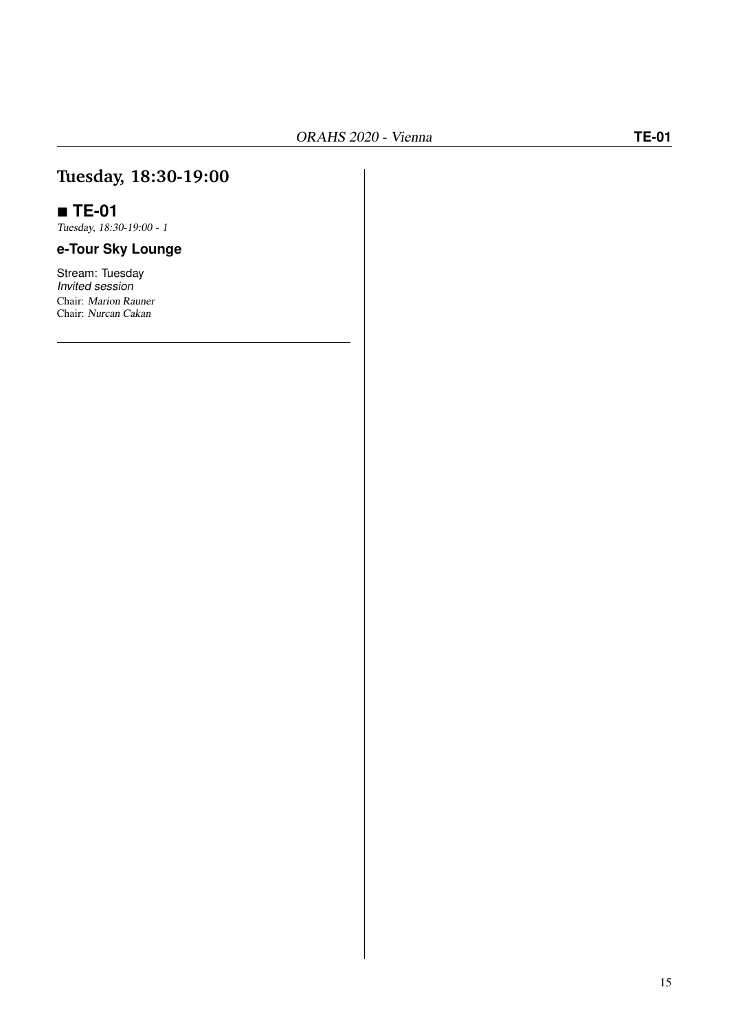# Tuesday, 18:30-19:00

## ■ TE-01

*Tuesday, 18:30-19:00 - 1*

### e-Tour Sky Lounge

Stream: Tuesday
*Invited session*
Chair: *Marion Rauner*
Chair: *Nurcan Cakan*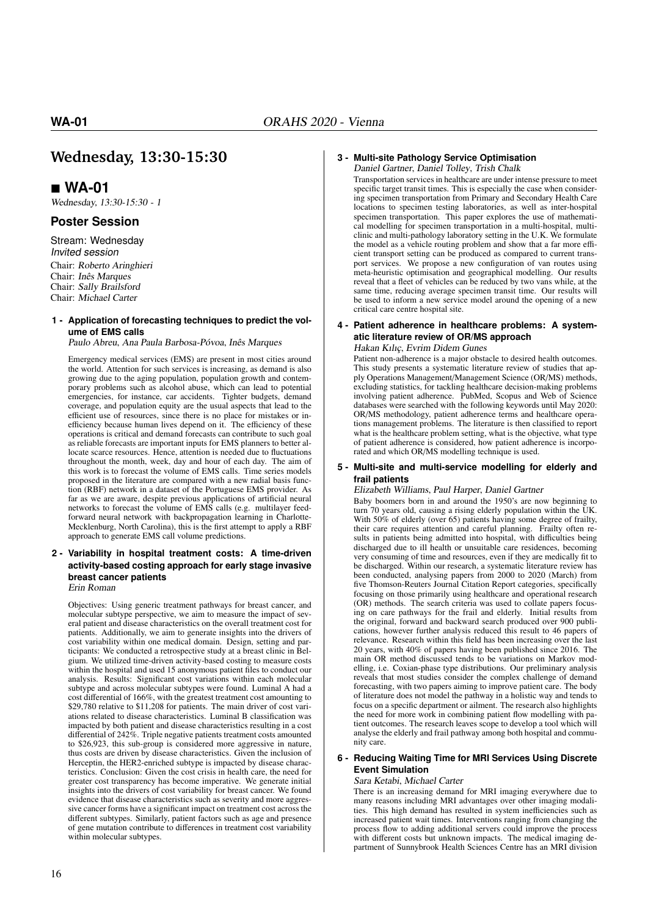# Wednesday, 13:30-15:30

## ■ WA-01

*Wednesday, 13:30-15:30 - 1*

### Poster Session

Stream: Wednesday
*Invited session*
Chair: *Roberto Aringhieri*
Chair: *Inês Marques*
Chair: *Sally Brailsford*
Chair: *Michael Carter*

**1 - Application of forecasting techniques to predict the volume of EMS calls**

*Paulo Abreu, Ana Paula Barbosa-Póvoa, Inês Marques*

Emergency medical services (EMS) are present in most cities around the world. Attention for such services is increasing, as demand is also growing due to the aging population, population growth and contemporary problems such as alcohol abuse, which can lead to potential emergencies, for instance, car accidents. Tighter budgets, demand coverage, and population equity are the usual aspects that lead to the efficient use of resources, since there is no place for mistakes or inefficiency because human lives depend on it. The efficiency of these operations is critical and demand forecasts can contribute to such goal as reliable forecasts are important inputs for EMS planners to better allocate scarce resources. Hence, attention is needed due to fluctuations throughout the month, week, day and hour of each day. The aim of this work is to forecast the volume of EMS calls. Time series models proposed in the literature are compared with a new radial basis function (RBF) network in a dataset of the Portuguese EMS provider. As far as we are aware, despite previous applications of artificial neural networks to forecast the volume of EMS calls (e.g. multilayer feed-forward neural network with backpropagation learning in Charlotte-Mecklenburg, North Carolina), this is the first attempt to apply a RBF approach to generate EMS call volume predictions.

**2 - Variability in hospital treatment costs: A time-driven activity-based costing approach for early stage invasive breast cancer patients**

*Erin Roman*

Objectives: Using generic treatment pathways for breast cancer, and molecular subtype perspective, we aim to measure the impact of several patient and disease characteristics on the overall treatment cost for patients. Additionally, we aim to generate insights into the drivers of cost variability within one medical domain. Design, setting and participants: We conducted a retrospective study at a breast clinic in Belgium. We utilized time-driven activity-based costing to measure costs within the hospital and used 15 anonymous patient files to conduct our analysis. Results: Significant cost variations within each molecular subtype and across molecular subtypes were found. Luminal A had a cost differential of 166%, with the greatest treatment cost amounting to $29,780 relative to $11,208 for patients. The main driver of cost variations related to disease characteristics. Luminal B classification was impacted by both patient and disease characteristics resulting in a cost differential of 242%. Triple negative patients treatment costs amounted to $26,923, this sub-group is considered more aggressive in nature, thus costs are driven by disease characteristics. Given the inclusion of Herceptin, the HER2-enriched subtype is impacted by disease characteristics. Conclusion: Given the cost crisis in health care, the need for greater cost transparency has become imperative. We generate initial insights into the drivers of cost variability for breast cancer. We found evidence that disease characteristics such as severity and more aggressive cancer forms have a significant impact on treatment cost across the different subtypes. Similarly, patient factors such as age and presence of gene mutation contribute to differences in treatment cost variability within molecular subtypes.

**3 - Multi-site Pathology Service Optimisation**

*Daniel Gartner, Daniel Tolley, Trish Chalk*

Transportation services in healthcare are under intense pressure to meet specific target transit times. This is especially the case when considering specimen transportation from Primary and Secondary Health Care locations to specimen testing laboratories, as well as inter-hospital specimen transportation. This paper explores the use of mathematical modelling for specimen transportation in a multi-hospital, multi-clinic and multi-pathology laboratory setting in the U.K. We formulate the model as a vehicle routing problem and show that a far more efficient transport setting can be produced as compared to current transport services. We propose a new configuration of van routes using meta-heuristic optimisation and geographical modelling. Our results reveal that a fleet of vehicles can be reduced by two vans while, at the same time, reducing average specimen transit time. Our results will be used to inform a new service model around the opening of a new critical care centre hospital site.

**4 - Patient adherence in healthcare problems: A systematic literature review of OR/MS approach**

*Hakan Kılıç, Evrim Didem Gunes*

Patient non-adherence is a major obstacle to desired health outcomes. This study presents a systematic literature review of studies that apply Operations Management/Management Science (OR/MS) methods, excluding statistics, for tackling healthcare decision-making problems involving patient adherence. PubMed, Scopus and Web of Science databases were searched with the following keywords until May 2020: OR/MS methodology, patient adherence terms and healthcare operations management problems. The literature is then classified to report what is the healthcare problem setting, what is the objective, what type of patient adherence is considered, how patient adherence is incorporated and which OR/MS modelling technique is used.

**5 - Multi-site and multi-service modelling for elderly and frail patients**

*Elizabeth Williams, Paul Harper, Daniel Gartner*

Baby boomers born in and around the 1950's are now beginning to turn 70 years old, causing a rising elderly population within the UK. With 50% of elderly (over 65) patients having some degree of frailty, their care requires attention and careful planning. Frailty often results in patients being admitted into hospital, with difficulties being discharged due to ill health or unsuitable care residences, becoming very consuming of time and resources, even if they are medically fit to be discharged. Within our research, a systematic literature review has been conducted, analysing papers from 2000 to 2020 (March) from five Thomson-Reuters Journal Citation Report categories, specifically focusing on those primarily using healthcare and operational research (OR) methods. The search criteria was used to collate papers focusing on care pathways for the frail and elderly. Initial results from the original, forward and backward search produced over 900 publications, however further analysis reduced this result to 46 papers of relevance. Research within this field has been increasing over the last 20 years, with 40% of papers having been published since 2016. The main OR method discussed tends to be variations on Markov modelling, i.e. Coxian-phase type distributions. Our preliminary analysis reveals that most studies consider the complex challenge of demand forecasting, with two papers aiming to improve patient care. The body of literature does not model the pathway in a holistic way and tends to focus on a specific department or ailment. The research also highlights the need for more work in combining patient flow modelling with patient outcomes. The research leaves scope to develop a tool which will analyse the elderly and frail pathway among both hospital and community care.

**6 - Reducing Waiting Time for MRI Services Using Discrete Event Simulation**

*Sara Ketabi, Michael Carter*

There is an increasing demand for MRI imaging everywhere due to many reasons including MRI advantages over other imaging modalities. This high demand has resulted in system inefficiencies such as increased patient wait times. Interventions ranging from changing the process flow to adding additional servers could improve the process with different costs but unknown impacts. The medical imaging department of Sunnybrook Health Sciences Centre has an MRI division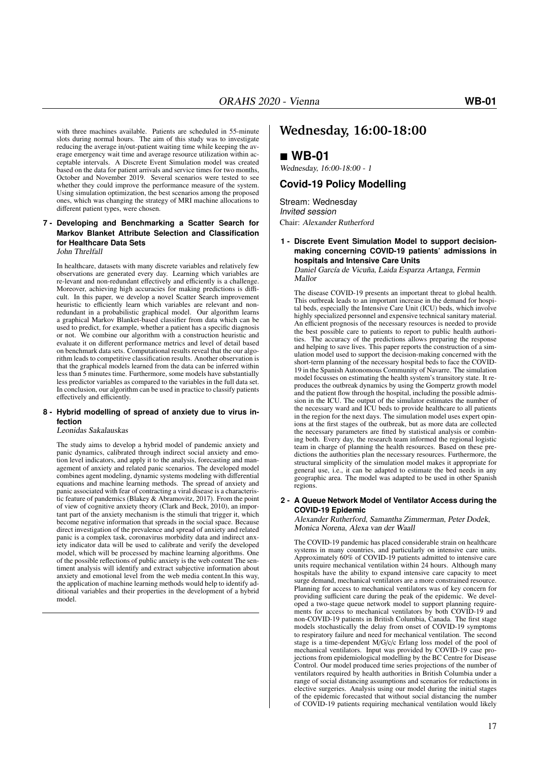with three machines available. Patients are scheduled in 55-minute slots during normal hours. The aim of this study was to investigate reducing the average in/out-patient waiting time while keeping the average emergency wait time and average resource utilization within acceptable intervals. A Discrete Event Simulation model was created based on the data for patient arrivals and service times for two months, October and November 2019. Several scenarios were tested to see whether they could improve the performance measure of the system. Using simulation optimization, the best scenarios among the proposed ones, which was changing the strategy of MRI machine allocations to different patient types, were chosen.

**7 - Developing and Benchmarking a Scatter Search for Markov Blanket Attribute Selection and Classification for Healthcare Data Sets**

*John Threlfall*

In healthcare, datasets with many discrete variables and relatively few observations are generated every day. Learning which variables are re-levant and non-redundant effectively and efficiently is a challenge. Moreover, achieving high accuracies for making predictions is difficult. In this paper, we develop a novel Scatter Search improvement heuristic to efficiently learn which variables are relevant and non-redundant in a probabilistic graphical model. Our algorithm learns a graphical Markov Blanket-based classifier from data which can be used to predict, for example, whether a patient has a specific diagnosis or not. We combine our algorithm with a construction heuristic and evaluate it on different performance metrics and level of detail based on benchmark data sets. Computational results reveal that the our algorithm leads to competitive classification results. Another observation is that the graphical models learned from the data can be inferred within less than 5 minutes time. Furthermore, some models have substantially less predictor variables as compared to the variables in the full data set. In conclusion, our algorithm can be used in practice to classify patients effectively and efficiently.

**8 - Hybrid modelling of spread of anxiety due to virus infection**

*Leonidas Sakalauskas*

The study aims to develop a hybrid model of pandemic anxiety and panic dynamics, calibrated through indirect social anxiety and emotion level indicators, and apply it to the analysis, forecasting and management of anxiety and related panic scenarios. The developed model combines agent modeling, dynamic systems modeling with differential equations and machine learning methods. The spread of anxiety and panic associated with fear of contracting a viral disease is a characteristic feature of pandemics (Blakey & Abramovitz, 2017). From the point of view of cognitive anxiety theory (Clark and Beck, 2010), an important part of the anxiety mechanism is the stimuli that trigger it, which become negative information that spreads in the social space. Because direct investigation of the prevalence and spread of anxiety and related panic is a complex task, coronavirus morbidity data and indirect anxiety indicator data will be used to calibrate and verify the developed model, which will be processed by machine learning algorithms. One of the possible reflections of public anxiety is the web content The sentiment analysis will identify and extract subjective information about anxiety and emotional level from the web media content.In this way, the application of machine learning methods would help to identify additional variables and their properties in the development of a hybrid model.

# Wednesday, 16:00-18:00

## ■ WB-01

*Wednesday, 16:00-18:00 - 1*

### Covid-19 Policy Modelling

Stream: Wednesday
*Invited session*
Chair: *Alexander Rutherford*

**1 - Discrete Event Simulation Model to support decision-making concerning COVID-19 patients' admissions in hospitals and Intensive Care Units**

*Daniel García de Vicuña, Laida Esparza Artanga, Fermin Mallor*

The disease COVID-19 presents an important threat to global health. This outbreak leads to an important increase in the demand for hospital beds, especially the Intensive Care Unit (ICU) beds, which involve highly specialized personnel and expensive technical sanitary material. An efficient prognosis of the necessary resources is needed to provide the best possible care to patients to report to public health authorities. The accuracy of the predictions allows preparing the response and helping to save lives. This paper reports the construction of a simulation model used to support the decision-making concerned with the short-term planning of the necessary hospital beds to face the COVID-19 in the Spanish Autonomous Community of Navarre. The simulation model focusses on estimating the health system's transitory state. It reproduces the outbreak dynamics by using the Gompertz growth model and the patient flow through the hospital, including the possible admission in the ICU. The output of the simulator estimates the number of the necessary ward and ICU beds to provide healthcare to all patients in the region for the next days. The simulation model uses expert opinions at the first stages of the outbreak, but as more data are collected the necessary parameters are fitted by statistical analysis or combining both. Every day, the research team informed the regional logistic team in charge of planning the health resources. Based on these predictions the authorities plan the necessary resources. Furthermore, the structural simplicity of the simulation model makes it appropriate for general use, i.e., it can be adapted to estimate the bed needs in any geographic area. The model was adapted to be used in other Spanish regions.

**2 - A Queue Network Model of Ventilator Access during the COVID-19 Epidemic**

*Alexander Rutherford, Samantha Zimmerman, Peter Dodek, Monica Norena, Alexa van der Waall*

The COVID-19 pandemic has placed considerable strain on healthcare systems in many countries, and particularly on intensive care units. Approximately 60% of COVID-19 patients admitted to intensive care units require mechanical ventilation within 24 hours. Although many hospitals have the ability to expand intensive care capacity to meet surge demand, mechanical ventilators are a more constrained resource. Planning for access to mechanical ventilators was of key concern for providing sufficient care during the peak of the epidemic. We developed a two-stage queue network model to support planning requirements for access to mechanical ventilators by both COVID-19 and non-COVID-19 patients in British Columbia, Canada. The first stage models stochastically the delay from onset of COVID-19 symptoms to respiratory failure and need for mechanical ventilation. The second stage is a time-dependent M/G/c/c Erlang loss model of the pool of mechanical ventilators. Input was provided by COVID-19 case projections from epidemiological modelling by the BC Centre for Disease Control. Our model produced time series projections of the number of ventilators required by health authorities in British Columbia under a range of social distancing assumptions and scenarios for reductions in elective surgeries. Analysis using our model during the initial stages of the epidemic forecasted that without social distancing the number of COVID-19 patients requiring mechanical ventilation would likely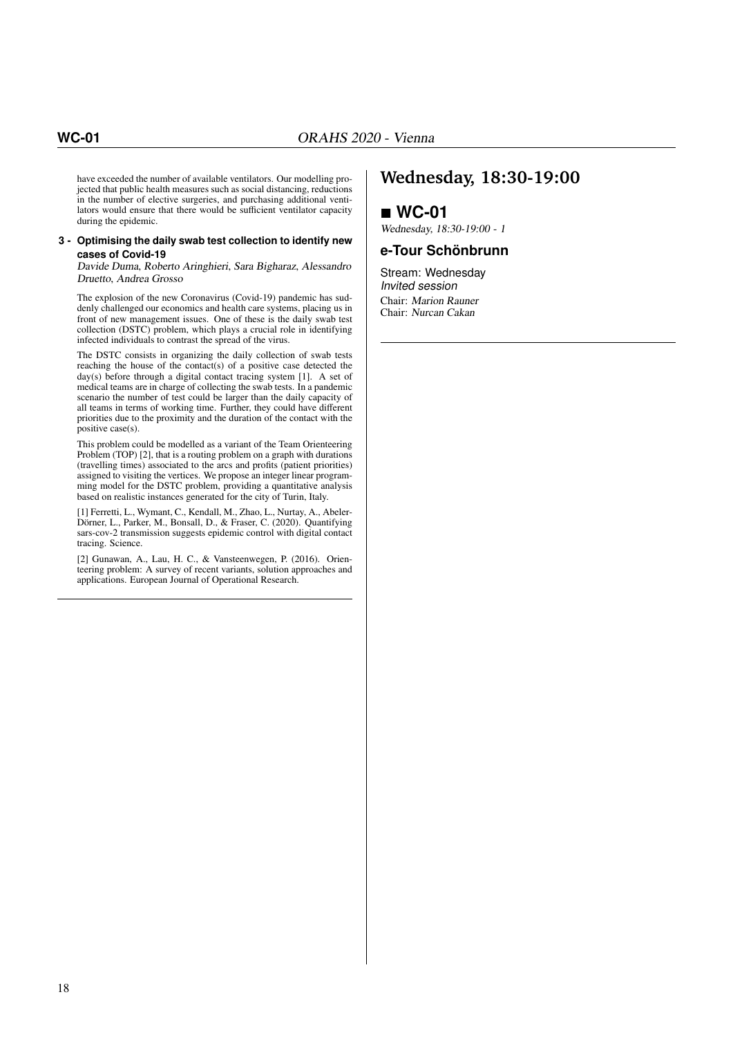have exceeded the number of available ventilators. Our modelling projected that public health measures such as social distancing, reductions in the number of elective surgeries, and purchasing additional ventilators would ensure that there would be sufficient ventilator capacity during the epidemic.

**3 - Optimising the daily swab test collection to identify new cases of Covid-19**

*Davide Duma, Roberto Aringhieri, Sara Bigharaz, Alessandro Druetto, Andrea Grosso*

The explosion of the new Coronavirus (Covid-19) pandemic has suddenly challenged our economics and health care systems, placing us in front of new management issues. One of these is the daily swab test collection (DSTC) problem, which plays a crucial role in identifying infected individuals to contrast the spread of the virus.

The DSTC consists in organizing the daily collection of swab tests reaching the house of the contact(s) of a positive case detected the day(s) before through a digital contact tracing system [1]. A set of medical teams are in charge of collecting the swab tests. In a pandemic scenario the number of test could be larger than the daily capacity of all teams in terms of working time. Further, they could have different priorities due to the proximity and the duration of the contact with the positive case(s).

This problem could be modelled as a variant of the Team Orienteering Problem (TOP) [2], that is a routing problem on a graph with durations (travelling times) associated to the arcs and profits (patient priorities) assigned to visiting the vertices. We propose an integer linear programming model for the DSTC problem, providing a quantitative analysis based on realistic instances generated for the city of Turin, Italy.

[1] Ferretti, L., Wymant, C., Kendall, M., Zhao, L., Nurtay, A., Abeler-Dörner, L., Parker, M., Bonsall, D., & Fraser, C. (2020). Quantifying sars-cov-2 transmission suggests epidemic control with digital contact tracing. Science.

[2] Gunawan, A., Lau, H. C., & Vansteenwegen, P. (2016). Orienteering problem: A survey of recent variants, solution approaches and applications. European Journal of Operational Research.

# Wednesday, 18:30-19:00

## ■ WC-01

*Wednesday, 18:30-19:00 - 1*

### e-Tour Schönbrunn

Stream: Wednesday
*Invited session*
Chair: *Marion Rauner*
Chair: *Nurcan Cakan*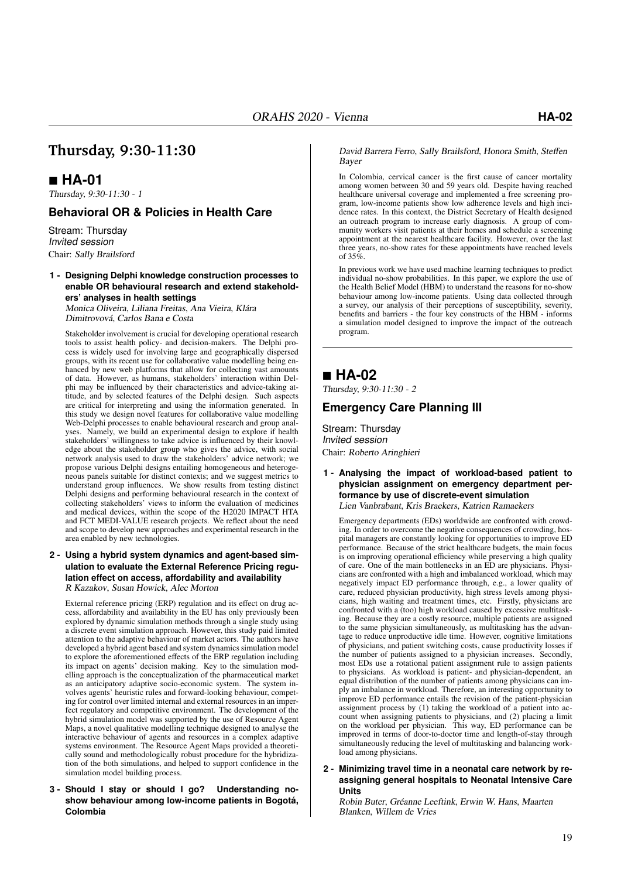# Thursday, 9:30-11:30

## ■ HA-01

*Thursday, 9:30-11:30 - 1*

### Behavioral OR & Policies in Health Care

Stream: Thursday
*Invited session*
Chair: *Sally Brailsford*

**1 - Designing Delphi knowledge construction processes to enable OR behavioural research and extend stakeholders' analyses in health settings**
*Monica Oliveira, Liliana Freitas, Ana Vieira, Klára Dimitrová, Carlos Bana e Costa*

Stakeholder involvement is crucial for developing operational research tools to assist health policy- and decision-makers. The Delphi process is widely used for involving large and geographically dispersed groups, with its recent use for collaborative value modelling being enhanced by new web platforms that allow for collecting vast amounts of data. However, as humans, stakeholders' interaction within Delphi may be influenced by their characteristics and advice-taking attitude, and by selected features of the Delphi design. Such aspects are critical for interpreting and using the information generated. In this study we design novel features for collaborative value modelling Web-Delphi processes to enable behavioural research and group analyses. Namely, we build an experimental design to explore if health stakeholders' willingness to take advice is influenced by their knowledge about the stakeholder group who gives the advice, with social network analysis used to draw the stakeholders' advice network; we propose various Delphi designs entailing homogeneous and heterogeneous panels suitable for distinct contexts; and we suggest metrics to understand group influences. We show results from testing distinct Delphi designs and performing behavioural research in the context of collecting stakeholders' views to inform the evaluation of medicines and medical devices, within the scope of the H2020 IMPACT HTA and FCT MEDI-VALUE research projects. We reflect about the need and scope to develop new approaches and experimental research in the area enabled by new technologies.

**2 - Using a hybrid system dynamics and agent-based simulation to evaluate the External Reference Pricing regulation effect on access, affordability and availability**
*R Kazakov, Susan Howick, Alec Morton*

External reference pricing (ERP) regulation and its effect on drug access, affordability and availability in the EU has only previously been explored by dynamic simulation methods through a single study using a discrete event simulation approach. However, this study paid limited attention to the adaptive behaviour of market actors. The authors have developed a hybrid agent based and system dynamics simulation model to explore the aforementioned effects of the ERP regulation including its impact on agents' decision making. Key to the simulation modelling approach is the conceptualization of the pharmaceutical market as an anticipatory adaptive socio-economic system. The system involves agents' heuristic rules and forward-looking behaviour, competing for control over limited internal and external resources in an imperfect regulatory and competitive environment. The development of the hybrid simulation model was supported by the use of Resource Agent Maps, a novel qualitative modelling technique designed to analyse the interactive behaviour of agents and resources in a complex adaptive systems environment. The Resource Agent Maps provided a theoretically sound and methodologically robust procedure for the hybridization of the both simulations, and helped to support confidence in the simulation model building process.

**3 - Should I stay or should I go? Understanding no-show behaviour among low-income patients in Bogotá, Colombia**
*David Barrera Ferro, Sally Brailsford, Honora Smith, Steffen Bayer*

In Colombia, cervical cancer is the first cause of cancer mortality among women between 30 and 59 years old. Despite having reached healthcare universal coverage and implemented a free screening program, low-income patients show low adherence levels and high incidence rates. In this context, the District Secretary of Health designed an outreach program to increase early diagnosis. A group of community workers visit patients at their homes and schedule a screening appointment at the nearest healthcare facility. However, over the last three years, no-show rates for these appointments have reached levels of 35%.

In previous work we have used machine learning techniques to predict individual no-show probabilities. In this paper, we explore the use of the Health Belief Model (HBM) to understand the reasons for no-show behaviour among low-income patients. Using data collected through a survey, our analysis of their perceptions of susceptibility, severity, benefits and barriers - the four key constructs of the HBM - informs a simulation model designed to improve the impact of the outreach program.

## ■ HA-02

*Thursday, 9:30-11:30 - 2*

### Emergency Care Planning III

Stream: Thursday
*Invited session*
Chair: *Roberto Aringhieri*

**1 - Analysing the impact of workload-based patient to physician assignment on emergency department performance by use of discrete-event simulation**
*Lien Vanbrabant, Kris Braekers, Katrien Ramaekers*

Emergency departments (EDs) worldwide are confronted with crowding. In order to overcome the negative consequences of crowding, hospital managers are constantly looking for opportunities to improve ED performance. Because of the strict healthcare budgets, the main focus is on improving operational efficiency while preserving a high quality of care. One of the main bottlenecks in an ED are physicians. Physicians are confronted with a high and imbalanced workload, which may negatively impact ED performance through, e.g., a lower quality of care, reduced physician productivity, high stress levels among physicians, high waiting and treatment times, etc. Firstly, physicians are confronted with a (too) high workload caused by excessive multitasking. Because they are a costly resource, multiple patients are assigned to the same physician simultaneously, as multitasking has the advantage to reduce unproductive idle time. However, cognitive limitations of physicians, and patient switching costs, cause productivity losses if the number of patients assigned to a physician increases. Secondly, most EDs use a rotational patient assignment rule to assign patients to physicians. As workload is patient- and physician-dependent, an equal distribution of the number of patients among physicians can imply an imbalance in workload. Therefore, an interesting opportunity to improve ED performance entails the revision of the patient-physician assignment process by (1) taking the workload of a patient into account when assigning patients to physicians, and (2) placing a limit on the workload per physician. This way, ED performance can be improved in terms of door-to-doctor time and length-of-stay through simultaneously reducing the level of multitasking and balancing workload among physicians.

**2 - Minimizing travel time in a neonatal care network by reassigning general hospitals to Neonatal Intensive Care Units**
*Robin Buter, Gréanne Leeftink, Erwin W. Hans, Maarten Blanken, Willem de Vries*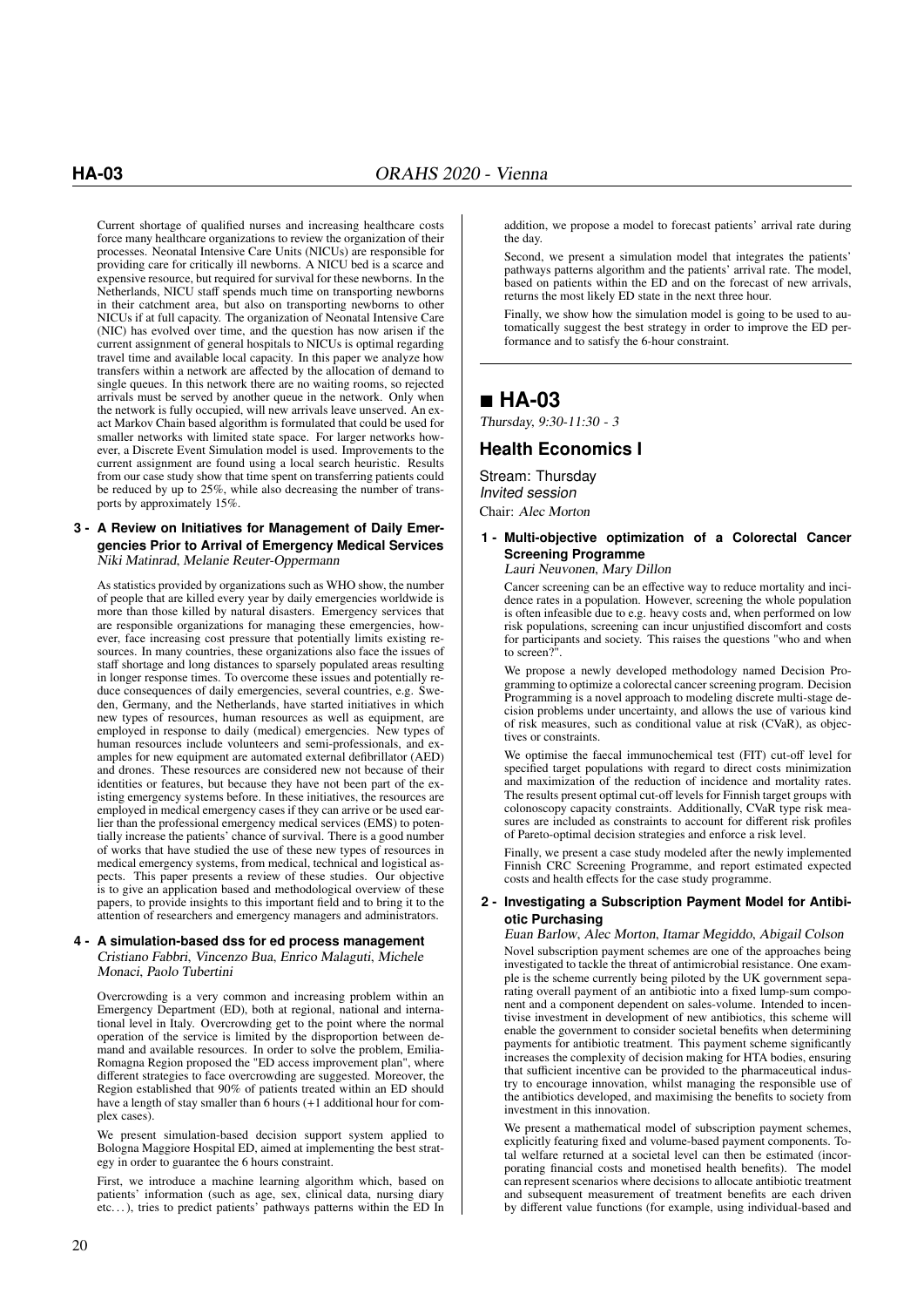Current shortage of qualified nurses and increasing healthcare costs force many healthcare organizations to review the organization of their processes. Neonatal Intensive Care Units (NICUs) are responsible for providing care for critically ill newborns. A NICU bed is a scarce and expensive resource, but required for survival for these newborns. In the Netherlands, NICU staff spends much time on transporting newborns in their catchment area, but also on transporting newborns to other NICUs if at full capacity. The organization of Neonatal Intensive Care (NIC) has evolved over time, and the question has now arisen if the current assignment of general hospitals to NICUs is optimal regarding travel time and available local capacity. In this paper we analyze how transfers within a network are affected by the allocation of demand to single queues. In this network there are no waiting rooms, so rejected arrivals must be served by another queue in the network. Only when the network is fully occupied, will new arrivals leave unserved. An exact Markov Chain based algorithm is formulated that could be used for smaller networks with limited state space. For larger networks however, a Discrete Event Simulation model is used. Improvements to the current assignment are found using a local search heuristic. Results from our case study show that time spent on transferring patients could be reduced by up to 25%, while also decreasing the number of transports by approximately 15%.

**3 - A Review on Initiatives for Management of Daily Emergencies Prior to Arrival of Emergency Medical Services**
*Niki Matinrad, Melanie Reuter-Oppermann*

As statistics provided by organizations such as WHO show, the number of people that are killed every year by daily emergencies worldwide is more than those killed by natural disasters. Emergency services that are responsible organizations for managing these emergencies, however, face increasing cost pressure that potentially limits existing resources. In many countries, these organizations also face the issues of staff shortage and long distances to sparsely populated areas resulting in longer response times. To overcome these issues and potentially reduce consequences of daily emergencies, several countries, e.g. Sweden, Germany, and the Netherlands, have started initiatives in which new types of resources, human resources as well as equipment, are employed in response to daily (medical) emergencies. New types of human resources include volunteers and semi-professionals, and examples for new equipment are automated external defibrillator (AED) and drones. These resources are considered new not because of their identities or features, but because they have not been part of the existing emergency systems before. In these initiatives, the resources are employed in medical emergency cases if they can arrive or be used earlier than the professional emergency medical services (EMS) to potentially increase the patients' chance of survival. There is a good number of works that have studied the use of these new types of resources in medical emergency systems, from medical, technical and logistical aspects. This paper presents a review of these studies. Our objective is to give an application based and methodological overview of these papers, to provide insights to this important field and to bring it to the attention of researchers and emergency managers and administrators.

**4 - A simulation-based dss for ed process management**
*Cristiano Fabbri, Vincenzo Bua, Enrico Malaguti, Michele Monaci, Paolo Tubertini*

Overcrowding is a very common and increasing problem within an Emergency Department (ED), both at regional, national and international level in Italy. Overcrowding get to the point where the normal operation of the service is limited by the disproportion between demand and available resources. In order to solve the problem, Emilia-Romagna Region proposed the "ED access improvement plan", where different strategies to face overcrowding are suggested. Moreover, the Region established that 90% of patients treated within an ED should have a length of stay smaller than 6 hours (+1 additional hour for complex cases).

We present simulation-based decision support system applied to Bologna Maggiore Hospital ED, aimed at implementing the best strategy in order to guarantee the 6 hours constraint.

First, we introduce a machine learning algorithm which, based on patients' information (such as age, sex, clinical data, nursing diary etc…), tries to predict patients' pathways patterns within the ED In addition, we propose a model to forecast patients' arrival rate during the day.

Second, we present a simulation model that integrates the patients' pathways patterns algorithm and the patients' arrival rate. The model, based on patients within the ED and on the forecast of new arrivals, returns the most likely ED state in the next three hour.

Finally, we show how the simulation model is going to be used to automatically suggest the best strategy in order to improve the ED performance and to satisfy the 6-hour constraint.

## ■ HA-03

*Thursday, 9:30-11:30 - 3*

### Health Economics I

Stream: Thursday
*Invited session*
Chair: *Alec Morton*

**1 - Multi-objective optimization of a Colorectal Cancer Screening Programme**
*Lauri Neuvonen, Mary Dillon*

Cancer screening can be an effective way to reduce mortality and incidence rates in a population. However, screening the whole population is often infeasible due to e.g. heavy costs and, when performed on low risk populations, screening can incur unjustified discomfort and costs for participants and society. This raises the questions "who and when to screen?".

We propose a newly developed methodology named Decision Programming to optimize a colorectal cancer screening program. Decision Programming is a novel approach to modeling discrete multi-stage decision problems under uncertainty, and allows the use of various kind of risk measures, such as conditional value at risk (CVaR), as objectives or constraints.

We optimise the faecal immunochemical test (FIT) cut-off level for specified target populations with regard to direct costs minimization and maximization of the reduction of incidence and mortality rates. The results present optimal cut-off levels for Finnish target groups with colonoscopy capacity constraints. Additionally, CVaR type risk measures are included as constraints to account for different risk profiles of Pareto-optimal decision strategies and enforce a risk level.

Finally, we present a case study modeled after the newly implemented Finnish CRC Screening Programme, and report estimated expected costs and health effects for the case study programme.

**2 - Investigating a Subscription Payment Model for Antibiotic Purchasing**
*Euan Barlow, Alec Morton, Itamar Megiddo, Abigail Colson*

Novel subscription payment schemes are one of the approaches being investigated to tackle the threat of antimicrobial resistance. One example is the scheme currently being piloted by the UK government separating overall payment of an antibiotic into a fixed lump-sum component and a component dependent on sales-volume. Intended to incentivise investment in development of new antibiotics, this scheme will enable the government to consider societal benefits when determining payments for antibiotic treatment. This payment scheme significantly increases the complexity of decision making for HTA bodies, ensuring that sufficient incentive can be provided to the pharmaceutical industry to encourage innovation, whilst managing the responsible use of the antibiotics developed, and maximising the benefits to society from investment in this innovation.

We present a mathematical model of subscription payment schemes, explicitly featuring fixed and volume-based payment components. Total welfare returned at a societal level can then be estimated (incorporating financial costs and monetised health benefits). The model can represent scenarios where decisions to allocate antibiotic treatment and subsequent measurement of treatment benefits are each driven by different value functions (for example, using individual-based and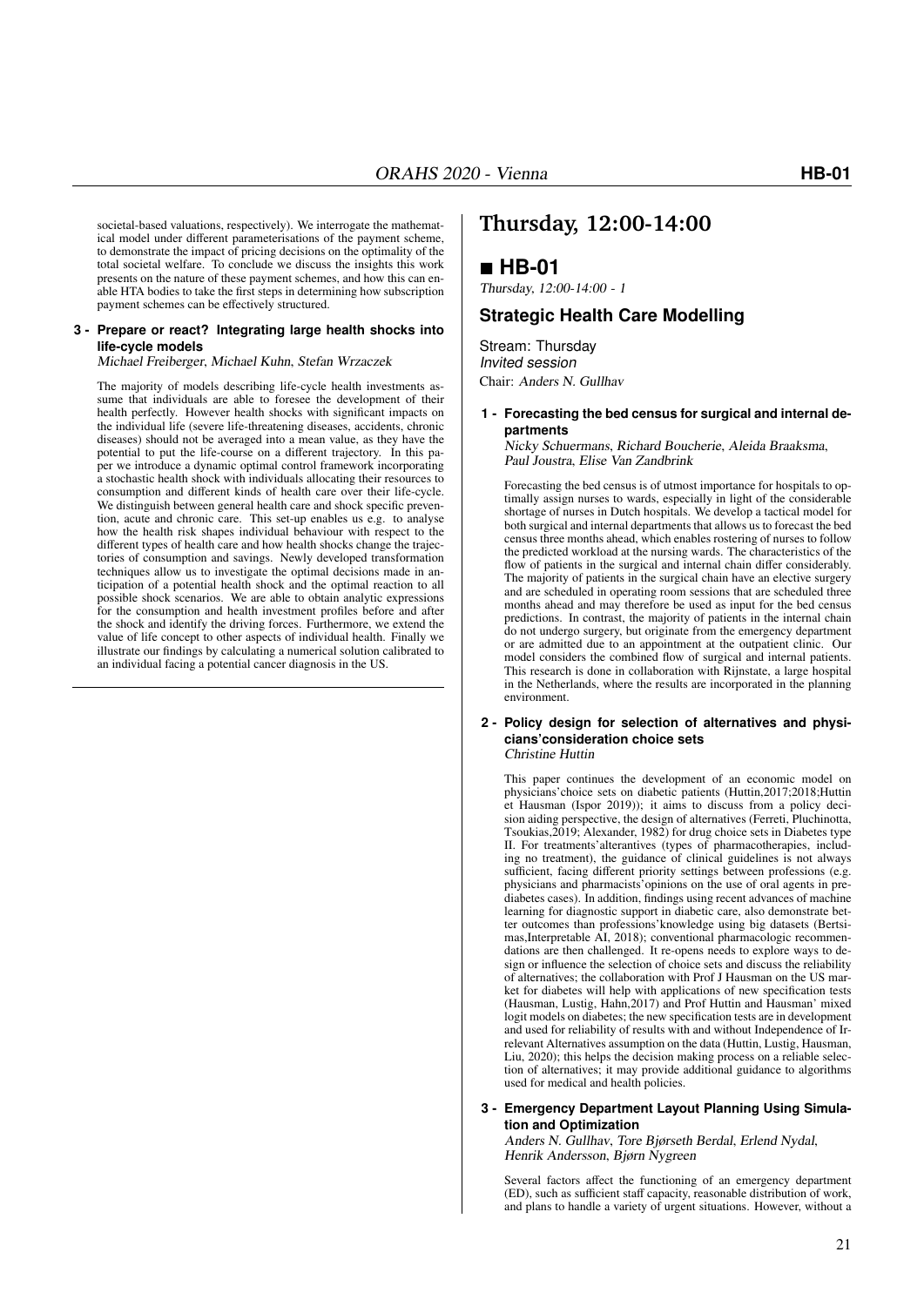societal-based valuations, respectively). We interrogate the mathematical model under different parameterisations of the payment scheme, to demonstrate the impact of pricing decisions on the optimality of the total societal welfare. To conclude we discuss the insights this work presents on the nature of these payment schemes, and how this can enable HTA bodies to take the first steps in determining how subscription payment schemes can be effectively structured.

**3 - Prepare or react? Integrating large health shocks into life-cycle models**

*Michael Freiberger, Michael Kuhn, Stefan Wrzaczek*

The majority of models describing life-cycle health investments assume that individuals are able to foresee the development of their health perfectly. However health shocks with significant impacts on the individual life (severe life-threatening diseases, accidents, chronic diseases) should not be averaged into a mean value, as they have the potential to put the life-course on a different trajectory. In this paper we introduce a dynamic optimal control framework incorporating a stochastic health shock with individuals allocating their resources to consumption and different kinds of health care over their life-cycle. We distinguish between general health care and shock specific prevention, acute and chronic care. This set-up enables us e.g. to analyse how the health risk shapes individual behaviour with respect to the different types of health care and how health shocks change the trajectories of consumption and savings. Newly developed transformation techniques allow us to investigate the optimal decisions made in anticipation of a potential health shock and the optimal reaction to all possible shock scenarios. We are able to obtain analytic expressions for the consumption and health investment profiles before and after the shock and identify the driving forces. Furthermore, we extend the value of life concept to other aspects of individual health. Finally we illustrate our findings by calculating a numerical solution calibrated to an individual facing a potential cancer diagnosis in the US.

# Thursday, 12:00-14:00

## ■ HB-01

*Thursday, 12:00-14:00 - 1*

### Strategic Health Care Modelling

Stream: Thursday
*Invited session*
Chair: *Anders N. Gullhav*

**1 - Forecasting the bed census for surgical and internal departments**

*Nicky Schuermans, Richard Boucherie, Aleida Braaksma, Paul Joustra, Elise Van Zandbrink*

Forecasting the bed census is of utmost importance for hospitals to optimally assign nurses to wards, especially in light of the considerable shortage of nurses in Dutch hospitals. We develop a tactical model for both surgical and internal departments that allows us to forecast the bed census three months ahead, which enables rostering of nurses to follow the predicted workload at the nursing wards. The characteristics of the flow of patients in the surgical and internal chain differ considerably. The majority of patients in the surgical chain have an elective surgery and are scheduled in operating room sessions that are scheduled three months ahead and may therefore be used as input for the bed census predictions. In contrast, the majority of patients in the internal chain do not undergo surgery, but originate from the emergency department or are admitted due to an appointment at the outpatient clinic. Our model considers the combined flow of surgical and internal patients. This research is done in collaboration with Rijnstate, a large hospital in the Netherlands, where the results are incorporated in the planning environment.

**2 - Policy design for selection of alternatives and physicians'consideration choice sets**

*Christine Huttin*

This paper continues the development of an economic model on physicians'choice sets on diabetic patients (Huttin,2017;2018;Huttin et Hausman (Ispor 2019)); it aims to discuss from a policy decision aiding perspective, the design of alternatives (Ferreti, Pluchinotta, Tsoukias,2019; Alexander, 1982) for drug choice sets in Diabetes type II. For treatments'alterantives (types of pharmacotherapies, including no treatment), the guidance of clinical guidelines is not always sufficient, facing different priority settings between professions (e.g. physicians and pharmacists'opinions on the use of oral agents in prediabetes cases). In addition, findings using recent advances of machine learning for diagnostic support in diabetic care, also demonstrate better outcomes than professions'knowledge using big datasets (Bertsimas,Interpretable AI, 2018); conventional pharmacologic recommendations are then challenged. It re-opens needs to explore ways to design or influence the selection of choice sets and discuss the reliability of alternatives; the collaboration with Prof J Hausman on the US market for diabetes will help with applications of new specification tests (Hausman, Lustig, Hahn,2017) and Prof Huttin and Hausman' mixed logit models on diabetes; the new specification tests are in development and used for reliability of results with and without Independence of Irrelevant Alternatives assumption on the data (Huttin, Lustig, Hausman, Liu, 2020); this helps the decision making process on a reliable selection of alternatives; it may provide additional guidance to algorithms used for medical and health policies.

**3 - Emergency Department Layout Planning Using Simulation and Optimization**

*Anders N. Gullhav, Tore Bjørseth Berdal, Erlend Nydal, Henrik Andersson, Bjørn Nygreen*

Several factors affect the functioning of an emergency department (ED), such as sufficient staff capacity, reasonable distribution of work, and plans to handle a variety of urgent situations. However, without a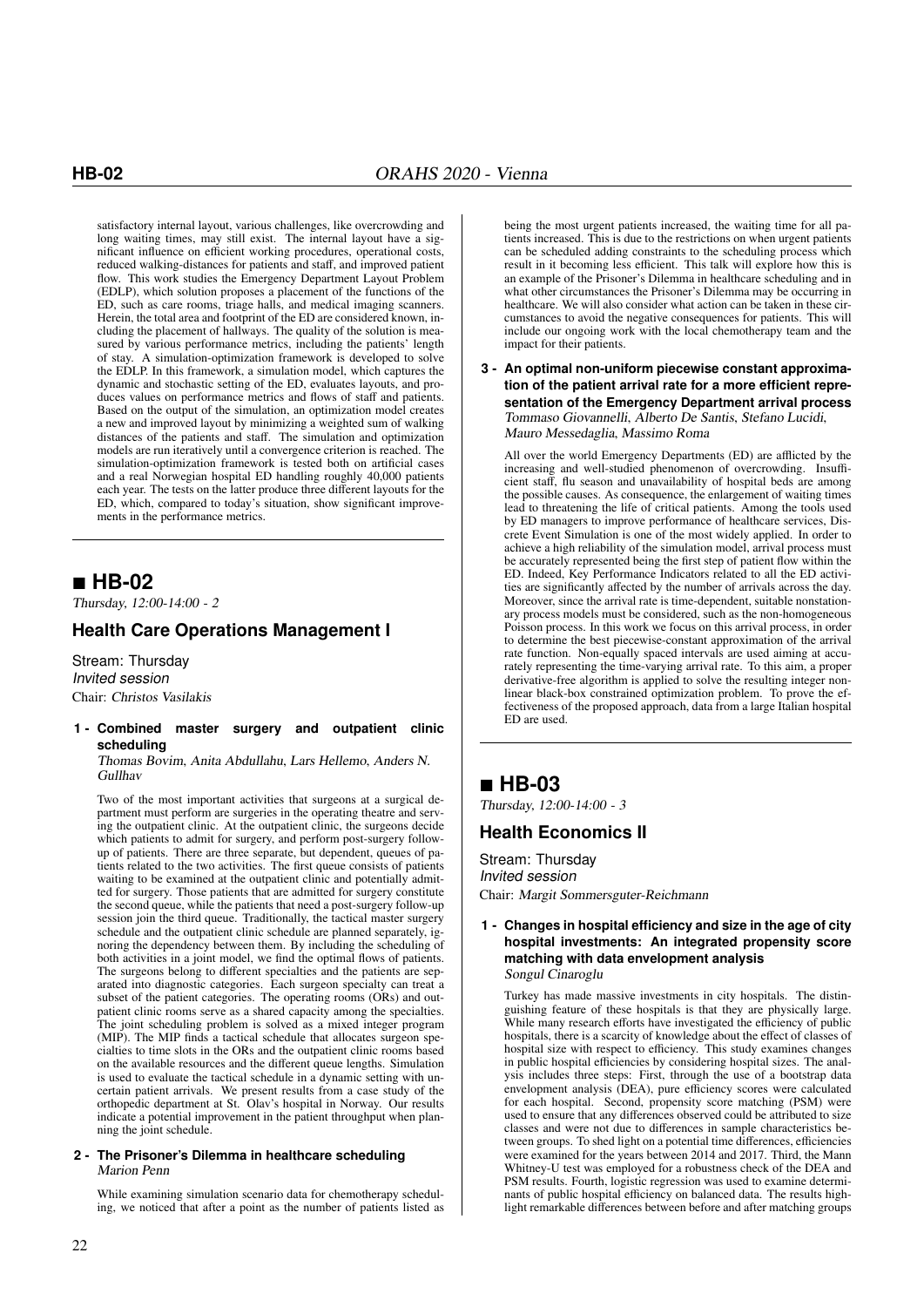satisfactory internal layout, various challenges, like overcrowding and long waiting times, may still exist. The internal layout have a significant influence on efficient working procedures, operational costs, reduced walking-distances for patients and staff, and improved patient flow. This work studies the Emergency Department Layout Problem (EDLP), which solution proposes a placement of the functions of the ED, such as care rooms, triage halls, and medical imaging scanners. Herein, the total area and footprint of the ED are considered known, including the placement of hallways. The quality of the solution is measured by various performance metrics, including the patients' length of stay. A simulation-optimization framework is developed to solve the EDLP. In this framework, a simulation model, which captures the dynamic and stochastic setting of the ED, evaluates layouts, and produces values on performance metrics and flows of staff and patients. Based on the output of the simulation, an optimization model creates a new and improved layout by minimizing a weighted sum of walking distances of the patients and staff. The simulation and optimization models are run iteratively until a convergence criterion is reached. The simulation-optimization framework is tested both on artificial cases and a real Norwegian hospital ED handling roughly 40,000 patients each year. The tests on the latter produce three different layouts for the ED, which, compared to today's situation, show significant improvements in the performance metrics.

## ■ HB-02

*Thursday, 12:00-14:00 - 2*

### Health Care Operations Management I

Stream: Thursday
*Invited session*
Chair: *Christos Vasilakis*

**1 - Combined master surgery and outpatient clinic scheduling**
*Thomas Bovim, Anita Abdullahu, Lars Hellemo, Anders N. Gullhav*

Two of the most important activities that surgeons at a surgical department must perform are surgeries in the operating theatre and serving the outpatient clinic. At the outpatient clinic, the surgeons decide which patients to admit for surgery, and perform post-surgery follow-up of patients. There are three separate, but dependent, queues of patients related to the two activities. The first queue consists of patients waiting to be examined at the outpatient clinic and potentially admitted for surgery. Those patients that are admitted for surgery constitute the second queue, while the patients that need a post-surgery follow-up session join the third queue. Traditionally, the tactical master surgery schedule and the outpatient clinic schedule are planned separately, ignoring the dependency between them. By including the scheduling of both activities in a joint model, we find the optimal flows of patients. The surgeons belong to different specialties and the patients are separated into diagnostic categories. Each surgeon specialty can treat a subset of the patient categories. The operating rooms (ORs) and outpatient clinic rooms serve as a shared capacity among the specialties. The joint scheduling problem is solved as a mixed integer program (MIP). The MIP finds a tactical schedule that allocates surgeon specialties to time slots in the ORs and the outpatient clinic rooms based on the available resources and the different queue lengths. Simulation is used to evaluate the tactical schedule in a dynamic setting with uncertain patient arrivals. We present results from a case study of the orthopedic department at St. Olav's hospital in Norway. Our results indicate a potential improvement in the patient throughput when planning the joint schedule.

**2 - The Prisoner's Dilemma in healthcare scheduling**
*Marion Penn*

While examining simulation scenario data for chemotherapy scheduling, we noticed that after a point as the number of patients listed as being the most urgent patients increased, the waiting time for all patients increased. This is due to the restrictions on when urgent patients can be scheduled adding constraints to the scheduling process which result in it becoming less efficient. This talk will explore how this is an example of the Prisoner's Dilemma in healthcare scheduling and in what other circumstances the Prisoner's Dilemma may be occurring in healthcare. We will also consider what action can be taken in these circumstances to avoid the negative consequences for patients. This will include our ongoing work with the local chemotherapy team and the impact for their patients.

**3 - An optimal non-uniform piecewise constant approximation of the patient arrival rate for a more efficient representation of the Emergency Department arrival process**
*Tommaso Giovannelli, Alberto De Santis, Stefano Lucidi, Mauro Messedaglia, Massimo Roma*

All over the world Emergency Departments (ED) are afflicted by the increasing and well-studied phenomenon of overcrowding. Insufficient staff, flu season and unavailability of hospital beds are among the possible causes. As consequence, the enlargement of waiting times lead to threatening the life of critical patients. Among the tools used by ED managers to improve performance of healthcare services, Discrete Event Simulation is one of the most widely applied. In order to achieve a high reliability of the simulation model, arrival process must be accurately represented being the first step of patient flow within the ED. Indeed, Key Performance Indicators related to all the ED activities are significantly affected by the number of arrivals across the day. Moreover, since the arrival rate is time-dependent, suitable nonstationary process models must be considered, such as the non-homogeneous Poisson process. In this work we focus on this arrival process, in order to determine the best piecewise-constant approximation of the arrival rate function. Non-equally spaced intervals are used aiming at accurately representing the time-varying arrival rate. To this aim, a proper derivative-free algorithm is applied to solve the resulting integer nonlinear black-box constrained optimization problem. To prove the effectiveness of the proposed approach, data from a large Italian hospital ED are used.

## ■ HB-03

*Thursday, 12:00-14:00 - 3*

### Health Economics II

Stream: Thursday
*Invited session*
Chair: *Margit Sommersguter-Reichmann*

**1 - Changes in hospital efficiency and size in the age of city hospital investments: An integrated propensity score matching with data envelopment analysis**
*Songul Cinaroglu*

Turkey has made massive investments in city hospitals. The distinguishing feature of these hospitals is that they are physically large. While many research efforts have investigated the efficiency of public hospitals, there is a scarcity of knowledge about the effect of classes of hospital size with respect to efficiency. This study examines changes in public hospital efficiencies by considering hospital sizes. The analysis includes three steps: First, through the use of a bootstrap data envelopment analysis (DEA), pure efficiency scores were calculated for each hospital. Second, propensity score matching (PSM) were used to ensure that any differences observed could be attributed to size classes and were not due to differences in sample characteristics between groups. To shed light on a potential time differences, efficiencies were examined for the years between 2014 and 2017. Third, the Mann Whitney-U test was employed for a robustness check of the DEA and PSM results. Fourth, logistic regression was used to examine determinants of public hospital efficiency on balanced data. The results highlight remarkable differences between before and after matching groups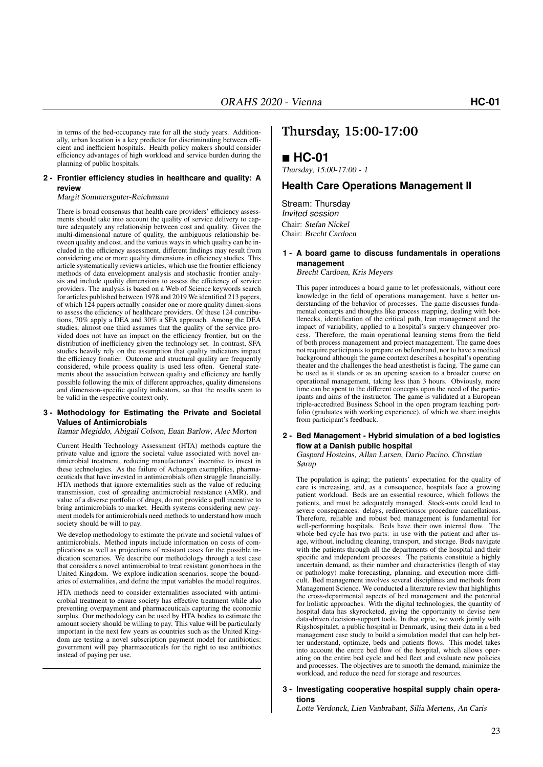in terms of the bed-occupancy rate for all the study years. Additionally, urban location is a key predictor for discriminating between efficient and inefficient hospitals. Health policy makers should consider efficiency advantages of high workload and service burden during the planning of public hospitals.

**2 - Frontier efficiency studies in healthcare and quality: A review**

*Margit Sommersguter-Reichmann*

There is broad consensus that health care providers' efficiency assessments should take into account the quality of service delivery to capture adequately any relationship between cost and quality. Given the multi-dimensional nature of quality, the ambiguous relationship between quality and cost, and the various ways in which quality can be included in the efficiency assessment, different findings may result from considering one or more quality dimensions in efficiency studies. This article systematically reviews articles, which use the frontier efficiency methods of data envelopment analysis and stochastic frontier analysis and include quality dimensions to assess the efficiency of service providers. The analysis is based on a Web of Science keywords search for articles published between 1978 and 2019 We identified 213 papers, of which 124 papers actually consider one or more quality dimen-sions to assess the efficiency of healthcare providers. Of these 124 contributions, 70% apply a DEA and 30% a SFA approach. Among the DEA studies, almost one third assumes that the quality of the service provided does not have an impact on the efficiency frontier, but on the distribution of inefficiency given the technology set. In contrast, SFA studies heavily rely on the assumption that quality indicators impact the efficiency frontier. Outcome and structural quality are frequently considered, while process quality is used less often. General statements about the association between quality and efficiency are hardly possible following the mix of different approaches, quality dimensions and dimension-specific quality indicators, so that the results seem to be valid in the respective context only.

**3 - Methodology for Estimating the Private and Societal Values of Antimicrobials**

*Itamar Megiddo, Abigail Colson, Euan Barlow, Alec Morton*

Current Health Technology Assessment (HTA) methods capture the private value and ignore the societal value associated with novel antimicrobial treatment, reducing manufacturers' incentive to invest in these technologies. As the failure of Achaogen exemplifies, pharmaceuticals that have invested in antimicrobials often struggle financially. HTA methods that ignore externalities such as the value of reducing transmission, cost of spreading antimicrobial resistance (AMR), and value of a diverse portfolio of drugs, do not provide a pull incentive to bring antimicrobials to market. Health systems considering new payment models for antimicrobials need methods to understand how much society should be will to pay.

We develop methodology to estimate the private and societal values of antimicrobials. Method inputs include information on costs of complications as well as projections of resistant cases for the possible indication scenarios. We describe our methodology through a test case that considers a novel antimicrobial to treat resistant gonorrhoea in the United Kingdom. We explore indication scenarios, scope the boundaries of externalities, and define the input variables the model requires.

HTA methods need to consider externalities associated with antimicrobial treatment to ensure society has effective treatment while also preventing overpayment and pharmaceuticals capturing the economic surplus. Our methodology can be used by HTA bodies to estimate the amount society should be willing to pay. This value will be particularly important in the next few years as countries such as the United Kingdom are testing a novel subscription payment model for antibiotics: government will pay pharmaceuticals for the right to use antibiotics instead of paying per use.

# Thursday, 15:00-17:00

## ■ HC-01

*Thursday, 15:00-17:00 - 1*

### Health Care Operations Management II

Stream: Thursday
*Invited session*
Chair: *Stefan Nickel*
Chair: *Brecht Cardoen*

**1 - A board game to discuss fundamentals in operations management**

*Brecht Cardoen, Kris Meyers*

This paper introduces a board game to let professionals, without core knowledge in the field of operations management, have a better understanding of the behavior of processes. The game discusses fundamental concepts and thoughts like process mapping, dealing with bottlenecks, identification of the critical path, lean management and the impact of variability, applied to a hospital's surgery changeover process. Therefore, the main operational learning stems from the field of both process management and project management. The game does not require participants to prepare on beforehand, nor to have a medical background although the game context describes a hospital's operating theater and the challenges the head anesthetist is facing. The game can be used as it stands or as an opening session to a broader course on operational management, taking less than 3 hours. Obviously, more time can be spent to the different concepts upon the need of the participants and aims of the instructor. The game is validated at a European triple-accredited Business School in the open program teaching portfolio (graduates with working experience), of which we share insights from participant's feedback.

**2 - Bed Management - Hybrid simulation of a bed logistics flow at a Danish public hospital**

*Gaspard Hosteins, Allan Larsen, Dario Pacino, Christian Sørup*

The population is aging; the patients' expectation for the quality of care is increasing, and, as a consequence, hospitals face a growing patient workload. Beds are an essential resource, which follows the patients, and must be adequately managed. Stock-outs could lead to severe consequences: delays, redirectionsor procedure cancellations. Therefore, reliable and robust bed management is fundamental for well-performing hospitals. Beds have their own internal flow. The whole bed cycle has two parts: in use with the patient and after usage, without, including cleaning, transport, and storage. Beds navigate with the patients through all the departments of the hospital and their specific and independent processes. The patients constitute a highly uncertain demand, as their number and characteristics (length of stay or pathology) make forecasting, planning, and execution more difficult. Bed management involves several disciplines and methods from Management Science. We conducted a literature review that highlights the cross-departmental aspects of bed management and the potential for holistic approaches. With the digital technologies, the quantity of hospital data has skyrocketed, giving the opportunity to devise new data-driven decision-support tools. In that optic, we work jointly with Rigshospitalet, a public hospital in Denmark, using their data in a bed management case study to build a simulation model that can help better understand, optimize, beds and patients flows. This model takes into account the entire bed flow of the hospital, which allows operating on the entire bed cycle and bed fleet and evaluate new policies and processes. The objectives are to smooth the demand, minimize the workload, and reduce the need for storage and resources.

**3 - Investigating cooperative hospital supply chain operations**

*Lotte Verdonck, Lien Vanbrabant, Silia Mertens, An Caris*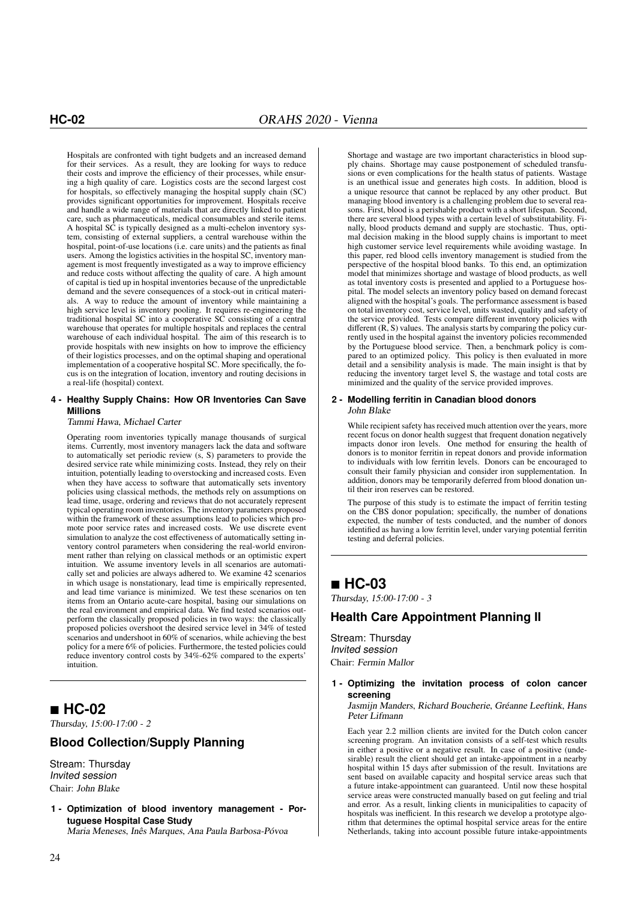Hospitals are confronted with tight budgets and an increased demand for their services. As a result, they are looking for ways to reduce their costs and improve the efficiency of their processes, while ensuring a high quality of care. Logistics costs are the second largest cost for hospitals, so effectively managing the hospital supply chain (SC) provides significant opportunities for improvement. Hospitals receive and handle a wide range of materials that are directly linked to patient care, such as pharmaceuticals, medical consumables and sterile items. A hospital SC is typically designed as a multi-echelon inventory system, consisting of external suppliers, a central warehouse within the hospital, point-of-use locations (i.e. care units) and the patients as final users. Among the logistics activities in the hospital SC, inventory management is most frequently investigated as a way to improve efficiency and reduce costs without affecting the quality of care. A high amount of capital is tied up in hospital inventories because of the unpredictable demand and the severe consequences of a stock-out in critical materials. A way to reduce the amount of inventory while maintaining a high service level is inventory pooling. It requires re-engineering the traditional hospital SC into a cooperative SC consisting of a central warehouse that operates for multiple hospitals and replaces the central warehouse of each individual hospital. The aim of this research is to provide hospitals with new insights on how to improve the efficiency of their logistics processes, and on the optimal shaping and operational implementation of a cooperative hospital SC. More specifically, the focus is on the integration of location, inventory and routing decisions in a real-life (hospital) context.

#### 4 - Healthy Supply Chains: How OR Inventories Can Save Millions

*Tammi Hawa, Michael Carter*

Operating room inventories typically manage thousands of surgical items. Currently, most inventory managers lack the data and software to automatically set periodic review (s, S) parameters to provide the desired service rate while minimizing costs. Instead, they rely on their intuition, potentially leading to overstocking and increased costs. Even when they have access to software that automatically sets inventory policies using classical methods, the methods rely on assumptions on lead time, usage, ordering and reviews that do not accurately represent typical operating room inventories. The inventory parameters proposed within the framework of these assumptions lead to policies which promote poor service rates and increased costs. We use discrete event simulation to analyze the cost effectiveness of automatically setting inventory control parameters when considering the real-world environment rather than relying on classical methods or an optimistic expert intuition. We assume inventory levels in all scenarios are automatically set and policies are always adhered to. We examine 42 scenarios in which usage is nonstationary, lead time is empirically represented, and lead time variance is minimized. We test these scenarios on ten items from an Ontario acute-care hospital, basing our simulations on the real environment and empirical data. We find tested scenarios outperform the classically proposed policies in two ways: the classically proposed policies overshoot the desired service level in 34% of tested scenarios and undershoot in 60% of scenarios, while achieving the best policy for a mere 6% of policies. Furthermore, the tested policies could reduce inventory control costs by 34%-62% compared to the experts' intuition.

## ■ HC-02

*Thursday, 15:00-17:00 - 2*

### Blood Collection/Supply Planning

Stream: Thursday
*Invited session*
Chair: *John Blake*

#### 1 - Optimization of blood inventory management - Portuguese Hospital Case Study

*Maria Meneses, Inês Marques, Ana Paula Barbosa-Póvoa*

Shortage and wastage are two important characteristics in blood supply chains. Shortage may cause postponement of scheduled transfusions or even complications for the health status of patients. Wastage is an unethical issue and generates high costs. In addition, blood is a unique resource that cannot be replaced by any other product. But managing blood inventory is a challenging problem due to several reasons. First, blood is a perishable product with a short lifespan. Second, there are several blood types with a certain level of substitutability. Finally, blood products demand and supply are stochastic. Thus, optimal decision making in the blood supply chains is important to meet high customer service level requirements while avoiding wastage. In this paper, red blood cells inventory management is studied from the perspective of the hospital blood banks. To this end, an optimization model that minimizes shortage and wastage of blood products, as well as total inventory costs is presented and applied to a Portuguese hospital. The model selects an inventory policy based on demand forecast aligned with the hospital's goals. The performance assessment is based on total inventory cost, service level, units wasted, quality and safety of the service provided. Tests compare different inventory policies with different (R, S) values. The analysis starts by comparing the policy currently used in the hospital against the inventory policies recommended by the Portuguese blood service. Then, a benchmark policy is compared to an optimized policy. This policy is then evaluated in more detail and a sensibility analysis is made. The main insight is that by reducing the inventory target level S, the wastage and total costs are minimized and the quality of the service provided improves.

#### 2 - Modelling ferritin in Canadian blood donors

*John Blake*

While recipient safety has received much attention over the years, more recent focus on donor health suggest that frequent donation negatively impacts donor iron levels. One method for ensuring the health of donors is to monitor ferritin in repeat donors and provide information to individuals with low ferritin levels. Donors can be encouraged to consult their family physician and consider iron supplementation. In addition, donors may be temporarily deferred from blood donation until their iron reserves can be restored.

The purpose of this study is to estimate the impact of ferritin testing on the CBS donor population; specifically, the number of donations expected, the number of tests conducted, and the number of donors identified as having a low ferritin level, under varying potential ferritin testing and deferral policies.

## ■ HC-03

*Thursday, 15:00-17:00 - 3*

### Health Care Appointment Planning II

Stream: Thursday
*Invited session*
Chair: *Fermin Mallor*

#### 1 - Optimizing the invitation process of colon cancer screening

*Jasmijn Manders, Richard Boucherie, Gréanne Leeftink, Hans Peter Lifmann*

Each year 2.2 million clients are invited for the Dutch colon cancer screening program. An invitation consists of a self-test which results in either a positive or a negative result. In case of a positive (undesirable) result the client should get an intake-appointment in a nearby hospital within 15 days after submission of the result. Invitations are sent based on available capacity and hospital service areas such that a future intake-appointment can guaranteed. Until now these hospital service areas were constructed manually based on gut feeling and trial and error. As a result, linking clients in municipalities to capacity of hospitals was inefficient. In this research we develop a prototype algorithm that determines the optimal hospital service areas for the entire Netherlands, taking into account possible future intake-appointments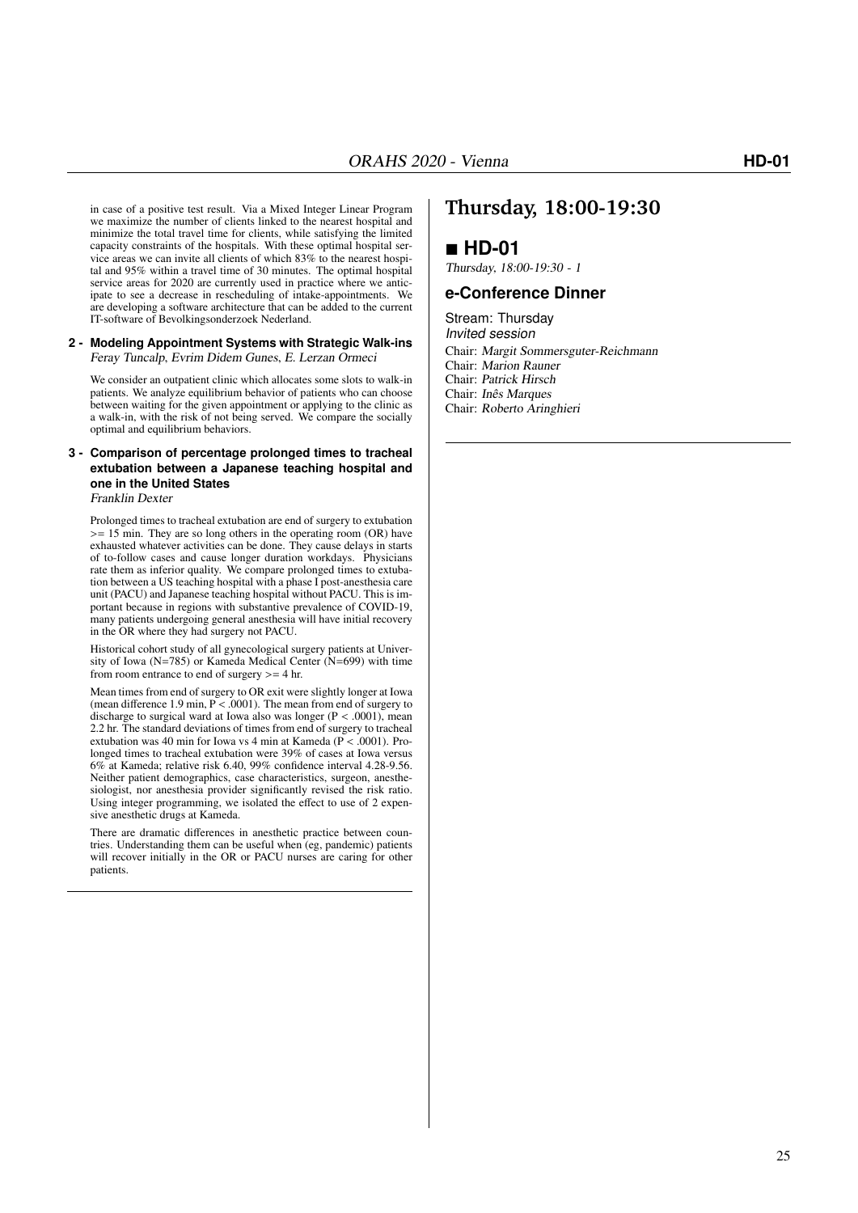in case of a positive test result. Via a Mixed Integer Linear Program we maximize the number of clients linked to the nearest hospital and minimize the total travel time for clients, while satisfying the limited capacity constraints of the hospitals. With these optimal hospital service areas we can invite all clients of which 83% to the nearest hospital and 95% within a travel time of 30 minutes. The optimal hospital service areas for 2020 are currently used in practice where we anticipate to see a decrease in rescheduling of intake-appointments. We are developing a software architecture that can be added to the current IT-software of Bevolkingsonderzoek Nederland.

**2 - Modeling Appointment Systems with Strategic Walk-ins**
*Feray Tuncalp, Evrim Didem Gunes, E. Lerzan Ormeci*

We consider an outpatient clinic which allocates some slots to walk-in patients. We analyze equilibrium behavior of patients who can choose between waiting for the given appointment or applying to the clinic as a walk-in, with the risk of not being served. We compare the socially optimal and equilibrium behaviors.

**3 - Comparison of percentage prolonged times to tracheal extubation between a Japanese teaching hospital and one in the United States**
*Franklin Dexter*

Prolonged times to tracheal extubation are end of surgery to extubation >= 15 min. They are so long others in the operating room (OR) have exhausted whatever activities can be done. They cause delays in starts of to-follow cases and cause longer duration workdays. Physicians rate them as inferior quality. We compare prolonged times to extubation between a US teaching hospital with a phase I post-anesthesia care unit (PACU) and Japanese teaching hospital without PACU. This is important because in regions with substantive prevalence of COVID-19, many patients undergoing general anesthesia will have initial recovery in the OR where they had surgery not PACU.

Historical cohort study of all gynecological surgery patients at University of Iowa (N=785) or Kameda Medical Center (N=699) with time from room entrance to end of surgery >= 4 hr.

Mean times from end of surgery to OR exit were slightly longer at Iowa (mean difference 1.9 min, P < .0001). The mean from end of surgery to discharge to surgical ward at Iowa also was longer (P < .0001), mean 2.2 hr. The standard deviations of times from end of surgery to tracheal extubation was 40 min for Iowa vs 4 min at Kameda (P < .0001). Prolonged times to tracheal extubation were 39% of cases at Iowa versus 6% at Kameda; relative risk 6.40, 99% confidence interval 4.28-9.56. Neither patient demographics, case characteristics, surgeon, anesthesiologist, nor anesthesia provider significantly revised the risk ratio. Using integer programming, we isolated the effect to use of 2 expensive anesthetic drugs at Kameda.

There are dramatic differences in anesthetic practice between countries. Understanding them can be useful when (eg, pandemic) patients will recover initially in the OR or PACU nurses are caring for other patients.

# Thursday, 18:00-19:30

## ■ HD-01

*Thursday, 18:00-19:30 - 1*

### e-Conference Dinner

Stream: Thursday
*Invited session*
Chair: *Margit Sommersguter-Reichmann*
Chair: *Marion Rauner*
Chair: *Patrick Hirsch*
Chair: *Inês Marques*
Chair: *Roberto Aringhieri*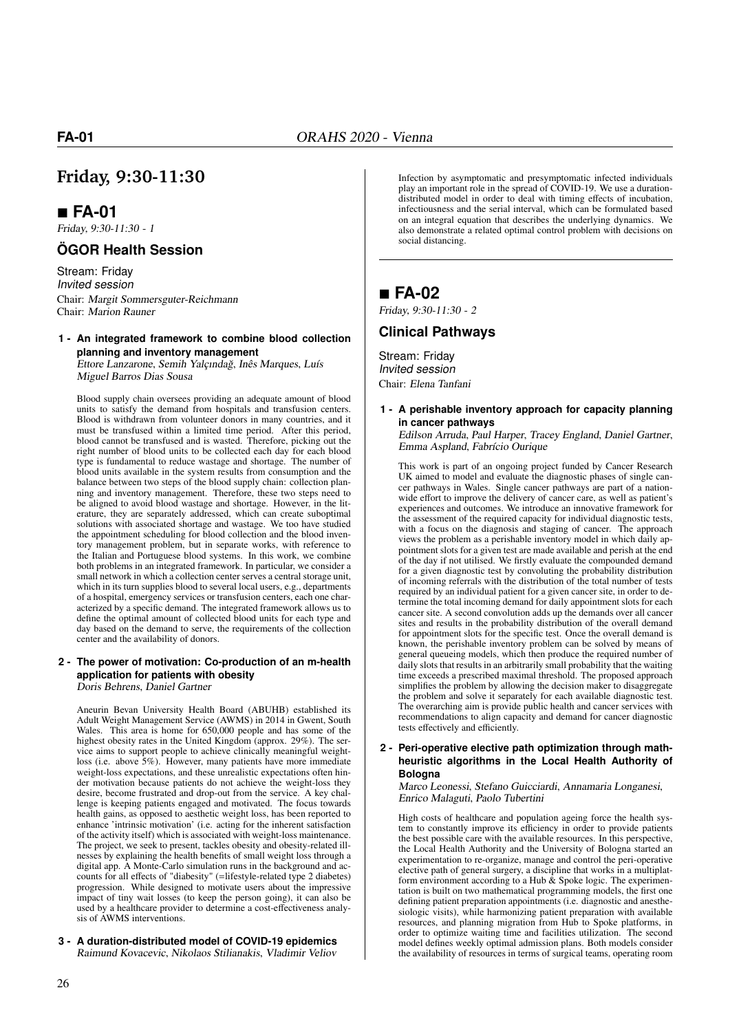# Friday, 9:30-11:30

## ■ FA-01

*Friday, 9:30-11:30 - 1*

### ÖGOR Health Session

Stream: Friday
*Invited session*
Chair: *Margit Sommersguter-Reichmann*
Chair: *Marion Rauner*

**1 - An integrated framework to combine blood collection planning and inventory management**
*Ettore Lanzarone, Semih Yalçındağ, Inês Marques, Luís Miguel Barros Dias Sousa*

Blood supply chain oversees providing an adequate amount of blood units to satisfy the demand from hospitals and transfusion centers. Blood is withdrawn from volunteer donors in many countries, and it must be transfused within a limited time period. After this period, blood cannot be transfused and is wasted. Therefore, picking out the right number of blood units to be collected each day for each blood type is fundamental to reduce wastage and shortage. The number of blood units available in the system results from consumption and the balance between two steps of the blood supply chain: collection planning and inventory management. Therefore, these two steps need to be aligned to avoid blood wastage and shortage. However, in the literature, they are separately addressed, which can create suboptimal solutions with associated shortage and wastage. We too have studied the appointment scheduling for blood collection and the blood inventory management problem, but in separate works, with reference to the Italian and Portuguese blood systems. In this work, we combine both problems in an integrated framework. In particular, we consider a small network in which a collection center serves a central storage unit, which in its turn supplies blood to several local users, e.g., departments of a hospital, emergency services or transfusion centers, each one characterized by a specific demand. The integrated framework allows us to define the optimal amount of collected blood units for each type and day based on the demand to serve, the requirements of the collection center and the availability of donors.

**2 - The power of motivation: Co-production of an m-health application for patients with obesity**
*Doris Behrens, Daniel Gartner*

Aneurin Bevan University Health Board (ABUHB) established its Adult Weight Management Service (AWMS) in 2014 in Gwent, South Wales. This area is home for 650,000 people and has some of the highest obesity rates in the United Kingdom (approx. 29%). The service aims to support people to achieve clinically meaningful weight-loss (i.e. above 5%). However, many patients have more immediate weight-loss expectations, and these unrealistic expectations often hinder motivation because patients do not achieve the weight-loss they desire, become frustrated and drop-out from the service. A key challenge is keeping patients engaged and motivated. The focus towards health gains, as opposed to aesthetic weight loss, has been reported to enhance 'intrinsic motivation' (i.e. acting for the inherent satisfaction of the activity itself) which is associated with weight-loss maintenance. The project, we seek to present, tackles obesity and obesity-related illnesses by explaining the health benefits of small weight loss through a digital app. A Monte-Carlo simulation runs in the background and accounts for all effects of "diabesity" (=lifestyle-related type 2 diabetes) progression. While designed to motivate users about the impressive impact of tiny wait losses (to keep the person going), it can also be used by a healthcare provider to determine a cost-effectiveness analysis of AWMS interventions.

**3 - A duration-distributed model of COVID-19 epidemics**
*Raimund Kovacevic, Nikolaos Stilianakis, Vladimir Veliov*

Infection by asymptomatic and presymptomatic infected individuals play an important role in the spread of COVID-19. We use a duration-distributed model in order to deal with timing effects of incubation, infectiousness and the serial interval, which can be formulated based on an integral equation that describes the underlying dynamics. We also demonstrate a related optimal control problem with decisions on social distancing.

## ■ FA-02

*Friday, 9:30-11:30 - 2*

### Clinical Pathways

Stream: Friday
*Invited session*
Chair: *Elena Tanfani*

**1 - A perishable inventory approach for capacity planning in cancer pathways**
*Edilson Arruda, Paul Harper, Tracey England, Daniel Gartner, Emma Aspland, Fabrício Ourique*

This work is part of an ongoing project funded by Cancer Research UK aimed to model and evaluate the diagnostic phases of single cancer pathways in Wales. Single cancer pathways are part of a nationwide effort to improve the delivery of cancer care, as well as patient's experiences and outcomes. We introduce an innovative framework for the assessment of the required capacity for individual diagnostic tests, with a focus on the diagnosis and staging of cancer. The approach views the problem as a perishable inventory model in which daily appointment slots for a given test are made available and perish at the end of the day if not utilised. We firstly evaluate the compounded demand for a given diagnostic test by convoluting the probability distribution of incoming referrals with the distribution of the total number of tests required by an individual patient for a given cancer site, in order to determine the total incoming demand for daily appointment slots for each cancer site. A second convolution adds up the demands over all cancer sites and results in the probability distribution of the overall demand for appointment slots for the specific test. Once the overall demand is known, the perishable inventory problem can be solved by means of general queueing models, which then produce the required number of daily slots that results in an arbitrarily small probability that the waiting time exceeds a prescribed maximal threshold. The proposed approach simplifies the problem by allowing the decision maker to disaggregate the problem and solve it separately for each available diagnostic test. The overarching aim is provide public health and cancer services with recommendations to align capacity and demand for cancer diagnostic tests effectively and efficiently.

**2 - Peri-operative elective path optimization through math-heuristic algorithms in the Local Health Authority of Bologna**
*Marco Leonessi, Stefano Guicciardi, Annamaria Longanesi, Enrico Malaguti, Paolo Tubertini*

High costs of healthcare and population ageing force the health system to constantly improve its efficiency in order to provide patients the best possible care with the available resources. In this perspective, the Local Health Authority and the University of Bologna started an experimentation to re-organize, manage and control the peri-operative elective path of general surgery, a discipline that works in a multiplatform environment according to a Hub & Spoke logic. The experimentation is built on two mathematical programming models, the first one defining patient preparation appointments (i.e. diagnostic and anesthesiologic visits), while harmonizing patient preparation with available resources, and planning migration from Hub to Spoke platforms, in order to optimize waiting time and facilities utilization. The second model defines weekly optimal admission plans. Both models consider the availability of resources in terms of surgical teams, operating room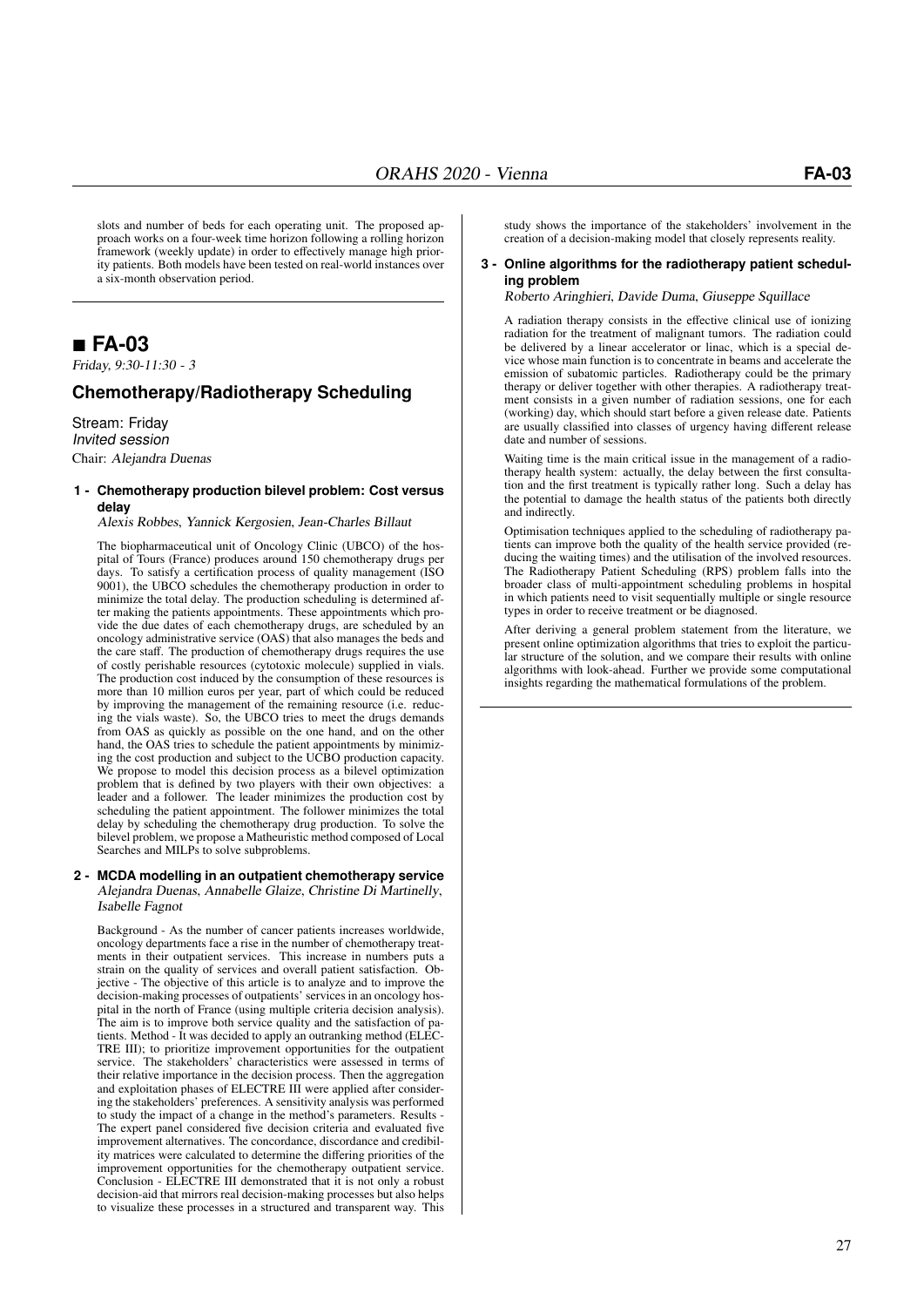slots and number of beds for each operating unit. The proposed approach works on a four-week time horizon following a rolling horizon framework (weekly update) in order to effectively manage high priority patients. Both models have been tested on real-world instances over a six-month observation period.

## ■ FA-03

*Friday, 9:30-11:30 - 3*

### Chemotherapy/Radiotherapy Scheduling

Stream: Friday
*Invited session*
Chair: *Alejandra Duenas*

#### 1 - Chemotherapy production bilevel problem: Cost versus delay

*Alexis Robbes, Yannick Kergosien, Jean-Charles Billaut*

The biopharmaceutical unit of Oncology Clinic (UBCO) of the hospital of Tours (France) produces around 150 chemotherapy drugs per days. To satisfy a certification process of quality management (ISO 9001), the UBCO schedules the chemotherapy production in order to minimize the total delay. The production scheduling is determined after making the patients appointments. These appointments which provide the due dates of each chemotherapy drugs, are scheduled by an oncology administrative service (OAS) that also manages the beds and the care staff. The production of chemotherapy drugs requires the use of costly perishable resources (cytotoxic molecule) supplied in vials. The production cost induced by the consumption of these resources is more than 10 million euros per year, part of which could be reduced by improving the management of the remaining resource (i.e. reducing the vials waste). So, the UBCO tries to meet the drugs demands from OAS as quickly as possible on the one hand, and on the other hand, the OAS tries to schedule the patient appointments by minimizing the cost production and subject to the UCBO production capacity. We propose to model this decision process as a bilevel optimization problem that is defined by two players with their own objectives: a leader and a follower. The leader minimizes the production cost by scheduling the patient appointment. The follower minimizes the total delay by scheduling the chemotherapy drug production. To solve the bilevel problem, we propose a Matheuristic method composed of Local Searches and MILPs to solve subproblems.

#### 2 - MCDA modelling in an outpatient chemotherapy service

*Alejandra Duenas, Annabelle Glaize, Christine Di Martinelly, Isabelle Fagnot*

Background - As the number of cancer patients increases worldwide, oncology departments face a rise in the number of chemotherapy treatments in their outpatient services. This increase in numbers puts a strain on the quality of services and overall patient satisfaction. Objective - The objective of this article is to analyze and to improve the decision-making processes of outpatients' services in an oncology hospital in the north of France (using multiple criteria decision analysis). The aim is to improve both service quality and the satisfaction of patients. Method - It was decided to apply an outranking method (ELECTRE III); to prioritize improvement opportunities for the outpatient service. The stakeholders' characteristics were assessed in terms of their relative importance in the decision process. Then the aggregation and exploitation phases of ELECTRE III were applied after considering the stakeholders' preferences. A sensitivity analysis was performed to study the impact of a change in the method's parameters. Results - The expert panel considered five decision criteria and evaluated five improvement alternatives. The concordance, discordance and credibility matrices were calculated to determine the differing priorities of the improvement opportunities for the chemotherapy outpatient service. Conclusion - ELECTRE III demonstrated that it is not only a robust decision-aid that mirrors real decision-making processes but also helps to visualize these processes in a structured and transparent way. This study shows the importance of the stakeholders' involvement in the creation of a decision-making model that closely represents reality.

#### 3 - Online algorithms for the radiotherapy patient scheduling problem

*Roberto Aringhieri, Davide Duma, Giuseppe Squillace*

A radiation therapy consists in the effective clinical use of ionizing radiation for the treatment of malignant tumors. The radiation could be delivered by a linear accelerator or linac, which is a special device whose main function is to concentrate in beams and accelerate the emission of subatomic particles. Radiotherapy could be the primary therapy or deliver together with other therapies. A radiotherapy treatment consists in a given number of radiation sessions, one for each (working) day, which should start before a given release date. Patients are usually classified into classes of urgency having different release date and number of sessions.

Waiting time is the main critical issue in the management of a radiotherapy health system: actually, the delay between the first consultation and the first treatment is typically rather long. Such a delay has the potential to damage the health status of the patients both directly and indirectly.

Optimisation techniques applied to the scheduling of radiotherapy patients can improve both the quality of the health service provided (reducing the waiting times) and the utilisation of the involved resources. The Radiotherapy Patient Scheduling (RPS) problem falls into the broader class of multi-appointment scheduling problems in hospital in which patients need to visit sequentially multiple or single resource types in order to receive treatment or be diagnosed.

After deriving a general problem statement from the literature, we present online optimization algorithms that tries to exploit the particular structure of the solution, and we compare their results with online algorithms with look-ahead. Further we provide some computational insights regarding the mathematical formulations of the problem.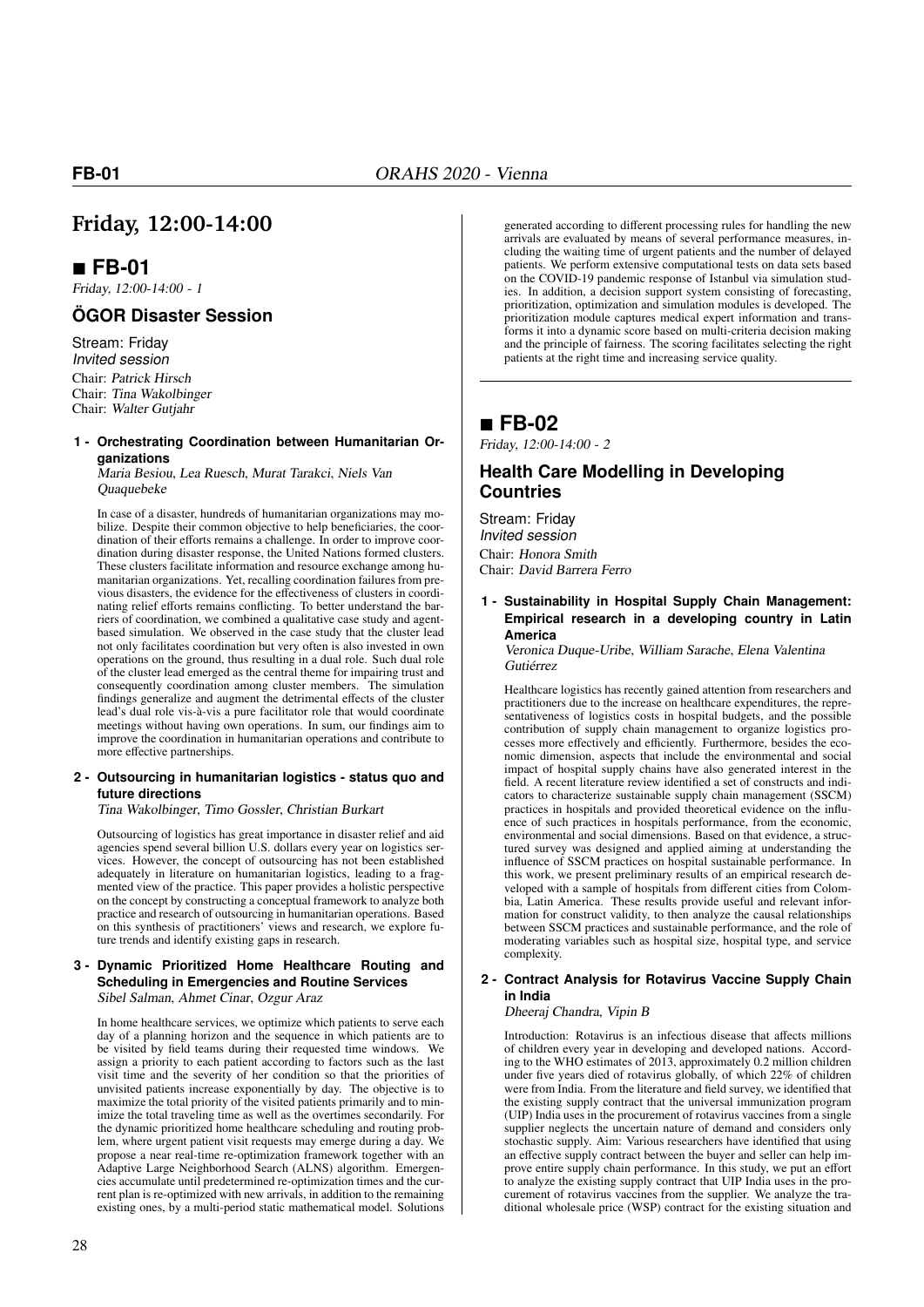# Friday, 12:00-14:00

## ■ FB-01

*Friday, 12:00-14:00 - 1*

### ÖGOR Disaster Session

Stream: Friday
*Invited session*
Chair: *Patrick Hirsch*
Chair: *Tina Wakolbinger*
Chair: *Walter Gutjahr*

**1 - Orchestrating Coordination between Humanitarian Organizations**

*Maria Besiou, Lea Ruesch, Murat Tarakci, Niels Van Quaquebeke*

In case of a disaster, hundreds of humanitarian organizations may mobilize. Despite their common objective to help beneficiaries, the coordination of their efforts remains a challenge. In order to improve coordination during disaster response, the United Nations formed clusters. These clusters facilitate information and resource exchange among humanitarian organizations. Yet, recalling coordination failures from previous disasters, the evidence for the effectiveness of clusters in coordinating relief efforts remains conflicting. To better understand the barriers of coordination, we combined a qualitative case study and agent-based simulation. We observed in the case study that the cluster lead not only facilitates coordination but very often is also invested in own operations on the ground, thus resulting in a dual role. Such dual role of the cluster lead emerged as the central theme for impairing trust and consequently coordination among cluster members. The simulation findings generalize and augment the detrimental effects of the cluster lead's dual role vis-à-vis a pure facilitator role that would coordinate meetings without having own operations. In sum, our findings aim to improve the coordination in humanitarian operations and contribute to more effective partnerships.

**2 - Outsourcing in humanitarian logistics - status quo and future directions**

*Tina Wakolbinger, Timo Gossler, Christian Burkart*

Outsourcing of logistics has great importance in disaster relief and aid agencies spend every year several billion U.S. dollars every year on logistics services. However, the concept of outsourcing has not been established adequately in literature on humanitarian logistics, leading to a fragmented view of the practice. This paper provides a holistic perspective on the concept by constructing a conceptual framework to analyze both practice and research of outsourcing in humanitarian operations. Based on this synthesis of practitioners' views and research, we explore future trends and identify existing gaps in research.

**3 - Dynamic Prioritized Home Healthcare Routing and Scheduling in Emergencies and Routine Services**

*Sibel Salman, Ahmet Cinar, Ozgur Araz*

In home healthcare services, we optimize which patients to serve each day of a planning horizon and the sequence in which patients are to be visited by field teams during their requested time windows. We assign a priority to each patient according to factors such as the last visit time and the severity of her condition so that the priorities of unvisited patients increase exponentially by day. The objective is to maximize the total priority of the visited patients primarily and to minimize the total traveling time as well as the overtimes secondarily. For the dynamic prioritized home healthcare scheduling and routing problem, where urgent patient visit requests may emerge during a day. We propose a near real-time re-optimization framework together with an Adaptive Large Neighborhood Search (ALNS) algorithm. Emergencies accumulate until predetermined re-optimization times and the current plan is re-optimized with new arrivals, in addition to the remaining existing ones, by a multi-period static mathematical model. Solutions generated according to different processing rules for handling the new arrivals are evaluated by means of several performance measures, including the waiting time of urgent patients and the number of delayed patients. We perform extensive computational tests on data sets based on the COVID-19 pandemic response of Istanbul via simulation studies. In addition, a decision support system consisting of forecasting, prioritization, optimization and simulation modules is developed. The prioritization module captures medical expert information and transforms it into a dynamic score based on multi-criteria decision making and the principle of fairness. The scoring facilitates selecting the right patients at the right time and increasing service quality.

## ■ FB-02

*Friday, 12:00-14:00 - 2*

### Health Care Modelling in Developing Countries

Stream: Friday
*Invited session*
Chair: *Honora Smith*
Chair: *David Barrera Ferro*

**1 - Sustainability in Hospital Supply Chain Management: Empirical research in a developing country in Latin America**

*Veronica Duque-Uribe, William Sarache, Elena Valentina Gutiérrez*

Healthcare logistics has recently gained attention from researchers and practitioners due to the increase on healthcare expenditures, the representativeness of logistics costs in hospital budgets, and the possible contribution of supply chain management to organize logistics processes more effectively and efficiently. Furthermore, besides the economic dimension, aspects that include the environmental and social impact of hospital supply chains have also generated interest in the field. A recent literature review identified a set of constructs and indicators to characterize sustainable supply chain management (SSCM) practices in hospitals and provided theoretical evidence on the influence of such practices in hospitals performance, from the economic, environmental and social dimensions. Based on that evidence, a structured survey was designed and applied aiming at understanding the influence of SSCM practices on hospital sustainable performance. In this work, we present preliminary results of an empirical research developed with a sample of hospitals from different cities from Colombia, Latin America. These results provide useful and relevant information for construct validity, to then analyze the causal relationships between SSCM practices and sustainable performance, and the role of moderating variables such as hospital size, hospital type, and service complexity.

**2 - Contract Analysis for Rotavirus Vaccine Supply Chain in India**

*Dheeraj Chandra, Vipin B*

Introduction: Rotavirus is an infectious disease that affects millions of children every year in developing and developed nations. According to the WHO estimates of 2013, approximately 0.2 million children under five years died of rotavirus globally, of which 22% of children were from India. From the literature and field survey, we identified that the existing supply contract that the universal immunization program (UIP) India uses in the procurement of rotavirus vaccines from a single supplier neglects the uncertain nature of demand and considers only stochastic supply. Aim: Various researchers have identified that using an effective supply contract between the buyer and seller can help improve entire supply chain performance. In this study, we put an effort to analyze the existing supply contract that UIP India uses in the procurement of rotavirus vaccines from the supplier. We analyze the traditional wholesale price (WSP) contract for the existing situation and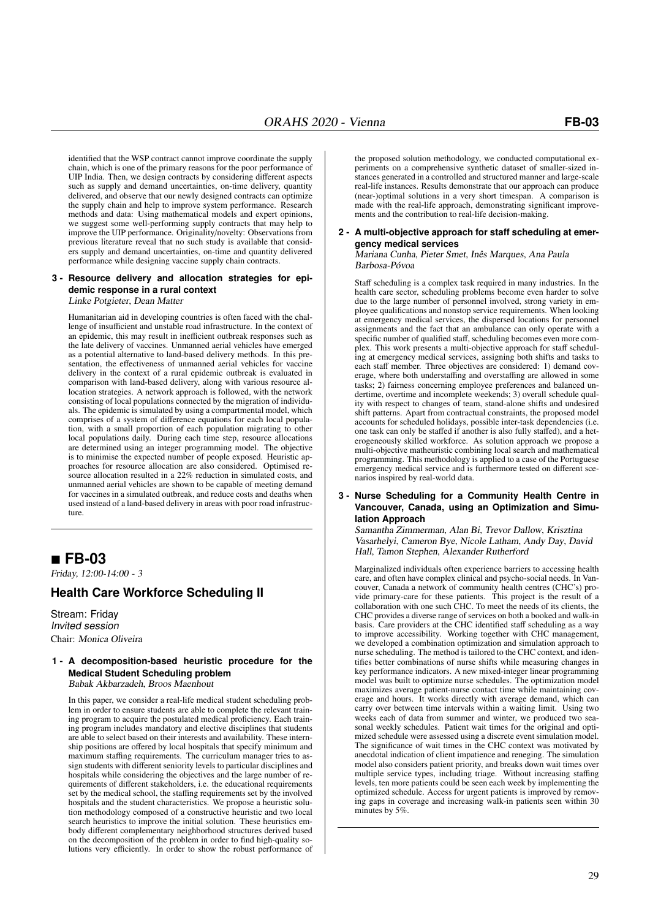identified that the WSP contract cannot improve coordinate the supply chain, which is one of the primary reasons for the poor performance of UIP India. Then, we design contracts by considering different aspects such as supply and demand uncertainties, on-time delivery, quantity delivered, and observe that our newly designed contracts can optimize the supply chain and help to improve system performance. Research methods and data: Using mathematical models and expert opinions, we suggest some well-performing supply contracts that may help to improve the UIP performance. Originality/novelty: Observations from previous literature reveal that no such study is available that considers supply and demand uncertainties, on-time and quantity delivered performance while designing vaccine supply chain contracts.

#### 3 - Resource delivery and allocation strategies for epidemic response in a rural context

*Linke Potgieter, Dean Matter*

Humanitarian aid in developing countries is often faced with the challenge of insufficient and unstable road infrastructure. In the context of an epidemic, this may result in inefficient outbreak responses such as the late delivery of vaccines. Unmanned aerial vehicles have emerged as a potential alternative to land-based delivery methods. In this presentation, the effectiveness of unmanned aerial vehicles for vaccine delivery in the context of a rural epidemic outbreak is evaluated in comparison with land-based delivery, along with various resource allocation strategies. A network approach is followed, with the network consisting of local populations connected by the migration of individuals. The epidemic is simulated by using a compartmental model, which comprises of a system of difference equations for each local population, with a small proportion of each population migrating to other local populations daily. During each time step, resource allocations are determined using an integer programming model. The objective is to minimise the expected number of people exposed. Heuristic approaches for resource allocation are also considered. Optimised resource allocation resulted in a 22% reduction in simulated costs, and unmanned aerial vehicles are shown to be capable of meeting demand for vaccines in a simulated outbreak, and reduce costs and deaths when used instead of a land-based delivery in areas with poor road infrastructure.

## ■ FB-03

*Friday, 12:00-14:00 - 3*

### Health Care Workforce Scheduling II

Stream: Friday
*Invited session*
Chair: *Monica Oliveira*

#### 1 - A decomposition-based heuristic procedure for the Medical Student Scheduling problem

*Babak Akbarzadeh, Broos Maenhout*

In this paper, we consider a real-life medical student scheduling problem in order to ensure students are able to complete the relevant training program to acquire the postulated medical proficiency. Each training program includes mandatory and elective disciplines that students are able to select based on their interests and availability. These internship positions are offered by local hospitals that specify minimum and maximum staffing requirements. The curriculum manager tries to assign students with different seniority levels to particular disciplines and hospitals while considering the objectives and the large number of requirements of different stakeholders, i.e. the educational requirements set by the medical school, the staffing requirements set by the involved hospitals and the student characteristics. We propose a heuristic solution methodology composed of a constructive heuristic and two local search heuristics to improve the initial solution. These heuristics embody different complementary neighborhood structures derived based on the decomposition of the problem in order to find high-quality solutions very efficiently. In order to show the robust performance of the proposed solution methodology, we conducted computational experiments on a comprehensive synthetic dataset of smaller-sized instances generated in a controlled and structured manner and large-scale real-life instances. Results demonstrate that our approach can produce (near-)optimal solutions in a very short timespan. A comparison is made with the real-life approach, demonstrating significant improvements and the contribution to real-life decision-making.

#### 2 - A multi-objective approach for staff scheduling at emergency medical services

*Mariana Cunha, Pieter Smet, Inês Marques, Ana Paula Barbosa-Póvoa*

Staff scheduling is a complex task required in many industries. In the health care sector, scheduling problems become even harder to solve due to the large number of personnel involved, strong variety in employee qualifications and nonstop service requirements. When looking at emergency medical services, the dispersed locations for personnel assignments and the fact that an ambulance can only operate with a specific number of qualified staff, scheduling becomes even more complex. This work presents a multi-objective approach for staff scheduling at emergency medical services, assigning both shifts and tasks to each staff member. Three objectives are considered: 1) demand coverage, where both understaffing and overstaffing are allowed in some tasks; 2) fairness concerning employee preferences and balanced undertime, overtime and incomplete weekends; 3) overall schedule quality with respect to changes of team, stand-alone shifts and undesired shift patterns. Apart from contractual constraints, the proposed model accounts for scheduled holidays, possible inter-task dependencies (i.e. one task can only be staffed if another is also fully staffed), and a heterogeneously skilled workforce. As solution approach we propose a multi-objective matheuristic combining local search and mathematical programming. This methodology is applied to a case of the Portuguese emergency medical service and is furthermore tested on different scenarios inspired by real-world data.

#### 3 - Nurse Scheduling for a Community Health Centre in Vancouver, Canada, using an Optimization and Simulation Approach

*Samantha Zimmerman, Alan Bi, Trevor Dallow, Krisztina Vasarhelyi, Cameron Bye, Nicole Latham, Andy Day, David Hall, Tamon Stephen, Alexander Rutherford*

Marginalized individuals often experience barriers to accessing health care, and often have complex clinical and psycho-social needs. In Vancouver, Canada a network of community health centres (CHC's) provide primary-care for these patients. This project is the result of a collaboration with one such CHC. To meet the needs of its clients, the CHC provides a diverse range of services on both a booked and walk-in basis. Care providers at the CHC identified staff scheduling as a way to improve accessibility. Working together with CHC management, we developed a combination optimization and simulation approach to nurse scheduling. The method is tailored to the CHC context, and identifies better combinations of nurse shifts while measuring changes in key performance indicators. A new mixed-integer linear programming model was built to optimize nurse schedules. The optimization model maximizes average patient-nurse contact time while maintaining coverage and hours. It works directly with average demand, which can carry over between time intervals within a waiting limit. Using two weeks each of data from summer and winter, we produced two seasonal weekly schedules. Patient wait times for the original and optimized schedule were assessed using a discrete event simulation model. The significance of wait times in the CHC context was motivated by anecdotal indication of client impatience and reneging. The simulation model also considers patient priority, and breaks down wait times over multiple service types, including triage. Without increasing staffing levels, ten more patients could be seen each week by implementing the optimized schedule. Access for urgent patients is improved by removing gaps in coverage and increasing walk-in patients seen within 30 minutes by 5%.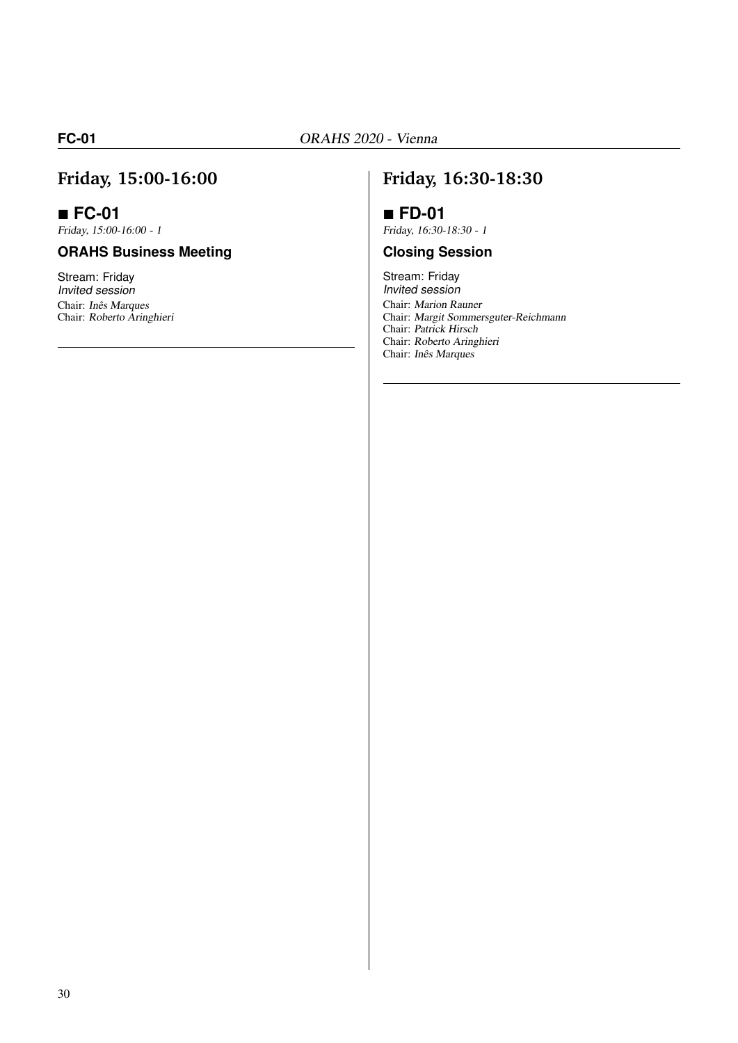## Friday, 15:00-16:00

### ■ FC-01

*Friday, 15:00-16:00 - 1*

#### ORAHS Business Meeting

Stream: Friday
*Invited session*
Chair: *Inês Marques*
Chair: *Roberto Aringhieri*

---

## Friday, 16:30-18:30

### ■ FD-01

*Friday, 16:30-18:30 - 1*

#### Closing Session

Stream: Friday
*Invited session*
Chair: *Marion Rauner*
Chair: *Margit Sommersguter-Reichmann*
Chair: *Patrick Hirsch*
Chair: *Roberto Aringhieri*
Chair: *Inês Marques*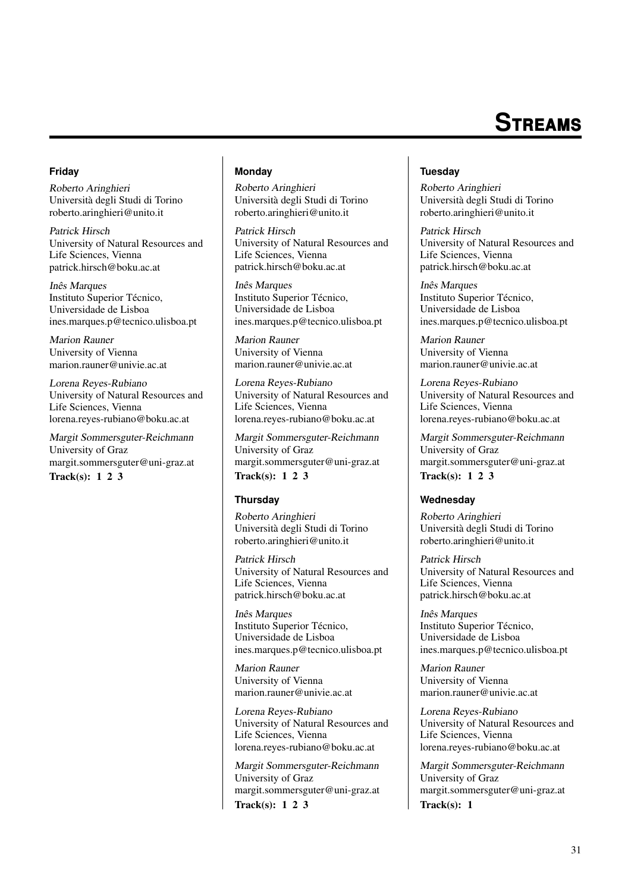# Streams

### Friday

*Roberto Aringhieri*
Università degli Studi di Torino
roberto.aringhieri@unito.it

*Patrick Hirsch*
University of Natural Resources and Life Sciences, Vienna
patrick.hirsch@boku.ac.at

*Inês Marques*
Instituto Superior Técnico, Universidade de Lisboa
ines.marques.p@tecnico.ulisboa.pt

*Marion Rauner*
University of Vienna
marion.rauner@univie.ac.at

*Lorena Reyes-Rubiano*
University of Natural Resources and Life Sciences, Vienna
lorena.reyes-rubiano@boku.ac.at

*Margit Sommersguter-Reichmann*
University of Graz
margit.sommersguter@uni-graz.at

**Track(s): 1 2 3**

### Monday

*Roberto Aringhieri*
Università degli Studi di Torino
roberto.aringhieri@unito.it

*Patrick Hirsch*
University of Natural Resources and Life Sciences, Vienna
patrick.hirsch@boku.ac.at

*Inês Marques*
Instituto Superior Técnico, Universidade de Lisboa
ines.marques.p@tecnico.ulisboa.pt

*Marion Rauner*
University of Vienna
marion.rauner@univie.ac.at

*Lorena Reyes-Rubiano*
University of Natural Resources and Life Sciences, Vienna
lorena.reyes-rubiano@boku.ac.at

*Margit Sommersguter-Reichmann*
University of Graz
margit.sommersguter@uni-graz.at

**Track(s): 1 2 3**

### Thursday

*Roberto Aringhieri*
Università degli Studi di Torino
roberto.aringhieri@unito.it

*Patrick Hirsch*
University of Natural Resources and Life Sciences, Vienna
patrick.hirsch@boku.ac.at

*Inês Marques*
Instituto Superior Técnico, Universidade de Lisboa
ines.marques.p@tecnico.ulisboa.pt

*Marion Rauner*
University of Vienna
marion.rauner@univie.ac.at

*Lorena Reyes-Rubiano*
University of Natural Resources and Life Sciences, Vienna
lorena.reyes-rubiano@boku.ac.at

*Margit Sommersguter-Reichmann*
University of Graz
margit.sommersguter@uni-graz.at

**Track(s): 1 2 3**

### Tuesday

*Roberto Aringhieri*
Università degli Studi di Torino
roberto.aringhieri@unito.it

*Patrick Hirsch*
University of Natural Resources and Life Sciences, Vienna
patrick.hirsch@boku.ac.at

*Inês Marques*
Instituto Superior Técnico, Universidade de Lisboa
ines.marques.p@tecnico.ulisboa.pt

*Marion Rauner*
University of Vienna
marion.rauner@univie.ac.at

*Lorena Reyes-Rubiano*
University of Natural Resources and Life Sciences, Vienna
lorena.reyes-rubiano@boku.ac.at

*Margit Sommersguter-Reichmann*
University of Graz
margit.sommersguter@uni-graz.at

**Track(s): 1 2 3**

### Wednesday

*Roberto Aringhieri*
Università degli Studi di Torino
roberto.aringhieri@unito.it

*Patrick Hirsch*
University of Natural Resources and Life Sciences, Vienna
patrick.hirsch@boku.ac.at

*Inês Marques*
Instituto Superior Técnico, Universidade de Lisboa
ines.marques.p@tecnico.ulisboa.pt

*Marion Rauner*
University of Vienna
marion.rauner@univie.ac.at

*Lorena Reyes-Rubiano*
University of Natural Resources and Life Sciences, Vienna
lorena.reyes-rubiano@boku.ac.at

*Margit Sommersguter-Reichmann*
University of Graz
margit.sommersguter@uni-graz.at

**Track(s): 1**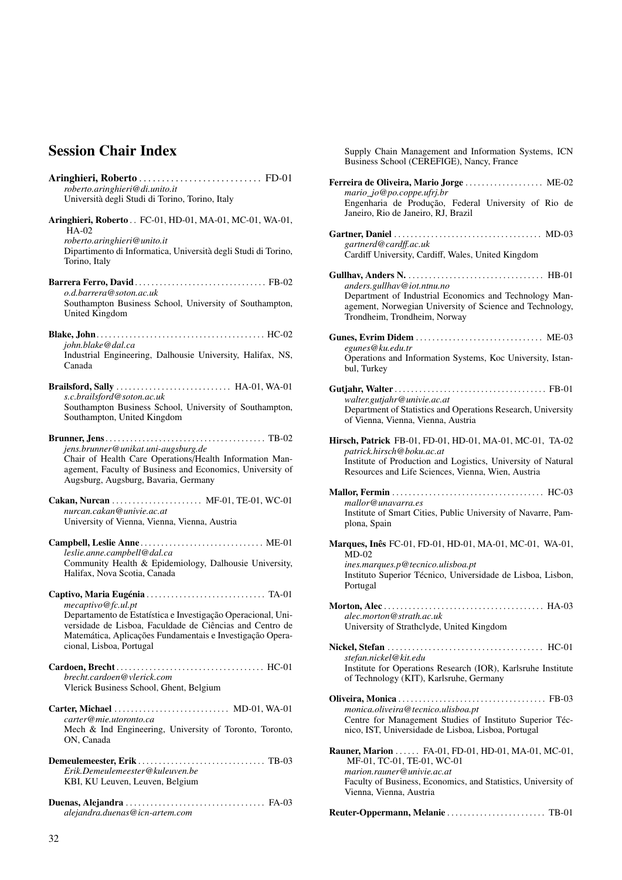# Session Chair Index

**Aringhieri, Roberto** . . . . . . . . . . . . . . . . . . . . . . . . . . . FD-01
*roberto.aringhieri@di.unito.it*
Università degli Studi di Torino, Torino, Italy

**Aringhieri, Roberto** . . FC-01, HD-01, MA-01, MC-01, WA-01, HA-02
*roberto.aringhieri@unito.it*
Dipartimento di Informatica, Università degli Studi di Torino, Torino, Italy

**Barrera Ferro, David** . . . . . . . . . . . . . . . . . . . . . . . . . . . . . . . FB-02
*o.d.barrera@soton.ac.uk*
Southampton Business School, University of Southampton, United Kingdom

**Blake, John** . . . . . . . . . . . . . . . . . . . . . . . . . . . . . . . . . . . . . . . . HC-02
*john.blake@dal.ca*
Industrial Engineering, Dalhousie University, Halifax, NS, Canada

**Brailsford, Sally** . . . . . . . . . . . . . . . . . . . . . . . . . . . . HA-01, WA-01
*s.c.brailsford@soton.ac.uk*
Southampton Business School, University of Southampton, Southampton, United Kingdom

**Brunner, Jens** . . . . . . . . . . . . . . . . . . . . . . . . . . . . . . . . . . . . . . . TB-02
*jens.brunner@unikat.uni-augsburg.de*
Chair of Health Care Operations/Health Information Management, Faculty of Business and Economics, University of Augsburg, Augsburg, Bavaria, Germany

**Cakan, Nurcan** . . . . . . . . . . . . . . . . . . . . . . MF-01, TE-01, WC-01
*nurcan.cakan@univie.ac.at*
University of Vienna, Vienna, Vienna, Austria

**Campbell, Leslie Anne** . . . . . . . . . . . . . . . . . . . . . . . . . . . . . . ME-01
*leslie.anne.campbell@dal.ca*
Community Health & Epidemiology, Dalhousie University, Halifax, Nova Scotia, Canada

**Captivo, Maria Eugénia** . . . . . . . . . . . . . . . . . . . . . . . . . . . . . TA-01
*mecaptivo@fc.ul.pt*
Departamento de Estatística e Investigação Operacional, Universidade de Lisboa, Faculdade de Ciências and Centro de Matemática, Aplicações Fundamentais e Investigação Operacional, Lisboa, Portugal

**Cardoen, Brecht** . . . . . . . . . . . . . . . . . . . . . . . . . . . . . . . . . . . HC-01
*brecht.cardoen@vlerick.com*
Vlerick Business School, Ghent, Belgium

**Carter, Michael** . . . . . . . . . . . . . . . . . . . . . . . . . . . . MD-01, WA-01
*carter@mie.utoronto.ca*
Mech & Ind Engineering, University of Toronto, Toronto, ON, Canada

**Demeulemeester, Erik** . . . . . . . . . . . . . . . . . . . . . . . . . . . . . . . TB-03
*Erik.Demeulemeester@kuleuven.be*
KBI, KU Leuven, Leuven, Belgium

**Duenas, Alejandra** . . . . . . . . . . . . . . . . . . . . . . . . . . . . . . . . . . FA-03
*alejandra.duenas@icn-artem.com*
Supply Chain Management and Information Systems, ICN Business School (CEREFIGE), Nancy, France

**Ferreira de Oliveira, Mario Jorge** . . . . . . . . . . . . . . . . . . . ME-02
*mario_jo@po.coppe.ufrj.br*
Engenharia de Produção, Federal University of Rio de Janeiro, Rio de Janeiro, RJ, Brazil

**Gartner, Daniel** . . . . . . . . . . . . . . . . . . . . . . . . . . . . . . . . . . . . MD-03
*gartnerd@cardff.ac.uk*
Cardiff University, Cardiff, Wales, United Kingdom

**Gullhav, Anders N.** . . . . . . . . . . . . . . . . . . . . . . . . . . . . . . . . . HB-01
*anders.gullhav@iot.ntnu.no*
Department of Industrial Economics and Technology Management, Norwegian University of Science and Technology, Trondheim, Trondheim, Norway

**Gunes, Evrim Didem** . . . . . . . . . . . . . . . . . . . . . . . . . . . . . . . ME-03
*egunes@ku.edu.tr*
Operations and Information Systems, Koc University, Istanbul, Turkey

**Gutjahr, Walter** . . . . . . . . . . . . . . . . . . . . . . . . . . . . . . . . . . . . FB-01
*walter.gutjahr@univie.ac.at*
Department of Statistics and Operations Research, University of Vienna, Vienna, Vienna, Austria

**Hirsch, Patrick** FB-01, FD-01, HD-01, MA-01, MC-01, TA-02
*patrick.hirsch@boku.ac.at*
Institute of Production and Logistics, University of Natural Resources and Life Sciences, Vienna, Wien, Austria

**Mallor, Fermin** . . . . . . . . . . . . . . . . . . . . . . . . . . . . . . . . . . . . . HC-03
*mallor@unavarra.es*
Institute of Smart Cities, Public University of Navarre, Pamplona, Spain

**Marques, Inês** FC-01, FD-01, HD-01, MA-01, MC-01, WA-01, MD-02
*ines.marques.p@tecnico.ulisboa.pt*
Instituto Superior Técnico, Universidade de Lisboa, Lisbon, Portugal

**Morton, Alec** . . . . . . . . . . . . . . . . . . . . . . . . . . . . . . . . . . . . . . HA-03
*alec.morton@strath.ac.uk*
University of Strathclyde, United Kingdom

**Nickel, Stefan** . . . . . . . . . . . . . . . . . . . . . . . . . . . . . . . . . . . . . HC-01
*stefan.nickel@kit.edu*
Institute for Operations Research (IOR), Karlsruhe Institute of Technology (KIT), Karlsruhe, Germany

**Oliveira, Monica** . . . . . . . . . . . . . . . . . . . . . . . . . . . . . . . . . . . FB-03
*monica.oliveira@tecnico.ulisboa.pt*
Centre for Management Studies of Instituto Superior Técnico, IST, Universidade de Lisboa, Lisboa, Portugal

**Rauner, Marion** . . . . . . FA-01, FD-01, HD-01, MA-01, MC-01, MF-01, TC-01, TE-01, WC-01
*marion.rauner@univie.ac.at*
Faculty of Business, Economics, and Statistics, University of Vienna, Vienna, Austria

**Reuter-Oppermann, Melanie** . . . . . . . . . . . . . . . . . . . . . . . . TB-01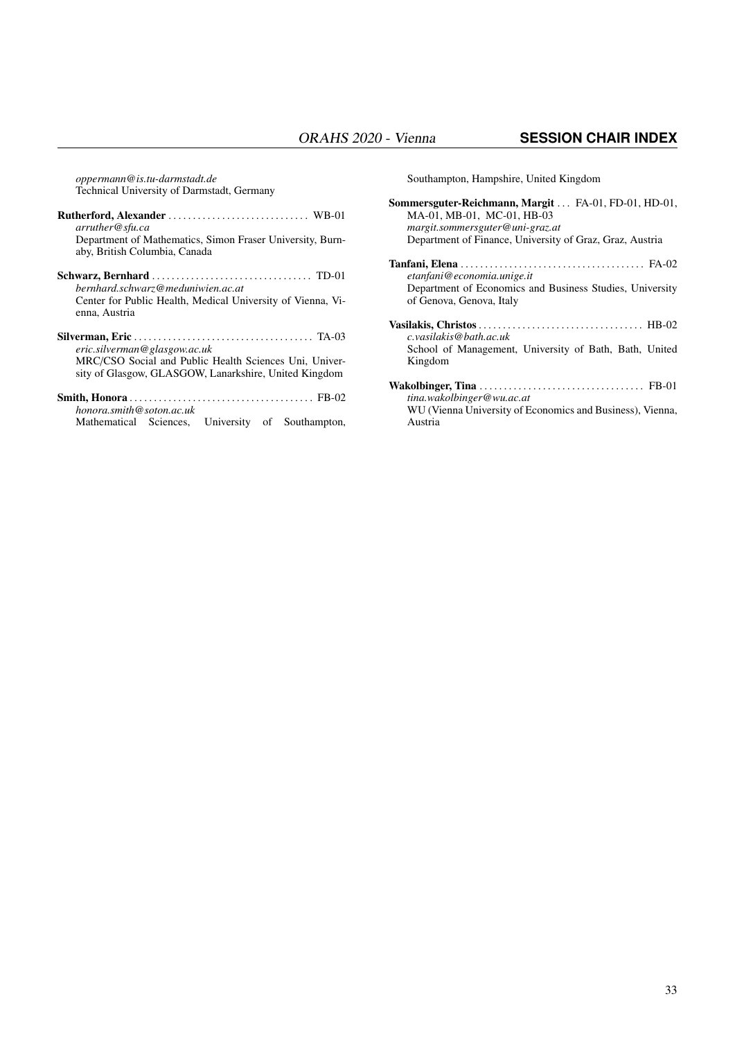*oppermann@is.tu-darmstadt.de*
Technical University of Darmstadt, Germany

**Rutherford, Alexander** . . . . . . . . . . . . . . . . . . . . . . . . . . . . . WB-01
*arruther@sfu.ca*
Department of Mathematics, Simon Fraser University, Burnaby, British Columbia, Canada

**Schwarz, Bernhard** . . . . . . . . . . . . . . . . . . . . . . . . . . . . . . . . TD-01
*bernhard.schwarz@meduniwien.ac.at*
Center for Public Health, Medical University of Vienna, Vienna, Austria

**Silverman, Eric** . . . . . . . . . . . . . . . . . . . . . . . . . . . . . . . . . . . . TA-03
*eric.silverman@glasgow.ac.uk*
MRC/CSO Social and Public Health Sciences Uni, University of Glasgow, GLASGOW, Lanarkshire, United Kingdom

**Smith, Honora** . . . . . . . . . . . . . . . . . . . . . . . . . . . . . . . . . . . . . FB-02
*honora.smith@soton.ac.uk*
Mathematical Sciences, University of Southampton, Southampton, Hampshire, United Kingdom

**Sommersguter-Reichmann, Margit** . . . FA-01, FD-01, HD-01, MA-01, MB-01, MC-01, HB-03
*margit.sommersguter@uni-graz.at*
Department of Finance, University of Graz, Graz, Austria

**Tanfani, Elena** . . . . . . . . . . . . . . . . . . . . . . . . . . . . . . . . . . . . . FA-02
*etanfani@economia.unige.it*
Department of Economics and Business Studies, University of Genova, Genova, Italy

**Vasilakis, Christos** . . . . . . . . . . . . . . . . . . . . . . . . . . . . . . . . . HB-02
*c.vasilakis@bath.ac.uk*
School of Management, University of Bath, Bath, United Kingdom

**Wakolbinger, Tina** . . . . . . . . . . . . . . . . . . . . . . . . . . . . . . . . . FB-01
*tina.wakolbinger@wu.ac.at*
WU (Vienna University of Economics and Business), Vienna, Austria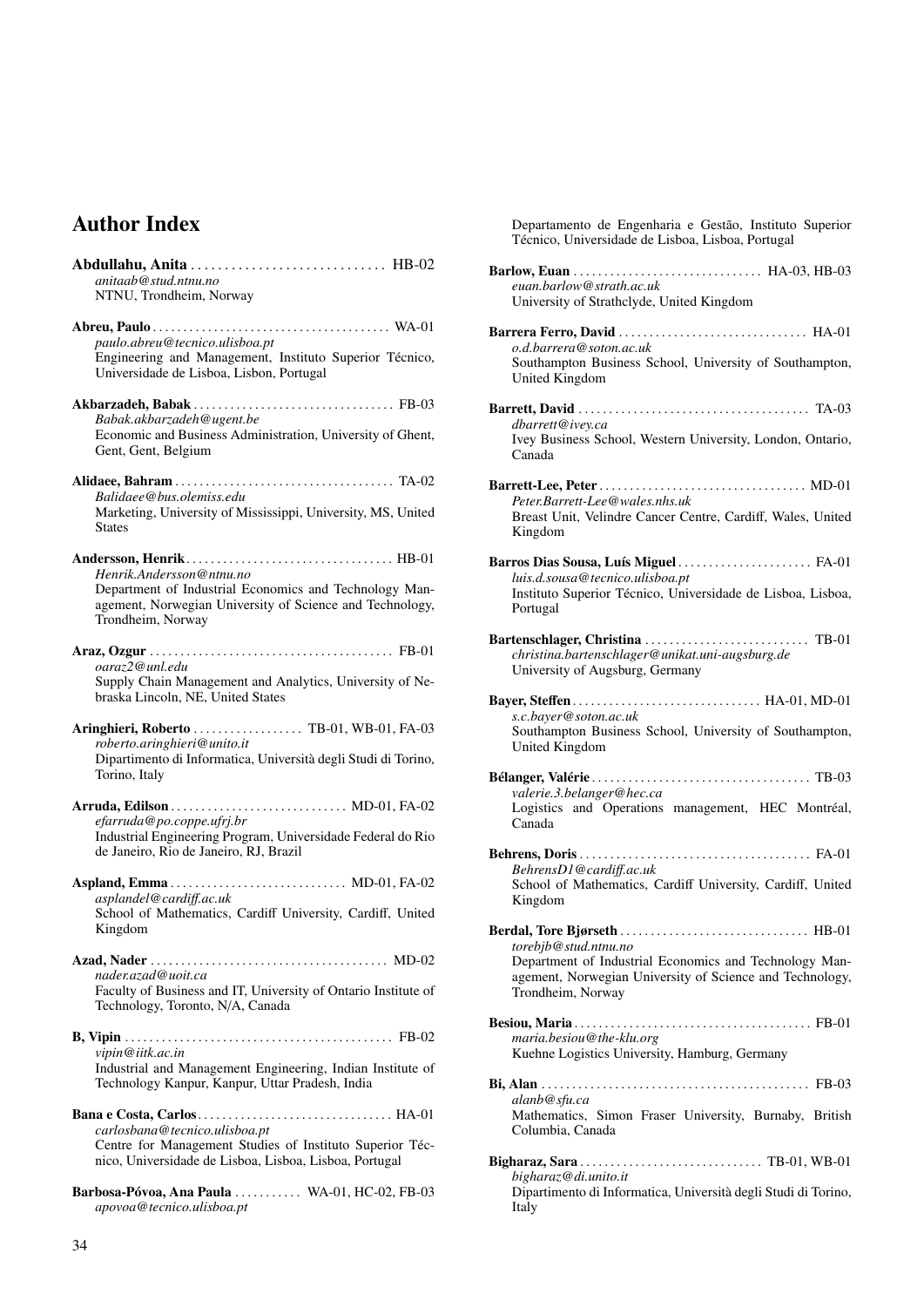# Author Index

**Abdullahu, Anita** . . . . . . . . . . . . . . . . . . . . . . . . . . . . . HB-02
*anitaab@stud.ntnu.no*
NTNU, Trondheim, Norway

**Abreu, Paulo** . . . . . . . . . . . . . . . . . . . . . . . . . . . . . . . . . . . . . . WA-01
*paulo.abreu@tecnico.ulisboa.pt*
Engineering and Management, Instituto Superior Técnico, Universidade de Lisboa, Lisbon, Portugal

**Akbarzadeh, Babak** . . . . . . . . . . . . . . . . . . . . . . . . . . . . . . . . FB-03
*Babak.akbarzadeh@ugent.be*
Economic and Business Administration, University of Ghent, Gent, Gent, Belgium

**Alidaee, Bahram** . . . . . . . . . . . . . . . . . . . . . . . . . . . . . . . . . . . TA-02
*Balidaee@bus.olemiss.edu*
Marketing, University of Mississippi, University, MS, United States

**Andersson, Henrik** . . . . . . . . . . . . . . . . . . . . . . . . . . . . . . . . . HB-01
*Henrik.Andersson@ntnu.no*
Department of Industrial Economics and Technology Management, Norwegian University of Science and Technology, Trondheim, Norway

**Araz, Ozgur** . . . . . . . . . . . . . . . . . . . . . . . . . . . . . . . . . . . . . . . FB-01
*oaraz2@unl.edu*
Supply Chain Management and Analytics, University of Nebraska Lincoln, NE, United States

**Aringhieri, Roberto** . . . . . . . . . . . . . . . . . . TB-01, WB-01, FA-03
*roberto.aringhieri@unito.it*
Dipartimento di Informatica, Università degli Studi di Torino, Torino, Italy

**Arruda, Edilson** . . . . . . . . . . . . . . . . . . . . . . . . . . . . MD-01, FA-02
*efarruda@po.coppe.ufrj.br*
Industrial Engineering Program, Universidade Federal do Rio de Janeiro, Rio de Janeiro, RJ, Brazil

**Aspland, Emma** . . . . . . . . . . . . . . . . . . . . . . . . . . . . MD-01, FA-02
*asplandel@cardiff.ac.uk*
School of Mathematics, Cardiff University, Cardiff, United Kingdom

**Azad, Nader** . . . . . . . . . . . . . . . . . . . . . . . . . . . . . . . . . . . . . . MD-02
*nader.azad@uoit.ca*
Faculty of Business and IT, University of Ontario Institute of Technology, Toronto, N/A, Canada

**B, Vipin** . . . . . . . . . . . . . . . . . . . . . . . . . . . . . . . . . . . . . . . . . . . FB-02
*vipin@iitk.ac.in*
Industrial and Management Engineering, Indian Institute of Technology Kanpur, Kanpur, Uttar Pradesh, India

**Bana e Costa, Carlos** . . . . . . . . . . . . . . . . . . . . . . . . . . . . . . . HA-01
*carlosbana@tecnico.ulisboa.pt*
Centre for Management Studies of Instituto Superior Técnico, Universidade de Lisboa, Lisboa, Lisboa, Portugal

**Barbosa-Póvoa, Ana Paula** . . . . . . . . . . . WA-01, HC-02, FB-03
*apovoa@tecnico.ulisboa.pt*
Departamento de Engenharia e Gestão, Instituto Superior Técnico, Universidade de Lisboa, Lisboa, Portugal

**Barlow, Euan** . . . . . . . . . . . . . . . . . . . . . . . . . . . . . . HA-03, HB-03
*euan.barlow@strath.ac.uk*
University of Strathclyde, United Kingdom

**Barrera Ferro, David** . . . . . . . . . . . . . . . . . . . . . . . . . . . . . . HA-01
*o.d.barrera@soton.ac.uk*
Southampton Business School, University of Southampton, United Kingdom

**Barrett, David** . . . . . . . . . . . . . . . . . . . . . . . . . . . . . . . . . . . . . TA-03
*dbarrett@ivey.ca*
Ivey Business School, Western University, London, Ontario, Canada

**Barrett-Lee, Peter** . . . . . . . . . . . . . . . . . . . . . . . . . . . . . . . . . MD-01
*Peter.Barrett-Lee@wales.nhs.uk*
Breast Unit, Velindre Cancer Centre, Cardiff, Wales, United Kingdom

**Barros Dias Sousa, Luís Miguel** . . . . . . . . . . . . . . . . . . . . . FA-01
*luis.d.sousa@tecnico.ulisboa.pt*
Instituto Superior Técnico, Universidade de Lisboa, Lisboa, Portugal

**Bartenschlager, Christina** . . . . . . . . . . . . . . . . . . . . . . . . . . TB-01
*christina.bartenschlager@unikat.uni-augsburg.de*
University of Augsburg, Germany

**Bayer, Steffen** . . . . . . . . . . . . . . . . . . . . . . . . . . . . . . HA-01, MD-01
*s.c.bayer@soton.ac.uk*
Southampton Business School, University of Southampton, United Kingdom

**Bélanger, Valérie** . . . . . . . . . . . . . . . . . . . . . . . . . . . . . . . . . . . TB-03
*valerie.3.belanger@hec.ca*
Logistics and Operations management, HEC Montréal, Canada

**Behrens, Doris** . . . . . . . . . . . . . . . . . . . . . . . . . . . . . . . . . . . . . FA-01
*BehrensD1@cardiff.ac.uk*
School of Mathematics, Cardiff University, Cardiff, United Kingdom

**Berdal, Tore Bjørseth** . . . . . . . . . . . . . . . . . . . . . . . . . . . . . . HB-01
*torebjb@stud.ntnu.no*
Department of Industrial Economics and Technology Management, Norwegian University of Science and Technology, Trondheim, Norway

**Besiou, Maria** . . . . . . . . . . . . . . . . . . . . . . . . . . . . . . . . . . . . . FB-01
*maria.besiou@the-klu.org*
Kuehne Logistics University, Hamburg, Germany

**Bi, Alan** . . . . . . . . . . . . . . . . . . . . . . . . . . . . . . . . . . . . . . . . . . . FB-03
*alanb@sfu.ca*
Mathematics, Simon Fraser University, Burnaby, British Columbia, Canada

**Bigharaz, Sara** . . . . . . . . . . . . . . . . . . . . . . . . . . . . . TB-01, WB-01
*bigharaz@di.unito.it*
Dipartimento di Informatica, Università degli Studi di Torino, Italy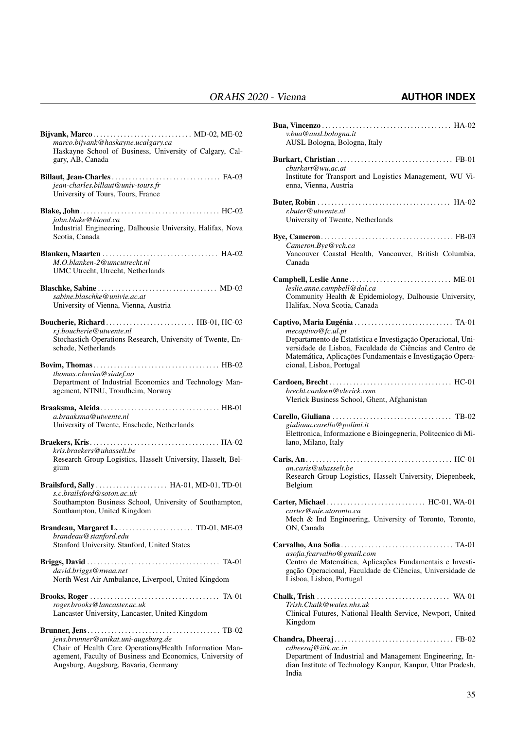**Bijvank, Marco** . . . . . . . . . . . . . . . . . . . . . . . . . . . . . MD-02, ME-02
*marco.bijvank@haskayne.ucalgary.ca*
Haskayne School of Business, University of Calgary, Calgary, AB, Canada

**Billaut, Jean-Charles** . . . . . . . . . . . . . . . . . . . . . . . . . . . . . . . . FA-03
*jean-charles.billaut@univ-tours.fr*
University of Tours, Tours, France

**Blake, John** . . . . . . . . . . . . . . . . . . . . . . . . . . . . . . . . . . . . . . . . . HC-02
*john.blake@blood.ca*
Industrial Engineering, Dalhousie University, Halifax, Nova Scotia, Canada

**Blanken, Maarten** . . . . . . . . . . . . . . . . . . . . . . . . . . . . . . . . . . HA-02
*M.O.blanken-2@umcutrecht.nl*
UMC Utrecht, Utrecht, Netherlands

**Blaschke, Sabine** . . . . . . . . . . . . . . . . . . . . . . . . . . . . . . . . . . . MD-03
*sabine.blaschke@univie.ac.at*
University of Vienna, Vienna, Austria

**Boucherie, Richard** . . . . . . . . . . . . . . . . . . . . . . . . . . HB-01, HC-03
*r.j.boucherie@utwente.nl*
Stochastich Operations Research, University of Twente, Enschede, Netherlands

**Bovim, Thomas** . . . . . . . . . . . . . . . . . . . . . . . . . . . . . . . . . . . . . HB-02
*thomas.r.bovim@sintef.no*
Department of Industrial Economics and Technology Management, NTNU, Trondheim, Norway

**Braaksma, Aleida** . . . . . . . . . . . . . . . . . . . . . . . . . . . . . . . . . . . HB-01
*a.braaksma@utwente.nl*
University of Twente, Enschede, Netherlands

**Braekers, Kris** . . . . . . . . . . . . . . . . . . . . . . . . . . . . . . . . . . . . . HA-02
*kris.braekers@uhasselt.be*
Research Group Logistics, Hasselt University, Hasselt, Belgium

**Brailsford, Sally** . . . . . . . . . . . . . . . . . . . . . HA-01, MD-01, TD-01
*s.c.brailsford@soton.ac.uk*
Southampton Business School, University of Southampton, Southampton, United Kingdom

**Brandeau, Margaret L.** . . . . . . . . . . . . . . . . . . . . . . TD-01, ME-03
*brandeau@stanford.edu*
Stanford University, Stanford, United States

**Briggs, David** . . . . . . . . . . . . . . . . . . . . . . . . . . . . . . . . . . . . . . . TA-01
*david.briggs@nwaa.net*
North West Air Ambulance, Liverpool, United Kingdom

**Brooks, Roger** . . . . . . . . . . . . . . . . . . . . . . . . . . . . . . . . . . . . . . TA-01
*roger.brooks@lancaster.ac.uk*
Lancaster University, Lancaster, United Kingdom

**Brunner, Jens** . . . . . . . . . . . . . . . . . . . . . . . . . . . . . . . . . . . . . . . TB-02
*jens.brunner@unikat.uni-augsburg.de*
Chair of Health Care Operations/Health Information Management, Faculty of Business and Economics, University of Augsburg, Augsburg, Bavaria, Germany

**Bua, Vincenzo** . . . . . . . . . . . . . . . . . . . . . . . . . . . . . . . . . . . . . HA-02
*v.bua@ausl.bologna.it*
AUSL Bologna, Bologna, Italy

**Burkart, Christian** . . . . . . . . . . . . . . . . . . . . . . . . . . . . . . . . . FB-01
*cburkart@wu.ac.at*
Institute for Transport and Logistics Management, WU Vienna, Vienna, Austria

**Buter, Robin** . . . . . . . . . . . . . . . . . . . . . . . . . . . . . . . . . . . . . . HA-02
*r.buter@utwente.nl*
University of Twente, Netherlands

**Bye, Cameron** . . . . . . . . . . . . . . . . . . . . . . . . . . . . . . . . . . . . . . FB-03
*Cameron.Bye@vch.ca*
Vancouver Coastal Health, Vancouver, British Columbia, Canada

**Campbell, Leslie Anne** . . . . . . . . . . . . . . . . . . . . . . . . . . . . . . ME-01
*leslie.anne.campbell@dal.ca*
Community Health & Epidemiology, Dalhousie University, Halifax, Nova Scotia, Canada

**Captivo, Maria Eugénia** . . . . . . . . . . . . . . . . . . . . . . . . . . . . . TA-01
*mecaptivo@fc.ul.pt*
Departamento de Estatística e Investigação Operacional, Universidade de Lisboa, Faculdade de Ciências and Centro de Matemática, Aplicações Fundamentais e Investigação Operacional, Lisboa, Portugal

**Cardoen, Brecht** . . . . . . . . . . . . . . . . . . . . . . . . . . . . . . . . . . . HC-01
*brecht.cardoen@vlerick.com*
Vlerick Business School, Ghent, Afghanistan

**Carello, Giuliana** . . . . . . . . . . . . . . . . . . . . . . . . . . . . . . . . . . TB-02
*giuliana.carello@polimi.it*
Elettronica, Informazione e Bioingegneria, Politecnico di Milano, Milano, Italy

**Caris, An** . . . . . . . . . . . . . . . . . . . . . . . . . . . . . . . . . . . . . . . . . . HC-01
*an.caris@uhasselt.be*
Research Group Logistics, Hasselt University, Diepenbeek, Belgium

**Carter, Michael** . . . . . . . . . . . . . . . . . . . . . . . . . . . . . HC-01, WA-01
*carter@mie.utoronto.ca*
Mech & Ind Engineering, University of Toronto, Toronto, ON, Canada

**Carvalho, Ana Sofia** . . . . . . . . . . . . . . . . . . . . . . . . . . . . . . . . TA-01
*asofia.fcarvalho@gmail.com*
Centro de Matemática, Aplicações Fundamentais e Investigação Operacional, Faculdade de Ciências, Universidade de Lisboa, Lisboa, Portugal

**Chalk, Trish** . . . . . . . . . . . . . . . . . . . . . . . . . . . . . . . . . . . . . . WA-01
*Trish.Chalk@wales.nhs.uk*
Clinical Futures, National Health Service, Newport, United Kingdom

**Chandra, Dheeraj** . . . . . . . . . . . . . . . . . . . . . . . . . . . . . . . . . . FB-02
*cdheeraj@iitk.ac.in*
Department of Industrial and Management Engineering, Indian Institute of Technology Kanpur, Kanpur, Uttar Pradesh, India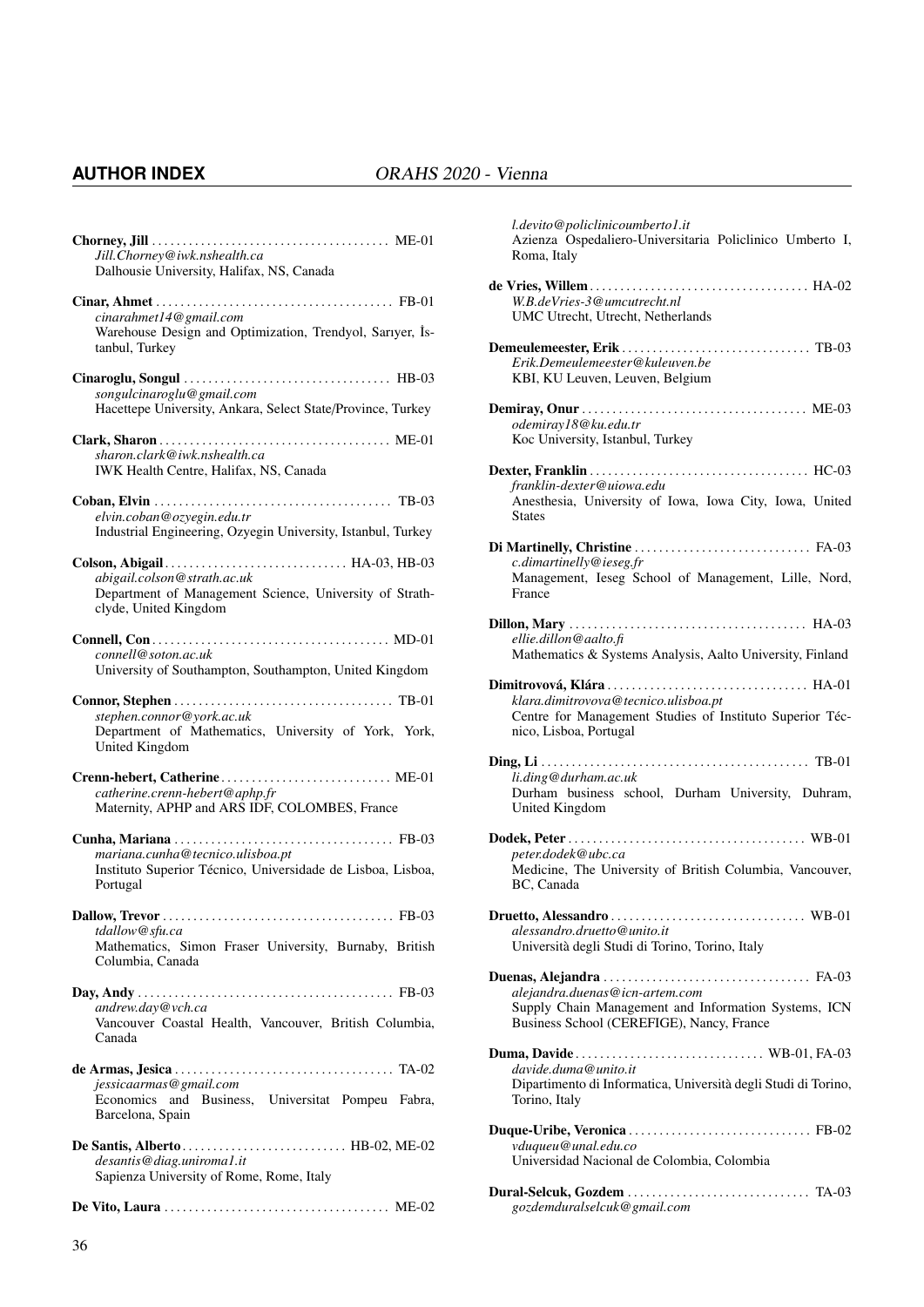**Chorney, Jill** ....................................... ME-01
*Jill.Chorney@iwk.nshealth.ca*
Dalhousie University, Halifax, NS, Canada

**Cinar, Ahmet** ....................................... FB-01
*cinarahmet14@gmail.com*
Warehouse Design and Optimization, Trendyol, Sarıyer, İstanbul, Turkey

**Cinaroglu, Songul** .................................. HB-03
*songulcinaroglu@gmail.com*
Hacettepe University, Ankara, Select State/Province, Turkey

**Clark, Sharon** ...................................... ME-01
*sharon.clark@iwk.nshealth.ca*
IWK Health Centre, Halifax, NS, Canada

**Coban, Elvin** ....................................... TB-03
*elvin.coban@ozyegin.edu.tr*
Industrial Engineering, Ozyegin University, Istanbul, Turkey

**Colson, Abigail** ............................. HA-03, HB-03
*abigail.colson@strath.ac.uk*
Department of Management Science, University of Strathclyde, United Kingdom

**Connell, Con** ...................................... MD-01
*connell@soton.ac.uk*
University of Southampton, Southampton, United Kingdom

**Connor, Stephen** .................................... TB-01
*stephen.connor@york.ac.uk*
Department of Mathematics, University of York, York, United Kingdom

**Crenn-hebert, Catherine** ............................ ME-01
*catherine.crenn-hebert@aphp.fr*
Maternity, APHP and ARS IDF, COLOMBES, France

**Cunha, Mariana** .................................... FB-03
*mariana.cunha@tecnico.ulisboa.pt*
Instituto Superior Técnico, Universidade de Lisboa, Lisboa, Portugal

**Dallow, Trevor** ..................................... FB-03
*tdallow@sfu.ca*
Mathematics, Simon Fraser University, Burnaby, British Columbia, Canada

**Day, Andy** .......................................... FB-03
*andrew.day@vch.ca*
Vancouver Coastal Health, Vancouver, British Columbia, Canada

**de Armas, Jesica** ................................... TA-02
*jessicaarmas@gmail.com*
Economics and Business, Universitat Pompeu Fabra, Barcelona, Spain

**De Santis, Alberto** .......................... HB-02, ME-02
*desantis@diag.uniroma1.it*
Sapienza University of Rome, Rome, Italy

**De Vito, Laura** ..................................... ME-02
*l.devito@policlinicoumberto1.it*
Azienza Ospedaliero-Universitaria Policlinico Umberto I, Roma, Italy

**de Vries, Willem** ................................... HA-02
*W.B.deVries-3@umcutrecht.nl*
UMC Utrecht, Utrecht, Netherlands

**Demeulemeester, Erik** ............................... TB-03
*Erik.Demeulemeester@kuleuven.be*
KBI, KU Leuven, Leuven, Belgium

**Demiray, Onur** ...................................... ME-03
*odemiray18@ku.edu.tr*
Koc University, Istanbul, Turkey

**Dexter, Franklin** ................................... HC-03
*franklin-dexter@uiowa.edu*
Anesthesia, University of Iowa, Iowa City, Iowa, United States

**Di Martinelly, Christine** ........................... FA-03
*c.dimartinelly@ieseg.fr*
Management, Ieseg School of Management, Lille, Nord, France

**Dillon, Mary** ....................................... HA-03
*ellie.dillon@aalto.fi*
Mathematics & Systems Analysis, Aalto University, Finland

**Dimitrovová, Klára** ................................. HA-01
*klara.dimitrovova@tecnico.ulisboa.pt*
Centre for Management Studies of Instituto Superior Técnico, Lisboa, Portugal

**Ding, Li** ........................................... TB-01
*li.ding@durham.ac.uk*
Durham business school, Durham University, Duhram, United Kingdom

**Dodek, Peter** ....................................... WB-01
*peter.dodek@ubc.ca*
Medicine, The University of British Columbia, Vancouver, BC, Canada

**Druetto, Alessandro** ................................ WB-01
*alessandro.druetto@unito.it*
Università degli Studi di Torino, Torino, Italy

**Duenas, Alejandra** .................................. FA-03
*alejandra.duenas@icn-artem.com*
Supply Chain Management and Information Systems, ICN Business School (CEREFIGE), Nancy, France

**Duma, Davide** ................................ WB-01, FA-03
*davide.duma@unito.it*
Dipartimento di Informatica, Università degli Studi di Torino, Torino, Italy

**Duque-Uribe, Veronica** .............................. FB-02
*vduqueu@unal.edu.co*
Universidad Nacional de Colombia, Colombia

**Dural-Selcuk, Gozdem** ............................... TA-03
*gozdemduralselcuk@gmail.com*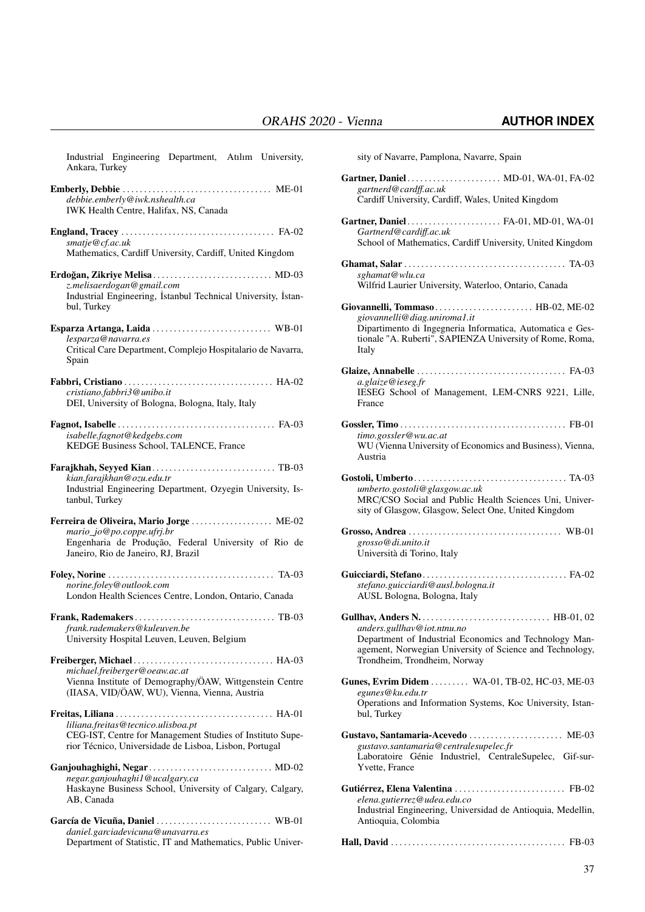Industrial Engineering Department, Atılım University, Ankara, Turkey

**Emberly, Debbie** . . . . . . . . . . . . . . . . . . . . . . . . . . . . . . . . . . ME-01
*debbie.emberly@iwk.nshealth.ca*
IWK Health Centre, Halifax, NS, Canada

**England, Tracey** . . . . . . . . . . . . . . . . . . . . . . . . . . . . . . . . . . . FA-02
*smatje@cf.ac.uk*
Mathematics, Cardiff University, Cardiff, United Kingdom

**Erdoğan, Zikriye Melisa** . . . . . . . . . . . . . . . . . . . . . . . . . . . MD-03
*z.melisaerdogan@gmail.com*
Industrial Engineering, İstanbul Technical University, İstanbul, Turkey

**Esparza Artanga, Laida** . . . . . . . . . . . . . . . . . . . . . . . . . . . WB-01
*lesparza@navarra.es*
Critical Care Department, Complejo Hospitalario de Navarra, Spain

**Fabbri, Cristiano** . . . . . . . . . . . . . . . . . . . . . . . . . . . . . . . . . . HA-02
*cristiano.fabbri3@unibo.it*
DEI, University of Bologna, Bologna, Italy, Italy

**Fagnot, Isabelle** . . . . . . . . . . . . . . . . . . . . . . . . . . . . . . . . . . . FA-03
*isabelle.fagnot@kedgebs.com*
KEDGE Business School, TALENCE, France

**Farajkhah, Seyyed Kian** . . . . . . . . . . . . . . . . . . . . . . . . . . . . TB-03
*kian.farajkhan@ozu.edu.tr*
Industrial Engineering Department, Ozyegin University, Istanbul, Turkey

**Ferreira de Oliveira, Mario Jorge** . . . . . . . . . . . . . . . . . . ME-02
*mario_jo@po.coppe.ufrj.br*
Engenharia de Produção, Federal University of Rio de Janeiro, Rio de Janeiro, RJ, Brazil

**Foley, Norine** . . . . . . . . . . . . . . . . . . . . . . . . . . . . . . . . . . . . . . TA-03
*norine.foley@outlook.com*
London Health Sciences Centre, London, Ontario, Canada

**Frank, Rademakers** . . . . . . . . . . . . . . . . . . . . . . . . . . . . . . . . TB-03
*frank.rademakers@kuleuven.be*
University Hospital Leuven, Leuven, Belgium

**Freiberger, Michael** . . . . . . . . . . . . . . . . . . . . . . . . . . . . . . . . HA-03
*michael.freiberger@oeaw.ac.at*
Vienna Institute of Demography/ÖAW, Wittgenstein Centre (IIASA, VID/ÖAW, WU), Vienna, Vienna, Austria

**Freitas, Liliana** . . . . . . . . . . . . . . . . . . . . . . . . . . . . . . . . . . . . HA-01
*liliana.freitas@tecnico.ulisboa.pt*
CEG-IST, Centre for Management Studies of Instituto Superior Técnico, Universidade de Lisboa, Lisbon, Portugal

**Ganjouhaghighi, Negar** . . . . . . . . . . . . . . . . . . . . . . . . . . . . MD-02
*negar.ganjouhaghi1@ucalgary.ca*
Haskayne Business School, University of Calgary, Calgary, AB, Canada

**García de Vicuña, Daniel** . . . . . . . . . . . . . . . . . . . . . . . . . . WB-01
*daniel.garciadevicuna@unavarra.es*
Department of Statistic, IT and Mathematics, Public University of Navarre, Pamplona, Navarre, Spain

**Gartner, Daniel** . . . . . . . . . . . . . . . . . . . . . . MD-01, WA-01, FA-02
*gartnerd@cardff.ac.uk*
Cardiff University, Cardiff, Wales, United Kingdom

**Gartner, Daniel** . . . . . . . . . . . . . . . . . . . . . . FA-01, MD-01, WA-01
*Gartnerd@cardiff.ac.uk*
School of Mathematics, Cardiff University, United Kingdom

**Ghamat, Salar** . . . . . . . . . . . . . . . . . . . . . . . . . . . . . . . . . . . . . TA-03
*sghamat@wlu.ca*
Wilfrid Laurier University, Waterloo, Ontario, Canada

**Giovannelli, Tommaso** . . . . . . . . . . . . . . . . . . . . . . . HB-02, ME-02
*giovannelli@diag.uniroma1.it*
Dipartimento di Ingegneria Informatica, Automatica e Gestionale "A. Ruberti", SAPIENZA University of Rome, Roma, Italy

**Glaize, Annabelle** . . . . . . . . . . . . . . . . . . . . . . . . . . . . . . . . . . FA-03
*a.glaize@ieseg.fr*
IESEG School of Management, LEM-CNRS 9221, Lille, France

**Gossler, Timo** . . . . . . . . . . . . . . . . . . . . . . . . . . . . . . . . . . . . . . FB-01
*timo.gossler@wu.ac.at*
WU (Vienna University of Economics and Business), Vienna, Austria

**Gostoli, Umberto** . . . . . . . . . . . . . . . . . . . . . . . . . . . . . . . . . . . TA-03
*umberto.gostoli@glasgow.ac.uk*
MRC/CSO Social and Public Health Sciences Uni, University of Glasgow, Glasgow, Select One, United Kingdom

**Grosso, Andrea** . . . . . . . . . . . . . . . . . . . . . . . . . . . . . . . . . . . WB-01
*grosso@di.unito.it*
Università di Torino, Italy

**Guicciardi, Stefano** . . . . . . . . . . . . . . . . . . . . . . . . . . . . . . . . . FA-02
*stefano.guicciardi@ausl.bologna.it*
AUSL Bologna, Bologna, Italy

**Gullhav, Anders N.** . . . . . . . . . . . . . . . . . . . . . . . . . . . . . . HB-01, 02
*anders.gullhav@iot.ntnu.no*
Department of Industrial Economics and Technology Management, Norwegian University of Science and Technology, Trondheim, Trondheim, Norway

**Gunes, Evrim Didem** . . . . . . . . . WA-01, TB-02, HC-03, ME-03
*egunes@ku.edu.tr*
Operations and Information Systems, Koc University, Istanbul, Turkey

**Gustavo, Santamaria-Acevedo** . . . . . . . . . . . . . . . . . . . . . . ME-03
*gustavo.santamaria@centralesupelec.fr*
Laboratoire Génie Industriel, CentraleSupelec, Gif-sur-Yvette, France

**Gutiérrez, Elena Valentina** . . . . . . . . . . . . . . . . . . . . . . . . . . FB-02
*elena.gutierrez@udea.edu.co*
Industrial Engineering, Universidad de Antioquia, Medellin, Antioquia, Colombia

**Hall, David** . . . . . . . . . . . . . . . . . . . . . . . . . . . . . . . . . . . . . . . . FB-03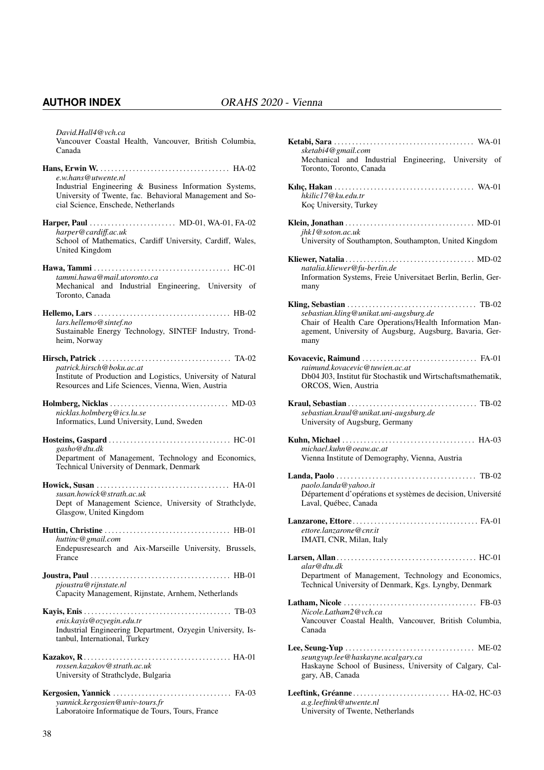*David.Hall4@vch.ca*
Vancouver Coastal Health, Vancouver, British Columbia, Canada

**Hans, Erwin W.** .................................... HA-02
*e.w.hans@utwente.nl*
Industrial Engineering & Business Information Systems, University of Twente, fac. Behavioral Management and Social Science, Enschede, Netherlands

**Harper, Paul** ........................ MD-01, WA-01, FA-02
*harper@cardiff.ac.uk*
School of Mathematics, Cardiff University, Cardiff, Wales, United Kingdom

**Hawa, Tammi** ..................................... HC-01
*tammi.hawa@mail.utoronto.ca*
Mechanical and Industrial Engineering, University of Toronto, Canada

**Hellemo, Lars** ..................................... HB-02
*lars.hellemo@sintef.no*
Sustainable Energy Technology, SINTEF Industry, Trondheim, Norway

**Hirsch, Patrick** .................................... TA-02
*patrick.hirsch@boku.ac.at*
Institute of Production and Logistics, University of Natural Resources and Life Sciences, Vienna, Wien, Austria

**Holmberg, Nicklas** ................................ MD-03
*nicklas.holmberg@ics.lu.se*
Informatics, Lund University, Lund, Sweden

**Hosteins, Gaspard** ................................. HC-01
*gasho@dtu.dk*
Department of Management, Technology and Economics, Technical University of Denmark, Denmark

**Howick, Susan** .................................... HA-01
*susan.howick@strath.ac.uk*
Dept of Management Science, University of Strathclyde, Glasgow, United Kingdom

**Huttin, Christine** .................................. HB-01
*huttinc@gmail.com*
Endepusresearch and Aix-Marseille University, Brussels, France

**Joustra, Paul** ...................................... HB-01
*pjoustra@rijnstate.nl*
Capacity Management, Rijnstate, Arnhem, Netherlands

**Kayis, Enis** ........................................ TB-03
*enis.kayis@ozyegin.edu.tr*
Industrial Engineering Department, Ozyegin University, Istanbul, International, Turkey

**Kazakov, R** ........................................ HA-01
*rossen.kazakov@strath.ac.uk*
University of Strathclyde, Bulgaria

**Kergosien, Yannick** ................................ FA-03
*yannick.kergosien@univ-tours.fr*
Laboratoire Informatique de Tours, Tours, France

**Ketabi, Sara** ...................................... WA-01
*sketabi4@gmail.com*
Mechanical and Industrial Engineering, University of Toronto, Toronto, Canada

**Kılıç, Hakan** ...................................... WA-01
*hkilic17@ku.edu.tr*
Koç University, Turkey

**Klein, Jonathan** ................................... MD-01
*jhk1@soton.ac.uk*
University of Southampton, Southampton, United Kingdom

**Kliewer, Natalia** ................................... MD-02
*natalia.kliewer@fu-berlin.de*
Information Systems, Freie Universitaet Berlin, Berlin, Germany

**Kling, Sebastian** ................................... TB-02
*sebastian.kling@unikat.uni-augsburg.de*
Chair of Health Care Operations/Health Information Management, University of Augsburg, Augsburg, Bavaria, Germany

**Kovacevic, Raimund** ............................... FA-01
*raimund.kovacevic@tuwien.ac.at*
Db04 J03, Institut für Stochastik und Wirtschaftsmathematik, ORCOS, Wien, Austria

**Kraul, Sebastian** ................................... TB-02
*sebastian.kraul@unikat.uni-augsburg.de*
University of Augsburg, Germany

**Kuhn, Michael** .................................... HA-03
*michael.kuhn@oeaw.ac.at*
Vienna Institute of Demography, Vienna, Austria

**Landa, Paolo** ...................................... TB-02
*paolo.landa@yahoo.it*
Département d'opérations et systèmes de decision, Université Laval, Québec, Canada

**Lanzarone, Ettore** .................................. FA-01
*ettore.lanzarone@cnr.it*
IMATI, CNR, Milan, Italy

**Larsen, Allan** ...................................... HC-01
*alar@dtu.dk*
Department of Management, Technology and Economics, Technical University of Denmark, Kgs. Lyngby, Denmark

**Latham, Nicole** .................................... FB-03
*Nicole.Latham2@vch.ca*
Vancouver Coastal Health, Vancouver, British Columbia, Canada

**Lee, Seung-Yup** ................................... ME-02
*seungyup.lee@haskayne.ucalgary.ca*
Haskayne School of Business, University of Calgary, Calgary, AB, Canada

**Leeftink, Gréanne** .......................... HA-02, HC-03
*a.g.leeftink@utwente.nl*
University of Twente, Netherlands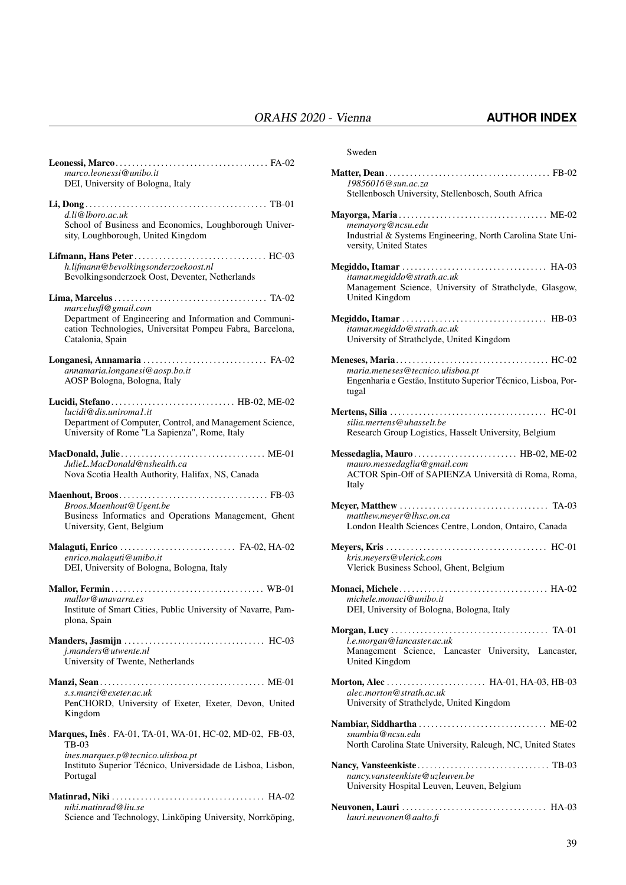**Leonessi, Marco** . . . . . . . . . . . . . . . . . . . . . . . . . . . . . . . . . . . . . FA-02
*marco.leonessi@unibo.it*
DEI, University of Bologna, Italy

**Li, Dong** . . . . . . . . . . . . . . . . . . . . . . . . . . . . . . . . . . . . . . . . . . . . TB-01
*d.li@lboro.ac.uk*
School of Business and Economics, Loughborough University, Loughborough, United Kingdom

**Lifmann, Hans Peter** . . . . . . . . . . . . . . . . . . . . . . . . . . . . . . . . HC-03
*h.lifmann@bevolkingsonderzoekoost.nl*
Bevolkingsonderzoek Oost, Deventer, Netherlands

**Lima, Marcelus** . . . . . . . . . . . . . . . . . . . . . . . . . . . . . . . . . . . . . TA-02
*marcelusfl@gmail.com*
Department of Engineering and Information and Communication Technologies, Universitat Pompeu Fabra, Barcelona, Catalonia, Spain

**Longanesi, Annamaria** . . . . . . . . . . . . . . . . . . . . . . . . . . . . . . FA-02
*annamaria.longanesi@aosp.bo.it*
AOSP Bologna, Bologna, Italy

**Lucidi, Stefano** . . . . . . . . . . . . . . . . . . . . . . . . . . . . . . HB-02, ME-02
*lucidi@dis.uniroma1.it*
Department of Computer, Control, and Management Science, University of Rome "La Sapienza", Rome, Italy

**MacDonald, Julie** . . . . . . . . . . . . . . . . . . . . . . . . . . . . . . . . . . . ME-01
*JulieL.MacDonald@nshealth.ca*
Nova Scotia Health Authority, Halifax, NS, Canada

**Maenhout, Broos** . . . . . . . . . . . . . . . . . . . . . . . . . . . . . . . . . . . . FB-03
*Broos.Maenhout@Ugent.be*
Business Informatics and Operations Management, Ghent University, Gent, Belgium

**Malaguti, Enrico** . . . . . . . . . . . . . . . . . . . . . . . . . . . . FA-02, HA-02
*enrico.malaguti@unibo.it*
DEI, University of Bologna, Bologna, Italy

**Mallor, Fermin** . . . . . . . . . . . . . . . . . . . . . . . . . . . . . . . . . . . . . WB-01
*mallor@unavarra.es*
Institute of Smart Cities, Public University of Navarre, Pamplona, Spain

**Manders, Jasmijn** . . . . . . . . . . . . . . . . . . . . . . . . . . . . . . . . . . HC-03
*j.manders@utwente.nl*
University of Twente, Netherlands

**Manzi, Sean** . . . . . . . . . . . . . . . . . . . . . . . . . . . . . . . . . . . . . . . ME-01
*s.s.manzi@exeter.ac.uk*
PenCHORD, University of Exeter, Exeter, Devon, United Kingdom

**Marques, Inês** . FA-01, TA-01, WA-01, HC-02, MD-02, FB-03, TB-03
*ines.marques.p@tecnico.ulisboa.pt*
Instituto Superior Técnico, Universidade de Lisboa, Lisbon, Portugal

**Matinrad, Niki** . . . . . . . . . . . . . . . . . . . . . . . . . . . . . . . . . . . . . HA-02
*niki.matinrad@liu.se*
Science and Technology, Linköping University, Norrköping, Sweden

**Matter, Dean** . . . . . . . . . . . . . . . . . . . . . . . . . . . . . . . . . . . . . . . FB-02
*19856016@sun.ac.za*
Stellenbosch University, Stellenbosch, South Africa

**Mayorga, Maria** . . . . . . . . . . . . . . . . . . . . . . . . . . . . . . . . . . . . ME-02
*memayorg@ncsu.edu*
Industrial & Systems Engineering, North Carolina State University, United States

**Megiddo, Itamar** . . . . . . . . . . . . . . . . . . . . . . . . . . . . . . . . . . . HA-03
*itamar.megiddo@strath.ac.uk*
Management Science, University of Strathclyde, Glasgow, United Kingdom

**Megiddo, Itamar** . . . . . . . . . . . . . . . . . . . . . . . . . . . . . . . . . . . HB-03
*itamar.megiddo@strath.ac.uk*
University of Strathclyde, United Kingdom

**Meneses, Maria** . . . . . . . . . . . . . . . . . . . . . . . . . . . . . . . . . . . . HC-02
*maria.meneses@tecnico.ulisboa.pt*
Engenharia e Gestão, Instituto Superior Técnico, Lisboa, Portugal

**Mertens, Silia** . . . . . . . . . . . . . . . . . . . . . . . . . . . . . . . . . . . . . HC-01
*silia.mertens@uhasselt.be*
Research Group Logistics, Hasselt University, Belgium

**Messedaglia, Mauro** . . . . . . . . . . . . . . . . . . . . . . . . . HB-02, ME-02
*mauro.messedaglia@gmail.com*
ACTOR Spin-Off of SAPIENZA Università di Roma, Roma, Italy

**Meyer, Matthew** . . . . . . . . . . . . . . . . . . . . . . . . . . . . . . . . . . . . TA-03
*matthew.meyer@lhsc.on.ca*
London Health Sciences Centre, London, Ontairo, Canada

**Meyers, Kris** . . . . . . . . . . . . . . . . . . . . . . . . . . . . . . . . . . . . . . HC-01
*kris.meyers@vlerick.com*
Vlerick Business School, Ghent, Belgium

**Monaci, Michele** . . . . . . . . . . . . . . . . . . . . . . . . . . . . . . . . . . . HA-02
*michele.monaci@unibo.it*
DEI, University of Bologna, Bologna, Italy

**Morgan, Lucy** . . . . . . . . . . . . . . . . . . . . . . . . . . . . . . . . . . . . . TA-01
*l.e.morgan@lancaster.ac.uk*
Management Science, Lancaster University, Lancaster, United Kingdom

**Morton, Alec** . . . . . . . . . . . . . . . . . . . . . . . . HA-01, HA-03, HB-03
*alec.morton@strath.ac.uk*
University of Strathclyde, United Kingdom

**Nambiar, Siddhartha** . . . . . . . . . . . . . . . . . . . . . . . . . . . . . . . ME-02
*snambia@ncsu.edu*
North Carolina State University, Raleugh, NC, United States

**Nancy, Vansteenkiste** . . . . . . . . . . . . . . . . . . . . . . . . . . . . . . . . TB-03
*nancy.vansteenkiste@uzleuven.be*
University Hospital Leuven, Leuven, Belgium

**Neuvonen, Lauri** . . . . . . . . . . . . . . . . . . . . . . . . . . . . . . . . . . HA-03
*lauri.neuvonen@aalto.fi*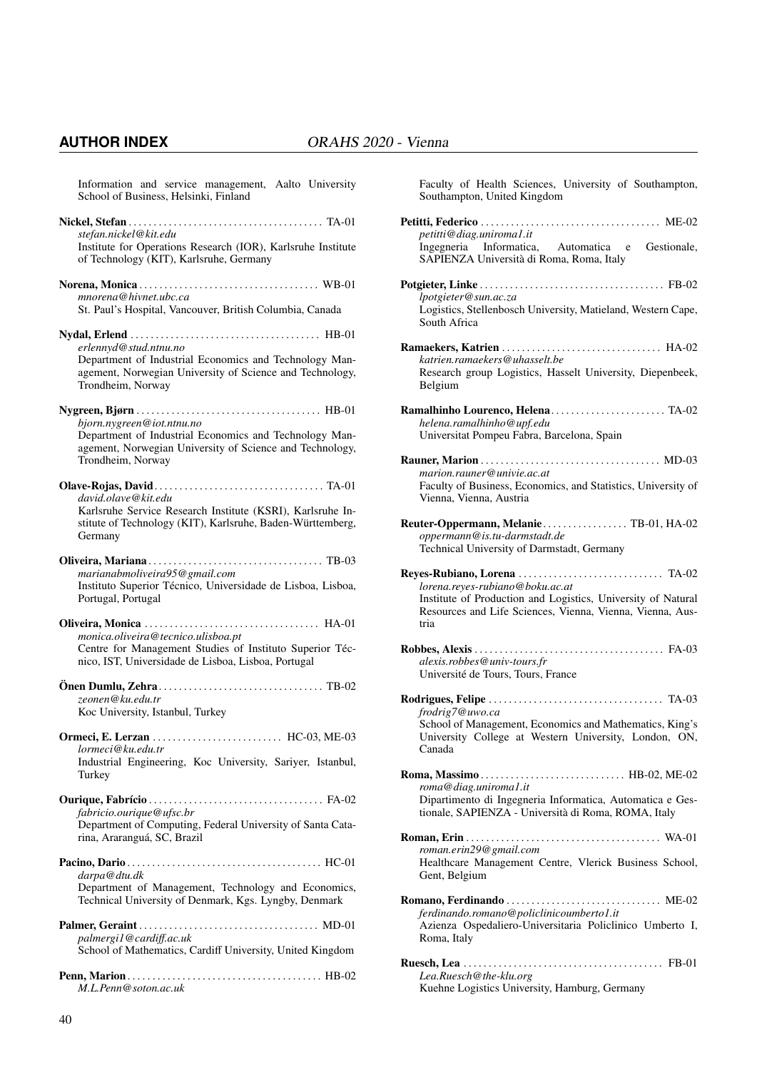Information and service management, Aalto University School of Business, Helsinki, Finland

**Nickel, Stefan** . . . . . . . . . . . . . . . . . . . . . . . . . . . . . . . . . . . . . . TA-01
*stefan.nickel@kit.edu*
Institute for Operations Research (IOR), Karlsruhe Institute of Technology (KIT), Karlsruhe, Germany

**Norena, Monica** . . . . . . . . . . . . . . . . . . . . . . . . . . . . . . . . . . . WB-01
*mnorena@hivnet.ubc.ca*
St. Paul's Hospital, Vancouver, British Columbia, Canada

**Nydal, Erlend** . . . . . . . . . . . . . . . . . . . . . . . . . . . . . . . . . . . . . HB-01
*erlennyd@stud.ntnu.no*
Department of Industrial Economics and Technology Management, Norwegian University of Science and Technology, Trondheim, Norway

**Nygreen, Bjørn** . . . . . . . . . . . . . . . . . . . . . . . . . . . . . . . . . . . . HB-01
*bjorn.nygreen@iot.ntnu.no*
Department of Industrial Economics and Technology Management, Norwegian University of Science and Technology, Trondheim, Norway

**Olave-Rojas, David** . . . . . . . . . . . . . . . . . . . . . . . . . . . . . . . . . TA-01
*david.olave@kit.edu*
Karlsruhe Service Research Institute (KSRI), Karlsruhe Institute of Technology (KIT), Karlsruhe, Baden-Württemberg, Germany

**Oliveira, Mariana** . . . . . . . . . . . . . . . . . . . . . . . . . . . . . . . . . . TB-03
*marianabmoliveira95@gmail.com*
Instituto Superior Técnico, Universidade de Lisboa, Lisboa, Portugal, Portugal

**Oliveira, Monica** . . . . . . . . . . . . . . . . . . . . . . . . . . . . . . . . . . HA-01
*monica.oliveira@tecnico.ulisboa.pt*
Centre for Management Studies of Instituto Superior Técnico, IST, Universidade de Lisboa, Lisboa, Portugal

**Önen Dumlu, Zehra** . . . . . . . . . . . . . . . . . . . . . . . . . . . . . . . . TB-02
*zeonen@ku.edu.tr*
Koc University, Istanbul, Turkey

**Ormeci, E. Lerzan** . . . . . . . . . . . . . . . . . . . . . . . . . . HC-03, ME-03
*lormeci@ku.edu.tr*
Industrial Engineering, Koc University, Sariyer, Istanbul, Turkey

**Ourique, Fabrício** . . . . . . . . . . . . . . . . . . . . . . . . . . . . . . . . . . FA-02
*fabricio.ourique@ufsc.br*
Department of Computing, Federal University of Santa Catarina, Araranguá, SC, Brazil

**Pacino, Dario** . . . . . . . . . . . . . . . . . . . . . . . . . . . . . . . . . . . . . . HC-01
*darpa@dtu.dk*
Department of Management, Technology and Economics, Technical University of Denmark, Kgs. Lyngby, Denmark

**Palmer, Geraint** . . . . . . . . . . . . . . . . . . . . . . . . . . . . . . . . . . . . MD-01
*palmergi1@cardiff.ac.uk*
School of Mathematics, Cardiff University, United Kingdom

**Penn, Marion** . . . . . . . . . . . . . . . . . . . . . . . . . . . . . . . . . . . . . . HB-02
*M.L.Penn@soton.ac.uk*
Faculty of Health Sciences, University of Southampton, Southampton, United Kingdom

**Petitti, Federico** . . . . . . . . . . . . . . . . . . . . . . . . . . . . . . . . . . . ME-02
*petitti@diag.uniroma1.it*
Ingegneria Informatica, Automatica e Gestionale, SAPIENZA Università di Roma, Roma, Italy

**Potgieter, Linke** . . . . . . . . . . . . . . . . . . . . . . . . . . . . . . . . . . . . FB-02
*lpotgieter@sun.ac.za*
Logistics, Stellenbosch University, Matieland, Western Cape, South Africa

**Ramaekers, Katrien** . . . . . . . . . . . . . . . . . . . . . . . . . . . . . . . . HA-02
*katrien.ramaekers@uhasselt.be*
Research group Logistics, Hasselt University, Diepenbeek, Belgium

**Ramalhinho Lourenco, Helena** . . . . . . . . . . . . . . . . . . . . . . . TA-02
*helena.ramalhinho@upf.edu*
Universitat Pompeu Fabra, Barcelona, Spain

**Rauner, Marion** . . . . . . . . . . . . . . . . . . . . . . . . . . . . . . . . . . . . MD-03
*marion.rauner@univie.ac.at*
Faculty of Business, Economics, and Statistics, University of Vienna, Vienna, Austria

**Reuter-Oppermann, Melanie** . . . . . . . . . . . . . . . . . TB-01, HA-02
*oppermann@is.tu-darmstadt.de*
Technical University of Darmstadt, Germany

**Reyes-Rubiano, Lorena** . . . . . . . . . . . . . . . . . . . . . . . . . . . . TA-02
*lorena.reyes-rubiano@boku.ac.at*
Institute of Production and Logistics, University of Natural Resources and Life Sciences, Vienna, Vienna, Vienna, Austria

**Robbes, Alexis** . . . . . . . . . . . . . . . . . . . . . . . . . . . . . . . . . . . . . FA-03
*alexis.robbes@univ-tours.fr*
Université de Tours, Tours, France

**Rodrigues, Felipe** . . . . . . . . . . . . . . . . . . . . . . . . . . . . . . . . . . TA-03
*frodrig7@uwo.ca*
School of Management, Economics and Mathematics, King's University College at Western University, London, ON, Canada

**Roma, Massimo** . . . . . . . . . . . . . . . . . . . . . . . . . . . . HB-02, ME-02
*roma@diag.uniroma1.it*
Dipartimento di Ingegneria Informatica, Automatica e Gestionale, SAPIENZA - Università di Roma, ROMA, Italy

**Roman, Erin** . . . . . . . . . . . . . . . . . . . . . . . . . . . . . . . . . . . . . . WA-01
*roman.erin29@gmail.com*
Healthcare Management Centre, Vlerick Business School, Gent, Belgium

**Romano, Ferdinando** . . . . . . . . . . . . . . . . . . . . . . . . . . . . . . ME-02
*ferdinando.romano@policlinicoumberto1.it*
Azienza Ospedaliero-Universitaria Policlinico Umberto I, Roma, Italy

**Ruesch, Lea** . . . . . . . . . . . . . . . . . . . . . . . . . . . . . . . . . . . . . . . FB-01
*Lea.Ruesch@the-klu.org*
Kuehne Logistics University, Hamburg, Germany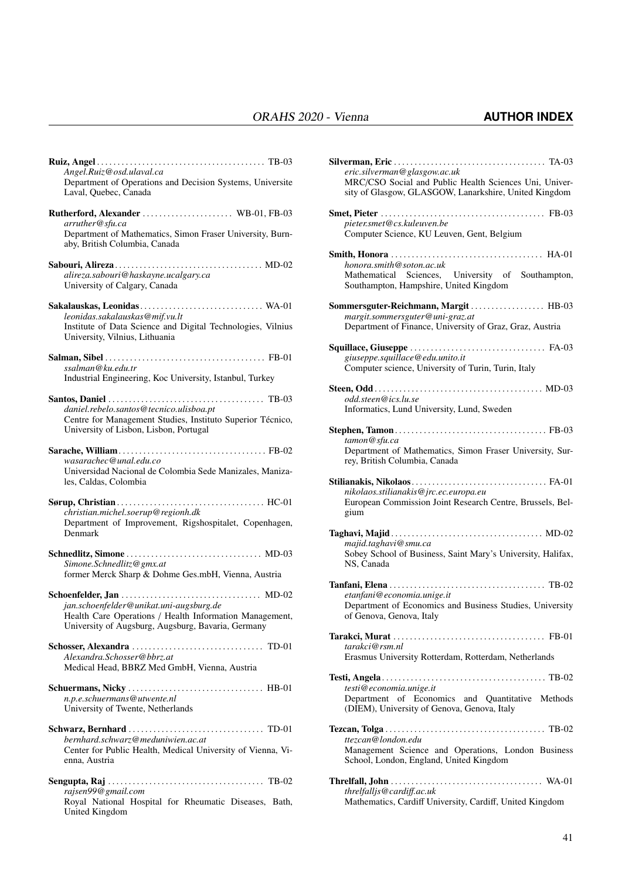**Ruiz, Angel** ........................................ TB-03
*Angel.Ruiz@osd.ulaval.ca*
Department of Operations and Decision Systems, Universite Laval, Quebec, Canada

**Rutherford, Alexander** ...................... WB-01, FB-03
*arruther@sfu.ca*
Department of Mathematics, Simon Fraser University, Burnaby, British Columbia, Canada

**Sabouri, Alireza** ................................... MD-02
*alireza.sabouri@haskayne.ucalgary.ca*
University of Calgary, Canada

**Sakalauskas, Leonidas** ............................. WA-01
*leonidas.sakalauskas@mif.vu.lt*
Institute of Data Science and Digital Technologies, Vilnius University, Vilnius, Lithuania

**Salman, Sibel** ....................................... FB-01
*ssalman@ku.edu.tr*
Industrial Engineering, Koc University, Istanbul, Turkey

**Santos, Daniel** ...................................... TB-03
*daniel.rebelo.santos@tecnico.ulisboa.pt*
Centre for Management Studies, Instituto Superior Técnico, University of Lisbon, Lisbon, Portugal

**Sarache, William** ................................... FB-02
*wasarachec@unal.edu.co*
Universidad Nacional de Colombia Sede Manizales, Manizales, Caldas, Colombia

**Sørup, Christian** ................................... HC-01
*christian.michel.soerup@regionh.dk*
Department of Improvement, Rigshospitalet, Copenhagen, Denmark

**Schnedlitz, Simone** ................................. MD-03
*Simone.Schnedlitz@gmx.at*
former Merck Sharp & Dohme Ges.mbH, Vienna, Austria

**Schoenfelder, Jan** .................................. MD-02
*jan.schoenfelder@unikat.uni-augsburg.de*
Health Care Operations / Health Information Management, University of Augsburg, Augsburg, Bavaria, Germany

**Schosser, Alexandra** ................................ TD-01
*Alexandra.Schosser@bbrz.at*
Medical Head, BBRZ Med GmbH, Vienna, Austria

**Schuermans, Nicky** ................................. HB-01
*n.p.e.schuermans@utwente.nl*
University of Twente, Netherlands

**Schwarz, Bernhard** ................................. TD-01
*bernhard.schwarz@meduniwien.ac.at*
Center for Public Health, Medical University of Vienna, Vienna, Austria

**Sengupta, Raj** ...................................... TB-02
*rajsen99@gmail.com*
Royal National Hospital for Rheumatic Diseases, Bath, United Kingdom

**Silverman, Eric** ..................................... TA-03
*eric.silverman@glasgow.ac.uk*
MRC/CSO Social and Public Health Sciences Uni, University of Glasgow, GLASGOW, Lanarkshire, United Kingdom

**Smet, Pieter** ........................................ FB-03
*pieter.smet@cs.kuleuven.be*
Computer Science, KU Leuven, Gent, Belgium

**Smith, Honora** ..................................... HA-01
*honora.smith@soton.ac.uk*
Mathematical Sciences, University of Southampton, Southampton, Hampshire, United Kingdom

**Sommersguter-Reichmann, Margit** .................. HB-03
*margit.sommersguter@uni-graz.at*
Department of Finance, University of Graz, Graz, Austria

**Squillace, Giuseppe** ................................. FA-03
*giuseppe.squillace@edu.unito.it*
Computer science, University of Turin, Turin, Italy

**Steen, Odd** ......................................... MD-03
*odd.steen@ics.lu.se*
Informatics, Lund University, Lund, Sweden

**Stephen, Tamon** .................................... FB-03
*tamon@sfu.ca*
Department of Mathematics, Simon Fraser University, Surrey, British Columbia, Canada

**Stilianakis, Nikolaos** ................................ FA-01
*nikolaos.stilianakis@jrc.ec.europa.eu*
European Commission Joint Research Centre, Brussels, Belgium

**Taghavi, Majid** ..................................... MD-02
*majid.taghavi@smu.ca*
Sobey School of Business, Saint Mary's University, Halifax, NS, Canada

**Tanfani, Elena** ...................................... TB-02
*etanfani@economia.unige.it*
Department of Economics and Business Studies, University of Genova, Genova, Italy

**Tarakci, Murat** ..................................... FB-01
*tarakci@rsm.nl*
Erasmus University Rotterdam, Rotterdam, Netherlands

**Testi, Angela** ....................................... TB-02
*testi@economia.unige.it*
Department of Economics and Quantitative Methods (DIEM), University of Genova, Genova, Italy

**Tezcan, Tolga** ...................................... TB-02
*ttezcan@london.edu*
Management Science and Operations, London Business School, London, England, United Kingdom

**Threlfall, John** ..................................... WA-01
*threlfalljs@cardiff.ac.uk*
Mathematics, Cardiff University, Cardiff, United Kingdom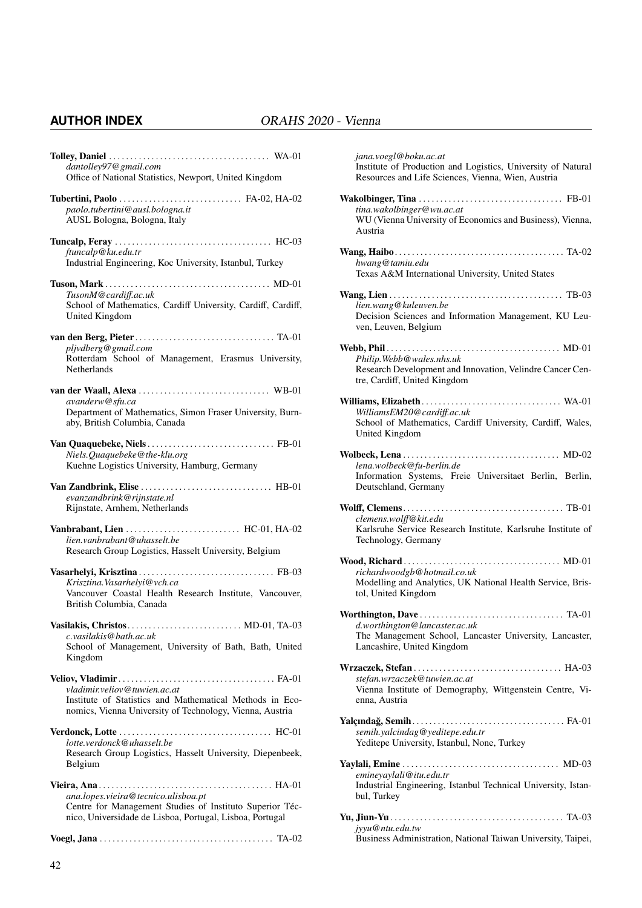**Tolley, Daniel** .......... WA-01
*dantolley97@gmail.com*
Office of National Statistics, Newport, United Kingdom

**Tubertini, Paolo** .......... FA-02, HA-02
*paolo.tubertini@ausl.bologna.it*
AUSL Bologna, Bologna, Italy

**Tuncalp, Feray** .......... HC-03
*ftuncalp@ku.edu.tr*
Industrial Engineering, Koc University, Istanbul, Turkey

**Tuson, Mark** .......... MD-01
*TusonM@cardiff.ac.uk*
School of Mathematics, Cardiff University, Cardiff, Cardiff, United Kingdom

**van den Berg, Pieter** .......... TA-01
*pljvdberg@gmail.com*
Rotterdam School of Management, Erasmus University, Netherlands

**van der Waall, Alexa** .......... WB-01
*avanderw@sfu.ca*
Department of Mathematics, Simon Fraser University, Burnaby, British Columbia, Canada

**Van Quaquebeke, Niels** .......... FB-01
*Niels.Quaquebeke@the-klu.org*
Kuehne Logistics University, Hamburg, Germany

**Van Zandbrink, Elise** .......... HB-01
*evanzandbrink@rijnstate.nl*
Rijnstate, Arnhem, Netherlands

**Vanbrabant, Lien** .......... HC-01, HA-02
*lien.vanbrabant@uhasselt.be*
Research Group Logistics, Hasselt University, Belgium

**Vasarhelyi, Krisztina** .......... FB-03
*Krisztina.Vasarhelyi@vch.ca*
Vancouver Coastal Health Research Institute, Vancouver, British Columbia, Canada

**Vasilakis, Christos** .......... MD-01, TA-03
*c.vasilakis@bath.ac.uk*
School of Management, University of Bath, Bath, United Kingdom

**Veliov, Vladimir** .......... FA-01
*vladimir.veliov@tuwien.ac.at*
Institute of Statistics and Mathematical Methods in Economics, Vienna University of Technology, Vienna, Austria

**Verdonck, Lotte** .......... HC-01
*lotte.verdonck@uhasselt.be*
Research Group Logistics, Hasselt University, Diepenbeek, Belgium

**Vieira, Ana** .......... HA-01
*ana.lopes.vieira@tecnico.ulisboa.pt*
Centre for Management Studies of Instituto Superior Técnico, Universidade de Lisboa, Portugal, Lisboa, Portugal

**Voegl, Jana** .......... TA-02
*jana.voegl@boku.ac.at*
Institute of Production and Logistics, University of Natural Resources and Life Sciences, Vienna, Wien, Austria

**Wakolbinger, Tina** .......... FB-01
*tina.wakolbinger@wu.ac.at*
WU (Vienna University of Economics and Business), Vienna, Austria

**Wang, Haibo** .......... TA-02
*hwang@tamiu.edu*
Texas A&M International University, United States

**Wang, Lien** .......... TB-03
*lien.wang@kuleuven.be*
Decision Sciences and Information Management, KU Leuven, Leuven, Belgium

**Webb, Phil** .......... MD-01
*Philip.Webb@wales.nhs.uk*
Research Development and Innovation, Velindre Cancer Centre, Cardiff, United Kingdom

**Williams, Elizabeth** .......... WA-01
*WilliamsEM20@cardiff.ac.uk*
School of Mathematics, Cardiff University, Cardiff, Wales, United Kingdom

**Wolbeck, Lena** .......... MD-02
*lena.wolbeck@fu-berlin.de*
Information Systems, Freie Universitaet Berlin, Berlin, Deutschland, Germany

**Wolff, Clemens** .......... TB-01
*clemens.wolff@kit.edu*
Karlsruhe Service Research Institute, Karlsruhe Institute of Technology, Germany

**Wood, Richard** .......... MD-01
*richardwoodgb@hotmail.co.uk*
Modelling and Analytics, UK National Health Service, Bristol, United Kingdom

**Worthington, Dave** .......... TA-01
*d.worthington@lancaster.ac.uk*
The Management School, Lancaster University, Lancaster, Lancashire, United Kingdom

**Wrzaczek, Stefan** .......... HA-03
*stefan.wrzaczek@tuwien.ac.at*
Vienna Institute of Demography, Wittgenstein Centre, Vienna, Austria

**Yalçındağ, Semih** .......... FA-01
*semih.yalcindag@yeditepe.edu.tr*
Yeditepe University, Istanbul, None, Turkey

**Yaylali, Emine** .......... MD-03
*emineyaylali@itu.edu.tr*
Industrial Engineering, Istanbul Technical University, Istanbul, Turkey

**Yu, Jiun-Yu** .......... TA-03
*jyyu@ntu.edu.tw*
Business Administration, National Taiwan University, Taipei,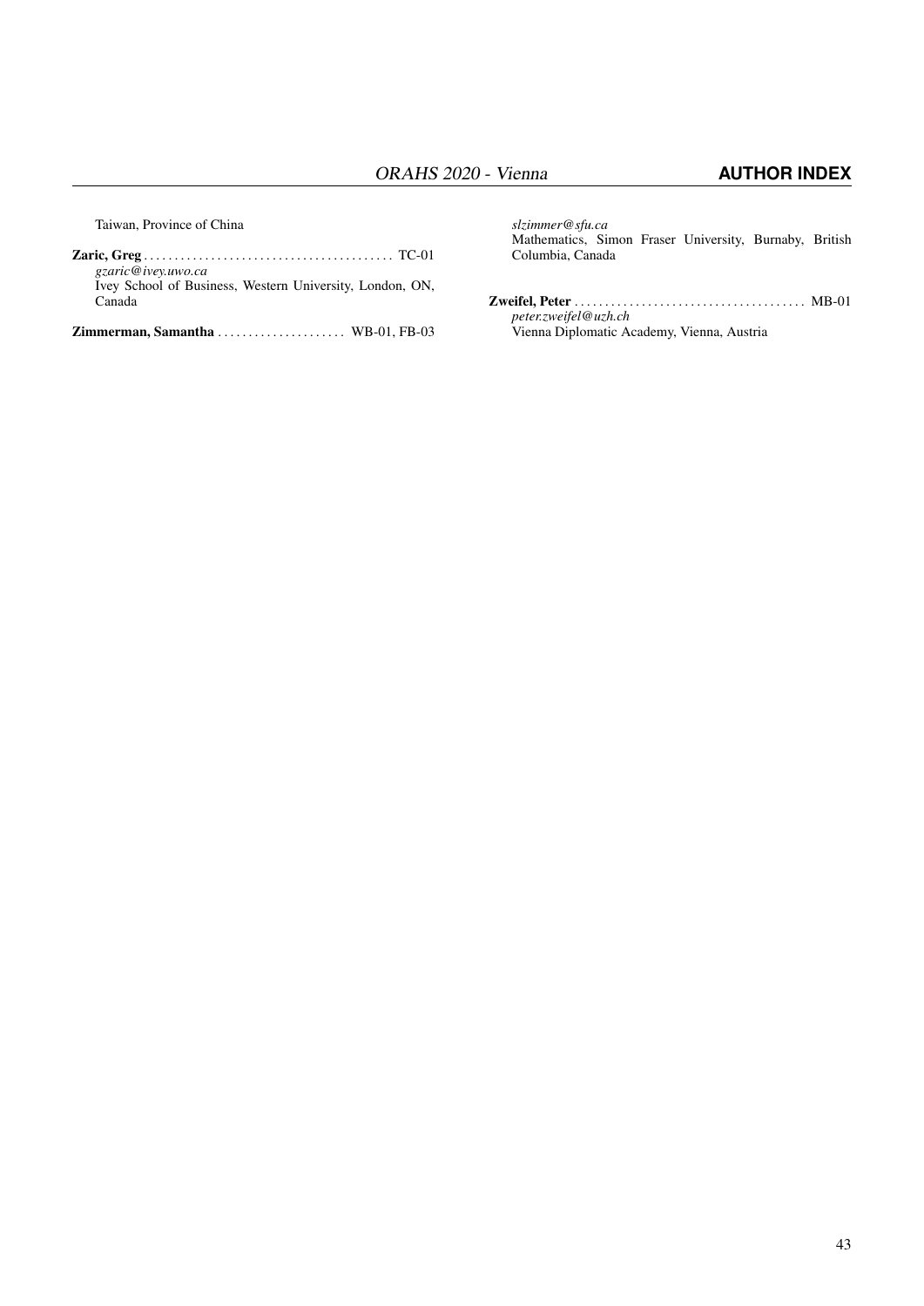Taiwan, Province of China

**Zaric, Greg** . . . . . . . . . . . . . . . . . . . . . . . . . . . . . . . . . . . . . . . . . TC-01
*gzaric@ivey.uwo.ca*
Ivey School of Business, Western University, London, ON, Canada

**Zimmerman, Samantha** . . . . . . . . . . . . . . . . . . . . WB-01, FB-03
*slzimmer@sfu.ca*
Mathematics, Simon Fraser University, Burnaby, British Columbia, Canada

**Zweifel, Peter** . . . . . . . . . . . . . . . . . . . . . . . . . . . . . . . . . . . . . MB-01
*peter.zweifel@uzh.ch*
Vienna Diplomatic Academy, Vienna, Austria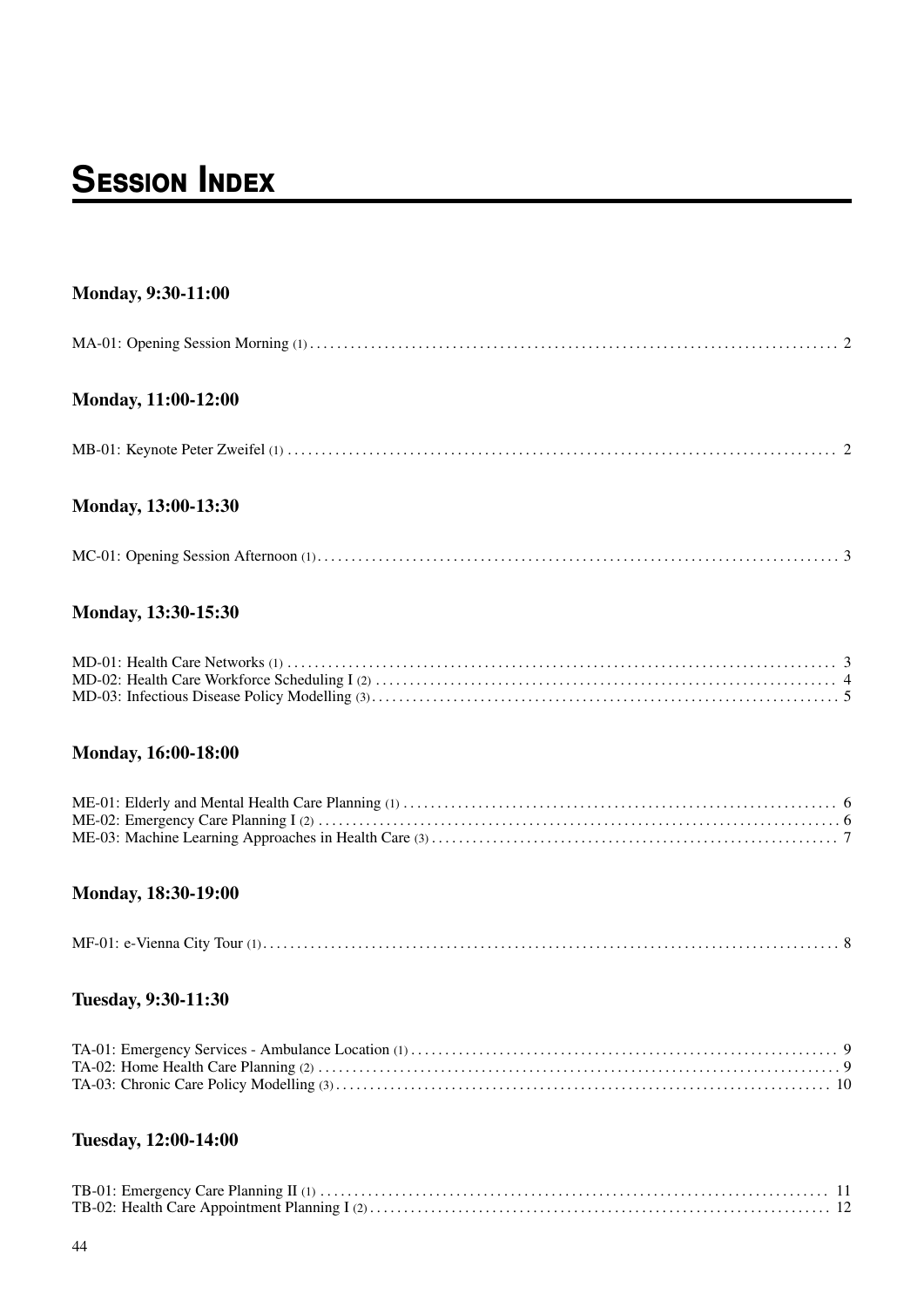# Session Index

### Monday, 9:30-11:00

MA-01: Opening Session Morning (1) . . . . . . . . . . 2

### Monday, 11:00-12:00

MB-01: Keynote Peter Zweifel (1) . . . . . . . . . . 2

### Monday, 13:00-13:30

MC-01: Opening Session Afternoon (1) . . . . . . . . . . 3

### Monday, 13:30-15:30

MD-01: Health Care Networks (1) . . . . . . . . . . 3
MD-02: Health Care Workforce Scheduling I (2) . . . . . . . . . . 4
MD-03: Infectious Disease Policy Modelling (3) . . . . . . . . . . 5

### Monday, 16:00-18:00

ME-01: Elderly and Mental Health Care Planning (1) . . . . . . . . . . 6
ME-02: Emergency Care Planning I (2) . . . . . . . . . . 6
ME-03: Machine Learning Approaches in Health Care (3) . . . . . . . . . . 7

### Monday, 18:30-19:00

MF-01: e-Vienna City Tour (1) . . . . . . . . . . 8

### Tuesday, 9:30-11:30

TA-01: Emergency Services - Ambulance Location (1) . . . . . . . . . . 9
TA-02: Home Health Care Planning (2) . . . . . . . . . . 9
TA-03: Chronic Care Policy Modelling (3) . . . . . . . . . . 10

### Tuesday, 12:00-14:00

TB-01: Emergency Care Planning II (1) . . . . . . . . . . 11
TB-02: Health Care Appointment Planning I (2) . . . . . . . . . . 12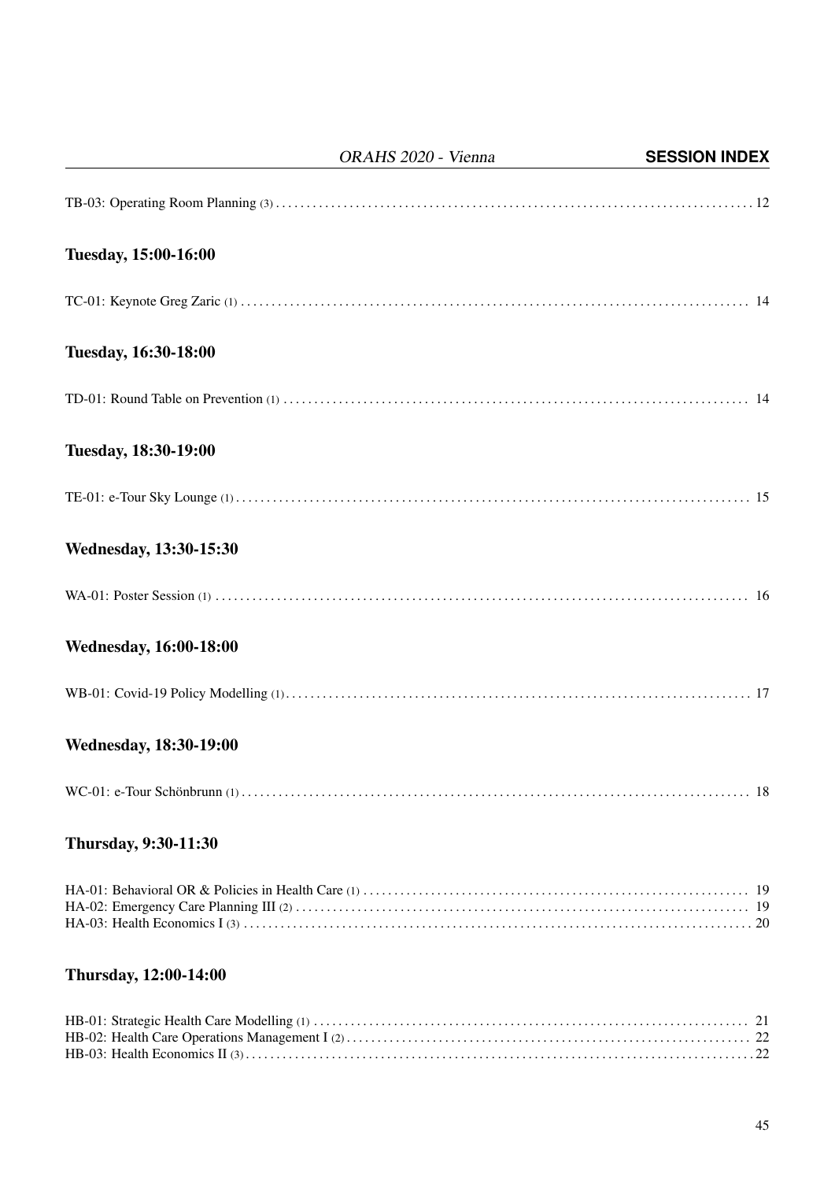TB-03: Operating Room Planning (3) . . . . . . . . . . . . . . . . . . . . . . . . . . . . . . . . . . . . . . . . . . . . . . . . . . . . . . . . . . . . . . . . . . . . . . . . . . 12

## Tuesday, 15:00-16:00

TC-01: Keynote Greg Zaric (1) . . . . . . . . . . . . . . . . . . . . . . . . . . . . . . . . . . . . . . . . . . . . . . . . . . . . . . . . . . . . . . . . . . . . . . . . . 14

## Tuesday, 16:30-18:00

TD-01: Round Table on Prevention (1) . . . . . . . . . . . . . . . . . . . . . . . . . . . . . . . . . . . . . . . . . . . . . . . . . . . . . . . . . . . . . . . . 14

## Tuesday, 18:30-19:00

TE-01: e-Tour Sky Lounge (1) . . . . . . . . . . . . . . . . . . . . . . . . . . . . . . . . . . . . . . . . . . . . . . . . . . . . . . . . . . . . . . . . . . . . . . 15

## Wednesday, 13:30-15:30

WA-01: Poster Session (1) . . . . . . . . . . . . . . . . . . . . . . . . . . . . . . . . . . . . . . . . . . . . . . . . . . . . . . . . . . . . . . . . . . . . . . . . . 16

## Wednesday, 16:00-18:00

WB-01: Covid-19 Policy Modelling (1) . . . . . . . . . . . . . . . . . . . . . . . . . . . . . . . . . . . . . . . . . . . . . . . . . . . . . . . . . . . . . . . . 17

## Wednesday, 18:30-19:00

WC-01: e-Tour Schönbrunn (1) . . . . . . . . . . . . . . . . . . . . . . . . . . . . . . . . . . . . . . . . . . . . . . . . . . . . . . . . . . . . . . . . . . . . . . 18

## Thursday, 9:30-11:30

HA-01: Behavioral OR & Policies in Health Care (1) . . . . . . . . . . . . . . . . . . . . . . . . . . . . . . . . . . . . . . . . . . . . . . . . . . . 19
HA-02: Emergency Care Planning III (2) . . . . . . . . . . . . . . . . . . . . . . . . . . . . . . . . . . . . . . . . . . . . . . . . . . . . . . . . . . . . . . 19
HA-03: Health Economics I (3) . . . . . . . . . . . . . . . . . . . . . . . . . . . . . . . . . . . . . . . . . . . . . . . . . . . . . . . . . . . . . . . . . . . . . . . 20

## Thursday, 12:00-14:00

HB-01: Strategic Health Care Modelling (1) . . . . . . . . . . . . . . . . . . . . . . . . . . . . . . . . . . . . . . . . . . . . . . . . . . . . . . . . . . . 21
HB-02: Health Care Operations Management I (2) . . . . . . . . . . . . . . . . . . . . . . . . . . . . . . . . . . . . . . . . . . . . . . . . . . . . . 22
HB-03: Health Economics II (3) . . . . . . . . . . . . . . . . . . . . . . . . . . . . . . . . . . . . . . . . . . . . . . . . . . . . . . . . . . . . . . . . . . . . . . 22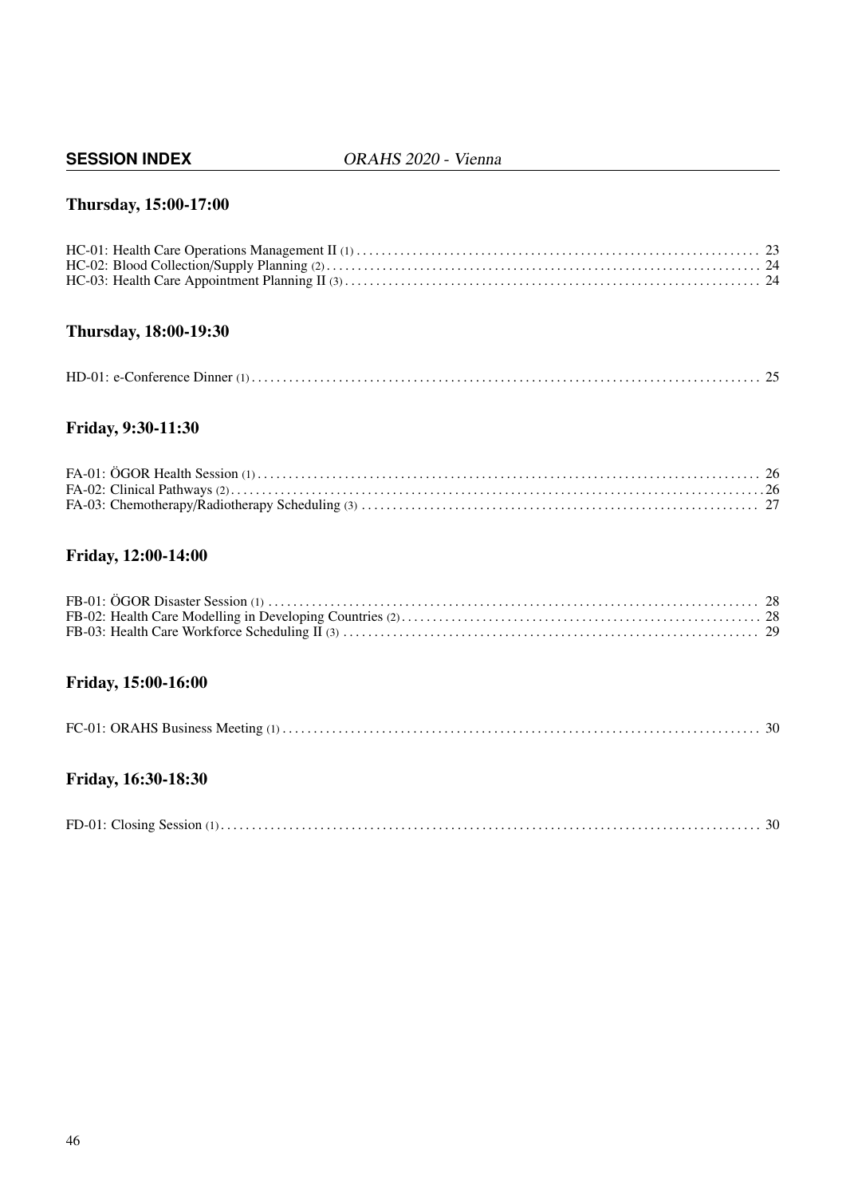# SESSION INDEX

## Thursday, 15:00-17:00

HC-01: Health Care Operations Management II (1) .................................................... 23
HC-02: Blood Collection/Supply Planning (2) ........................................................ 24
HC-03: Health Care Appointment Planning II (3) .................................................... 24

## Thursday, 18:00-19:30

HD-01: e-Conference Dinner (1) ........................................................................... 25

## Friday, 9:30-11:30

FA-01: ÖGOR Health Session (1) .......................................................................... 26
FA-02: Clinical Pathways (2) ................................................................................ 26
FA-03: Chemotherapy/Radiotherapy Scheduling (3) .................................................. 27

## Friday, 12:00-14:00

FB-01: ÖGOR Disaster Session (1) ......................................................................... 28
FB-02: Health Care Modelling in Developing Countries (2) ........................................ 28
FB-03: Health Care Workforce Scheduling II (3) ...................................................... 29

## Friday, 15:00-16:00

FC-01: ORAHS Business Meeting (1) ...................................................................... 30

## Friday, 16:30-18:30

FD-01: Closing Session (1) ................................................................................... 30